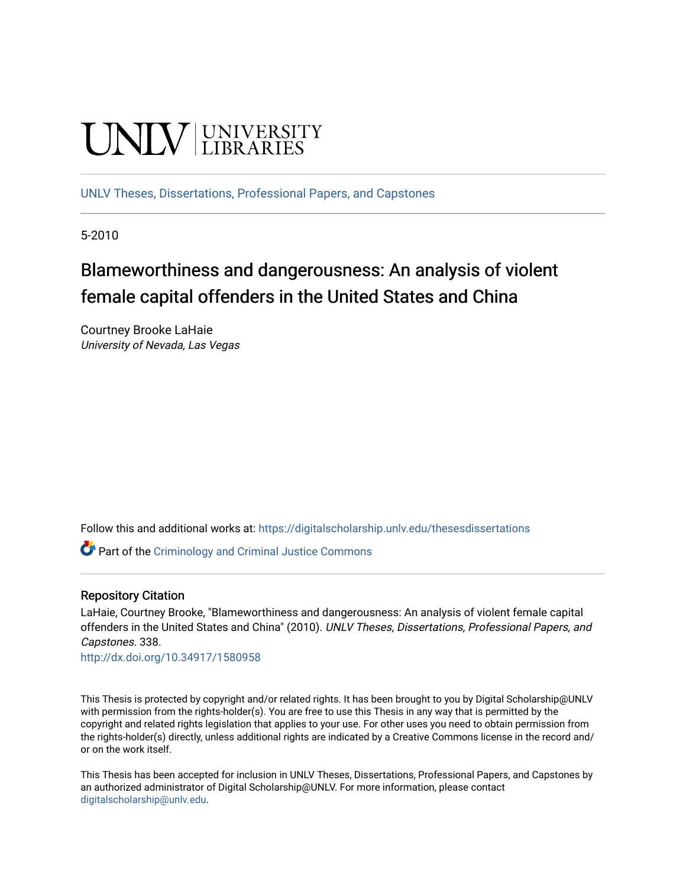UNLV | UNIVERSITY LIBRARIES

UNLV Theses, Dissertations, Professional Papers, and Capstones

5-2010

# Blameworthiness and dangerousness: An analysis of violent female capital offenders in the United States and China

Courtney Brooke LaHaie
*University of Nevada, Las Vegas*

Follow this and additional works at: https://digitalscholarship.unlv.edu/thesesdissertations

Part of the Criminology and Criminal Justice Commons

## Repository Citation

LaHaie, Courtney Brooke, "Blameworthiness and dangerousness: An analysis of violent female capital offenders in the United States and China" (2010). *UNLV Theses, Dissertations, Professional Papers, and Capstones*. 338.
http://dx.doi.org/10.34917/1580958

This Thesis is protected by copyright and/or related rights. It has been brought to you by Digital Scholarship@UNLV with permission from the rights-holder(s). You are free to use this Thesis in any way that is permitted by the copyright and related rights legislation that applies to your use. For other uses you need to obtain permission from the rights-holder(s) directly, unless additional rights are indicated by a Creative Commons license in the record and/or on the work itself.

This Thesis has been accepted for inclusion in UNLV Theses, Dissertations, Professional Papers, and Capstones by an authorized administrator of Digital Scholarship@UNLV. For more information, please contact digitalscholarship@unlv.edu.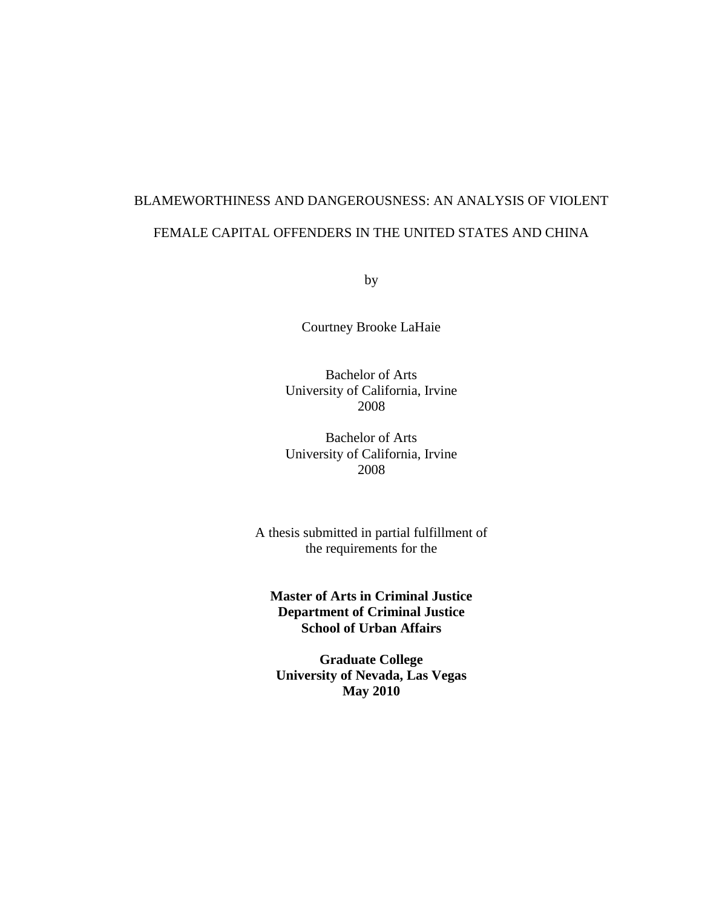BLAMEWORTHINESS AND DANGEROUSNESS: AN ANALYSIS OF VIOLENT

FEMALE CAPITAL OFFENDERS IN THE UNITED STATES AND CHINA

by

Courtney Brooke LaHaie

Bachelor of Arts
University of California, Irvine
2008

Bachelor of Arts
University of California, Irvine
2008

A thesis submitted in partial fulfillment of
the requirements for the

**Master of Arts in Criminal Justice**
**Department of Criminal Justice**
**School of Urban Affairs**

**Graduate College**
**University of Nevada, Las Vegas**
**May 2010**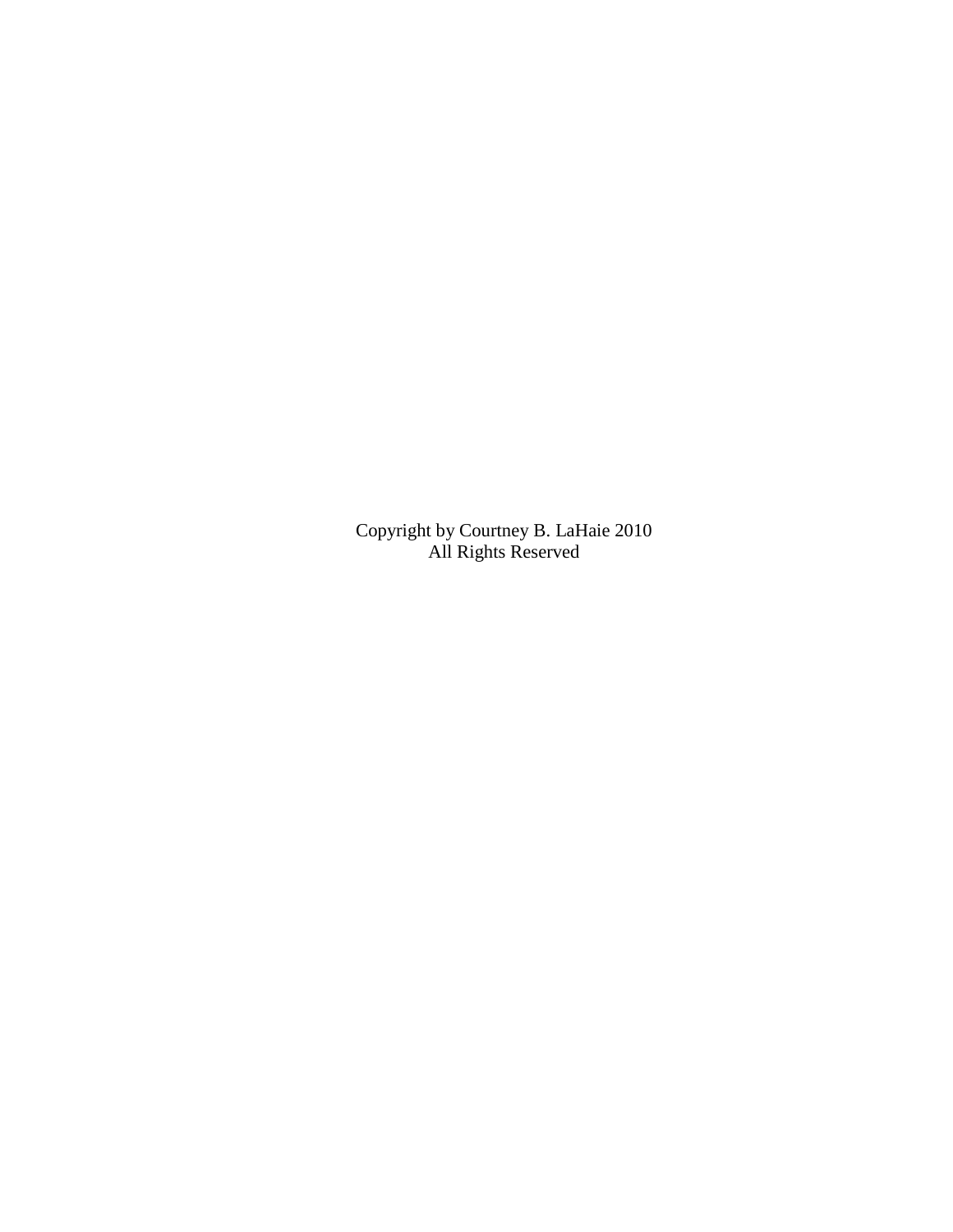Copyright by Courtney B. LaHaie 2010
All Rights Reserved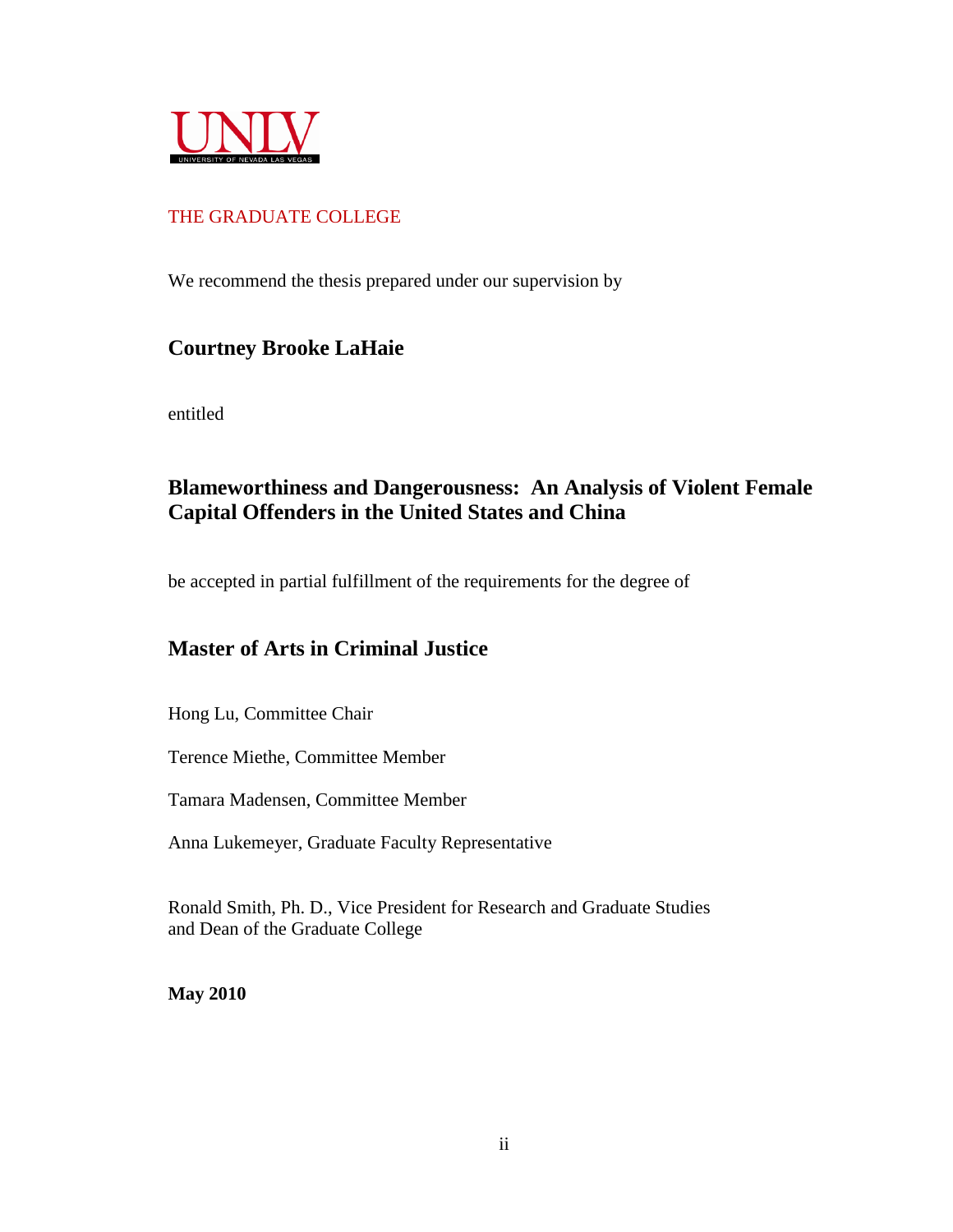UNLV
UNIVERSITY OF NEVADA LAS VEGAS

THE GRADUATE COLLEGE

We recommend the thesis prepared under our supervision by

**Courtney Brooke LaHaie**

entitled

**Blameworthiness and Dangerousness: An Analysis of Violent Female Capital Offenders in the United States and China**

be accepted in partial fulfillment of the requirements for the degree of

**Master of Arts in Criminal Justice**

Hong Lu, Committee Chair

Terence Miethe, Committee Member

Tamara Madensen, Committee Member

Anna Lukemeyer, Graduate Faculty Representative

Ronald Smith, Ph. D., Vice President for Research and Graduate Studies
and Dean of the Graduate College

**May 2010**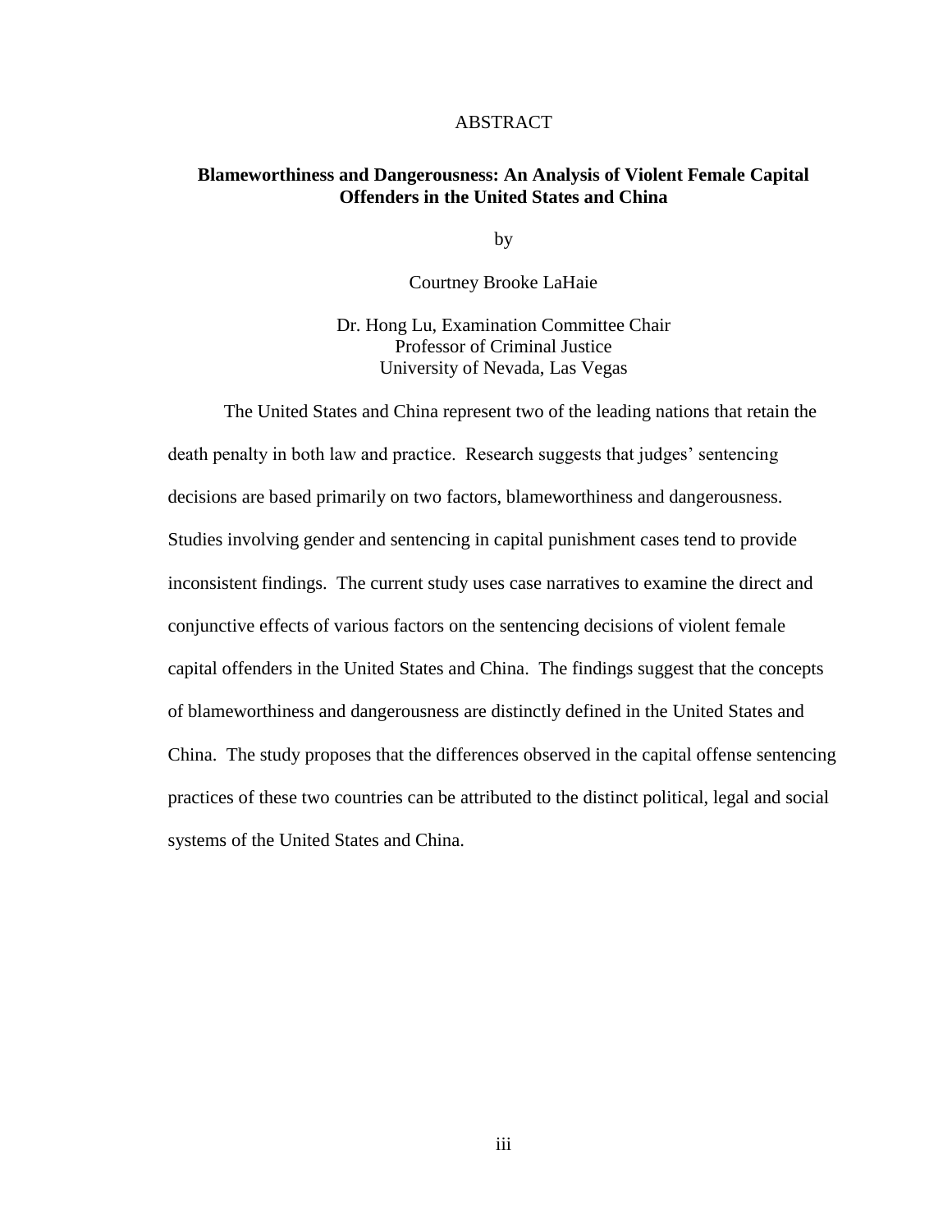# ABSTRACT

**Blameworthiness and Dangerousness: An Analysis of Violent Female Capital Offenders in the United States and China**

by

Courtney Brooke LaHaie

Dr. Hong Lu, Examination Committee Chair
Professor of Criminal Justice
University of Nevada, Las Vegas

The United States and China represent two of the leading nations that retain the death penalty in both law and practice. Research suggests that judges' sentencing decisions are based primarily on two factors, blameworthiness and dangerousness. Studies involving gender and sentencing in capital punishment cases tend to provide inconsistent findings. The current study uses case narratives to examine the direct and conjunctive effects of various factors on the sentencing decisions of violent female capital offenders in the United States and China. The findings suggest that the concepts of blameworthiness and dangerousness are distinctly defined in the United States and China. The study proposes that the differences observed in the capital offense sentencing practices of these two countries can be attributed to the distinct political, legal and social systems of the United States and China.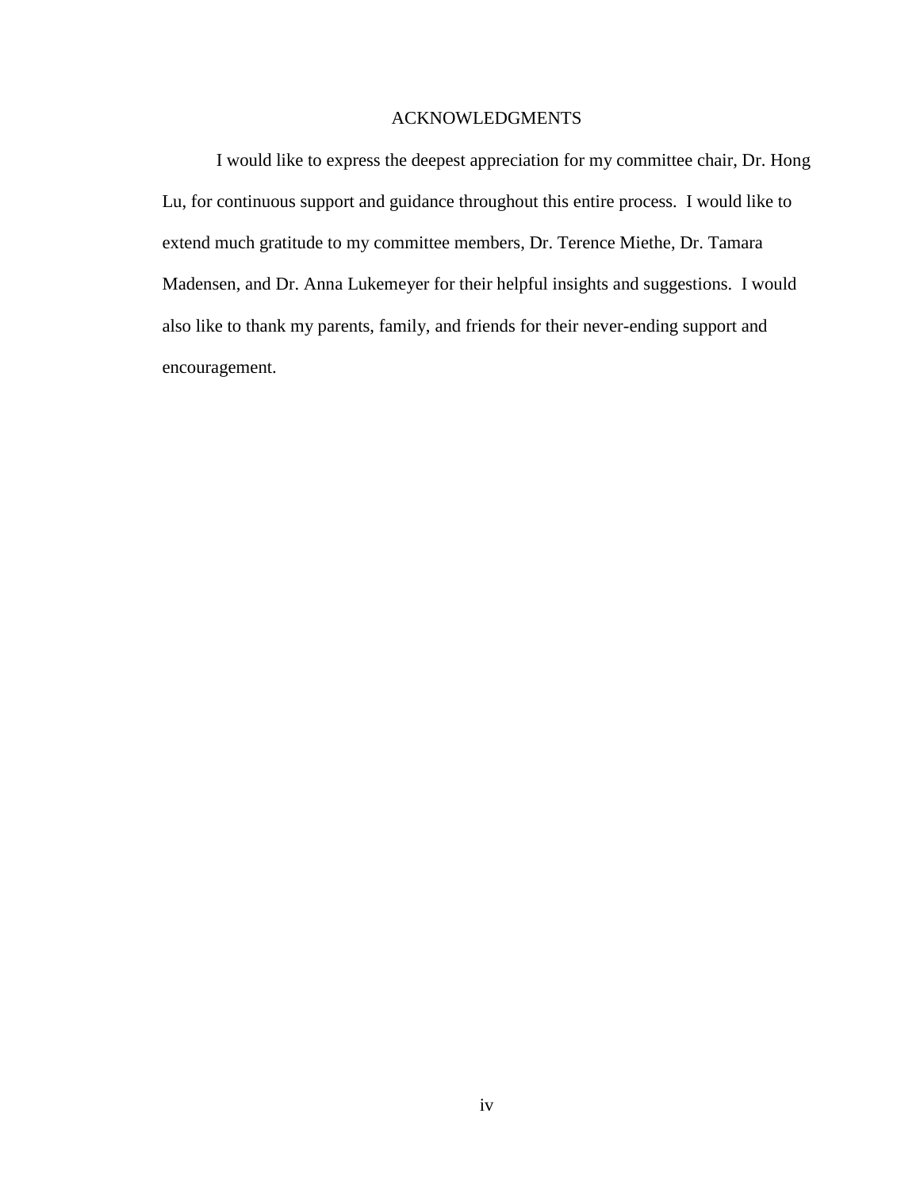# ACKNOWLEDGMENTS

I would like to express the deepest appreciation for my committee chair, Dr. Hong Lu, for continuous support and guidance throughout this entire process. I would like to extend much gratitude to my committee members, Dr. Terence Miethe, Dr. Tamara Madensen, and Dr. Anna Lukemeyer for their helpful insights and suggestions. I would also like to thank my parents, family, and friends for their never-ending support and encouragement.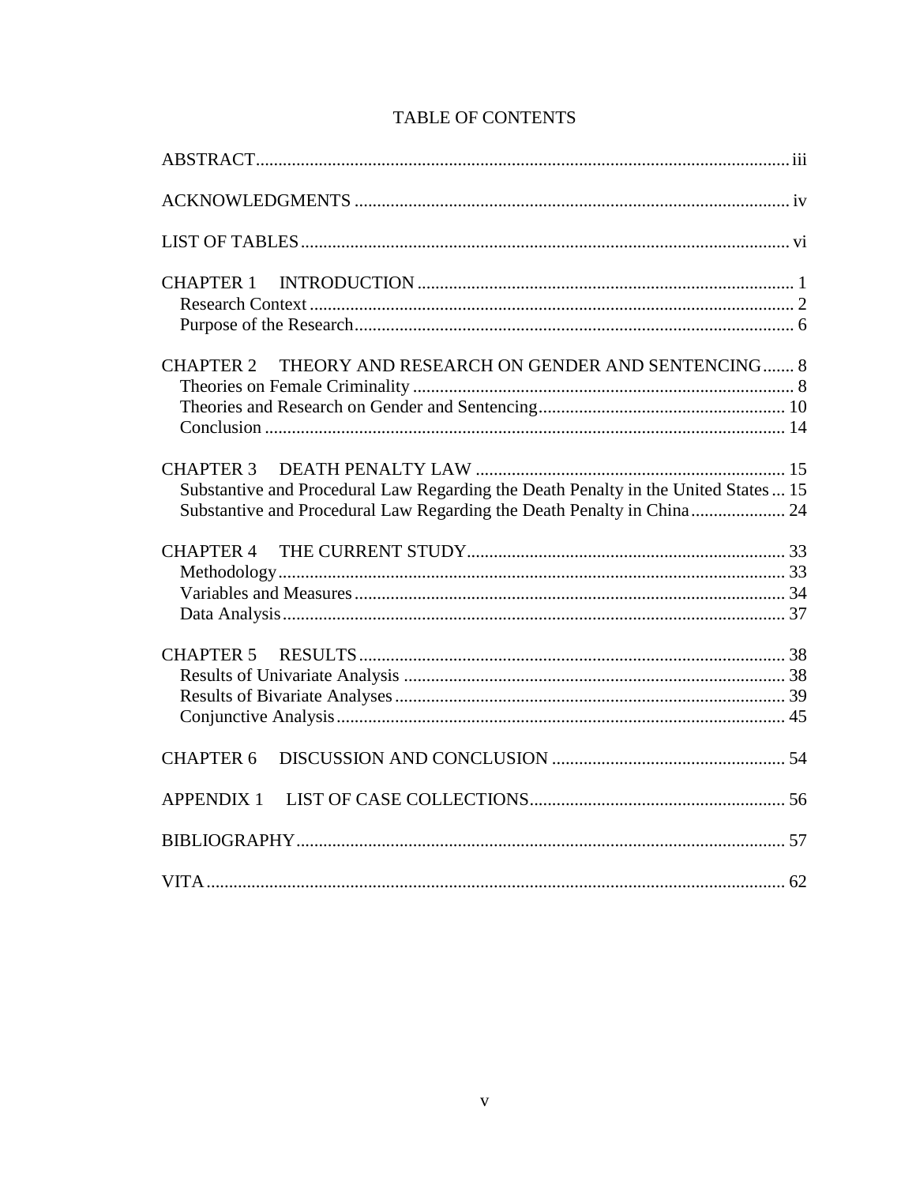# TABLE OF CONTENTS

ABSTRACT ..... iii

ACKNOWLEDGMENTS ..... iv

LIST OF TABLES ..... vi

CHAPTER 1 INTRODUCTION ..... 1
- Research Context ..... 2
- Purpose of the Research ..... 6

CHAPTER 2 THEORY AND RESEARCH ON GENDER AND SENTENCING ..... 8
- Theories on Female Criminality ..... 8
- Theories and Research on Gender and Sentencing ..... 10
- Conclusion ..... 14

CHAPTER 3 DEATH PENALTY LAW ..... 15
- Substantive and Procedural Law Regarding the Death Penalty in the United States ..... 15
- Substantive and Procedural Law Regarding the Death Penalty in China ..... 24

CHAPTER 4 THE CURRENT STUDY ..... 33
- Methodology ..... 33
- Variables and Measures ..... 34
- Data Analysis ..... 37

CHAPTER 5 RESULTS ..... 38
- Results of Univariate Analysis ..... 38
- Results of Bivariate Analyses ..... 39
- Conjunctive Analysis ..... 45

CHAPTER 6 DISCUSSION AND CONCLUSION ..... 54

APPENDIX 1 LIST OF CASE COLLECTIONS ..... 56

BIBLIOGRAPHY ..... 57

VITA ..... 62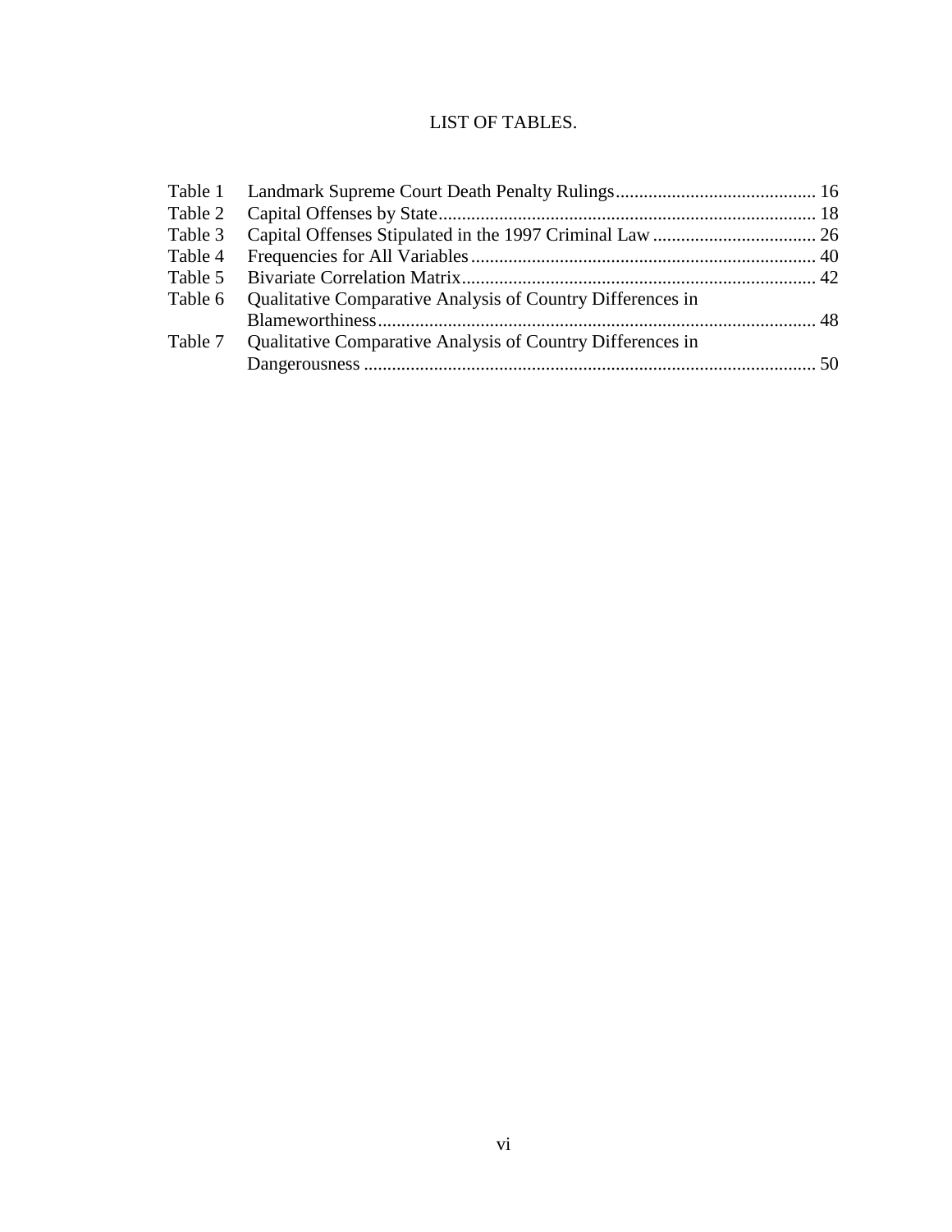# LIST OF TABLES.

| | | |
|---|---|---|
| Table 1 | Landmark Supreme Court Death Penalty Rulings | 16 |
| Table 2 | Capital Offenses by State | 18 |
| Table 3 | Capital Offenses Stipulated in the 1997 Criminal Law | 26 |
| Table 4 | Frequencies for All Variables | 40 |
| Table 5 | Bivariate Correlation Matrix | 42 |
| Table 6 | Qualitative Comparative Analysis of Country Differences in Blameworthiness | 48 |
| Table 7 | Qualitative Comparative Analysis of Country Differences in Dangerousness | 50 |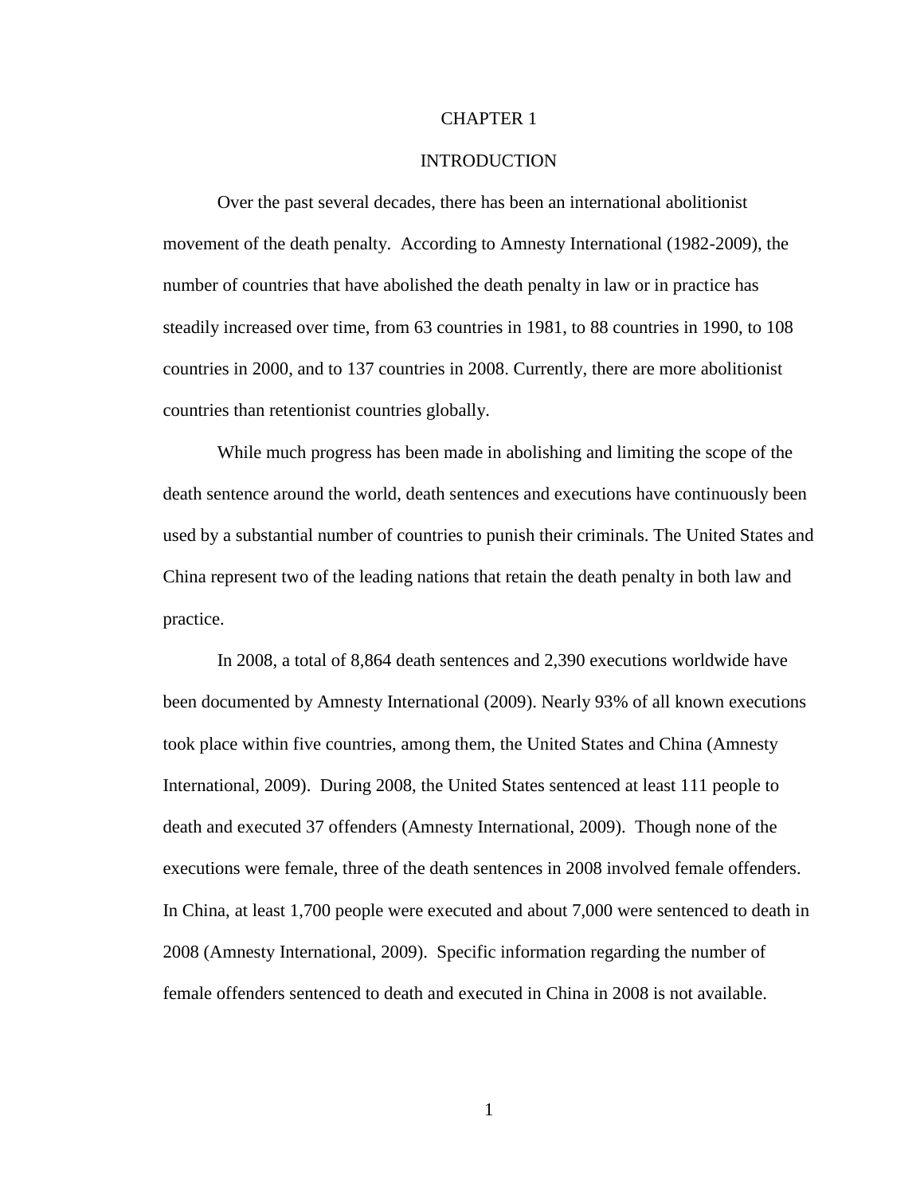# CHAPTER 1

## INTRODUCTION

Over the past several decades, there has been an international abolitionist movement of the death penalty. According to Amnesty International (1982-2009), the number of countries that have abolished the death penalty in law or in practice has steadily increased over time, from 63 countries in 1981, to 88 countries in 1990, to 108 countries in 2000, and to 137 countries in 2008. Currently, there are more abolitionist countries than retentionist countries globally.

While much progress has been made in abolishing and limiting the scope of the death sentence around the world, death sentences and executions have continuously been used by a substantial number of countries to punish their criminals. The United States and China represent two of the leading nations that retain the death penalty in both law and practice.

In 2008, a total of 8,864 death sentences and 2,390 executions worldwide have been documented by Amnesty International (2009). Nearly 93% of all known executions took place within five countries, among them, the United States and China (Amnesty International, 2009). During 2008, the United States sentenced at least 111 people to death and executed 37 offenders (Amnesty International, 2009). Though none of the executions were female, three of the death sentences in 2008 involved female offenders. In China, at least 1,700 people were executed and about 7,000 were sentenced to death in 2008 (Amnesty International, 2009). Specific information regarding the number of female offenders sentenced to death and executed in China in 2008 is not available.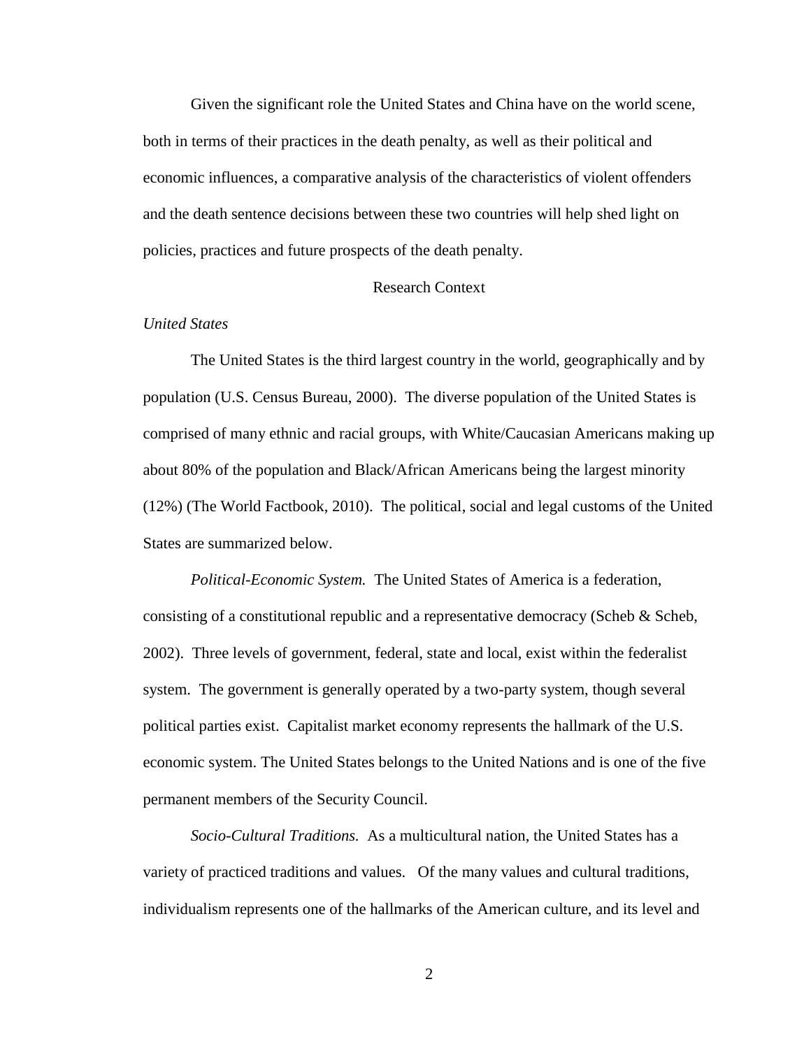Given the significant role the United States and China have on the world scene, both in terms of their practices in the death penalty, as well as their political and economic influences, a comparative analysis of the characteristics of violent offenders and the death sentence decisions between these two countries will help shed light on policies, practices and future prospects of the death penalty.

## Research Context

### *United States*

The United States is the third largest country in the world, geographically and by population (U.S. Census Bureau, 2000). The diverse population of the United States is comprised of many ethnic and racial groups, with White/Caucasian Americans making up about 80% of the population and Black/African Americans being the largest minority (12%) (The World Factbook, 2010). The political, social and legal customs of the United States are summarized below.

*Political-Economic System.* The United States of America is a federation, consisting of a constitutional republic and a representative democracy (Scheb & Scheb, 2002). Three levels of government, federal, state and local, exist within the federalist system. The government is generally operated by a two-party system, though several political parties exist. Capitalist market economy represents the hallmark of the U.S. economic system. The United States belongs to the United Nations and is one of the five permanent members of the Security Council.

*Socio-Cultural Traditions.* As a multicultural nation, the United States has a variety of practiced traditions and values. Of the many values and cultural traditions, individualism represents one of the hallmarks of the American culture, and its level and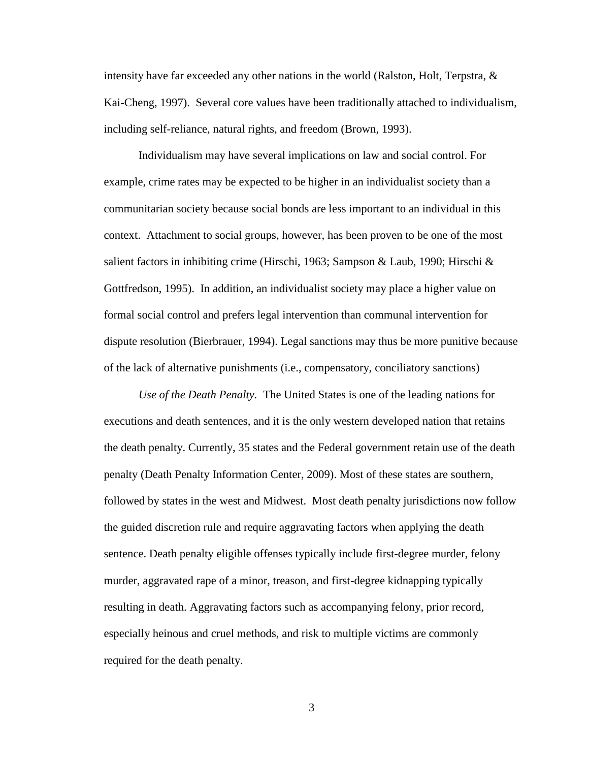intensity have far exceeded any other nations in the world (Ralston, Holt, Terpstra, & Kai-Cheng, 1997). Several core values have been traditionally attached to individualism, including self-reliance, natural rights, and freedom (Brown, 1993).

Individualism may have several implications on law and social control. For example, crime rates may be expected to be higher in an individualist society than a communitarian society because social bonds are less important to an individual in this context. Attachment to social groups, however, has been proven to be one of the most salient factors in inhibiting crime (Hirschi, 1963; Sampson & Laub, 1990; Hirschi & Gottfredson, 1995). In addition, an individualist society may place a higher value on formal social control and prefers legal intervention than communal intervention for dispute resolution (Bierbrauer, 1994). Legal sanctions may thus be more punitive because of the lack of alternative punishments (i.e., compensatory, conciliatory sanctions)

*Use of the Death Penalty*. The United States is one of the leading nations for executions and death sentences, and it is the only western developed nation that retains the death penalty. Currently, 35 states and the Federal government retain use of the death penalty (Death Penalty Information Center, 2009). Most of these states are southern, followed by states in the west and Midwest. Most death penalty jurisdictions now follow the guided discretion rule and require aggravating factors when applying the death sentence. Death penalty eligible offenses typically include first-degree murder, felony murder, aggravated rape of a minor, treason, and first-degree kidnapping typically resulting in death. Aggravating factors such as accompanying felony, prior record, especially heinous and cruel methods, and risk to multiple victims are commonly required for the death penalty.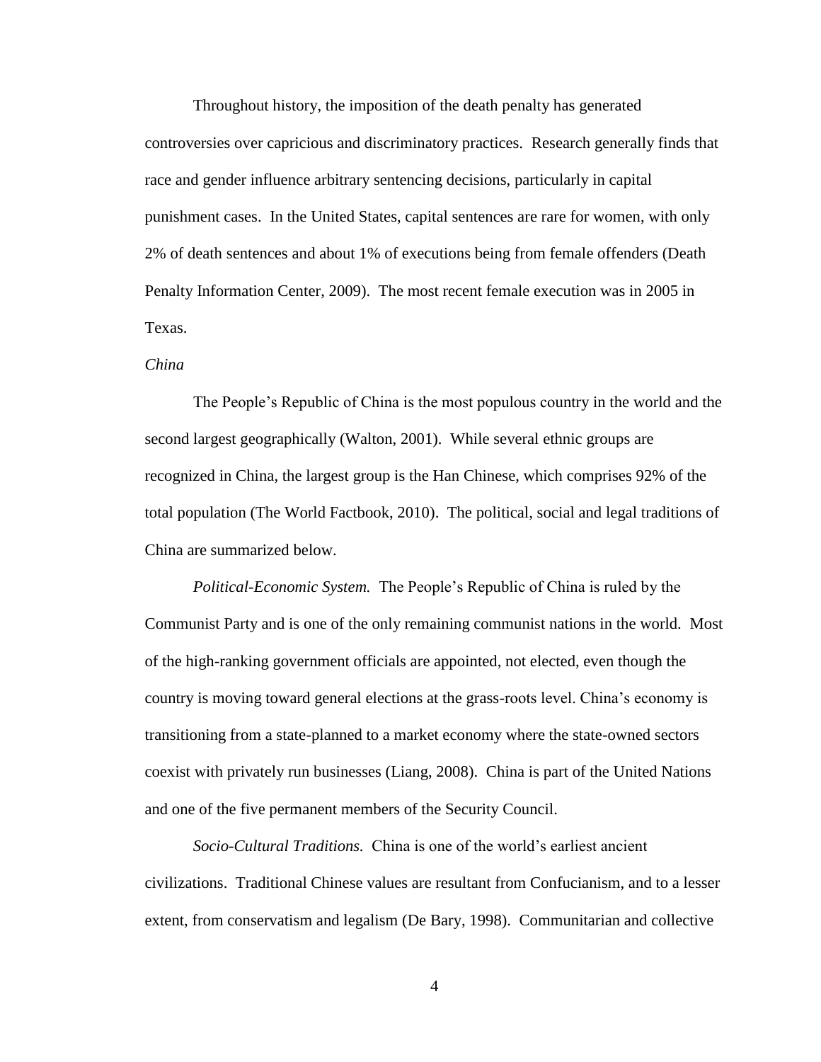Throughout history, the imposition of the death penalty has generated controversies over capricious and discriminatory practices. Research generally finds that race and gender influence arbitrary sentencing decisions, particularly in capital punishment cases. In the United States, capital sentences are rare for women, with only 2% of death sentences and about 1% of executions being from female offenders (Death Penalty Information Center, 2009). The most recent female execution was in 2005 in Texas.

### *China*

The People's Republic of China is the most populous country in the world and the second largest geographically (Walton, 2001). While several ethnic groups are recognized in China, the largest group is the Han Chinese, which comprises 92% of the total population (The World Factbook, 2010). The political, social and legal traditions of China are summarized below.

*Political-Economic System.* The People's Republic of China is ruled by the Communist Party and is one of the only remaining communist nations in the world. Most of the high-ranking government officials are appointed, not elected, even though the country is moving toward general elections at the grass-roots level. China's economy is transitioning from a state-planned to a market economy where the state-owned sectors coexist with privately run businesses (Liang, 2008). China is part of the United Nations and one of the five permanent members of the Security Council.

*Socio-Cultural Traditions.* China is one of the world's earliest ancient civilizations. Traditional Chinese values are resultant from Confucianism, and to a lesser extent, from conservatism and legalism (De Bary, 1998). Communitarian and collective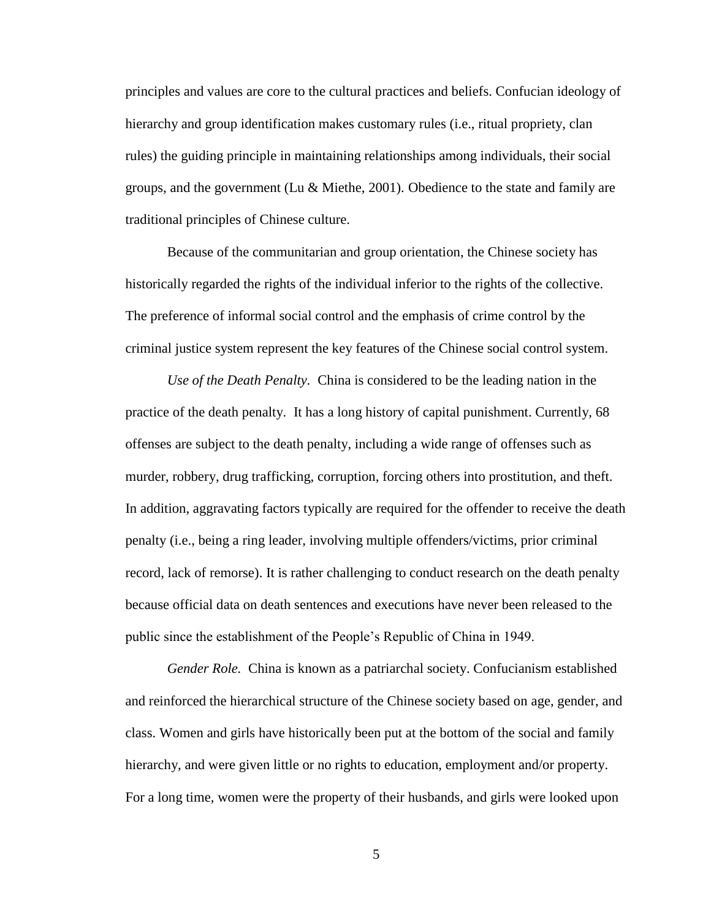principles and values are core to the cultural practices and beliefs. Confucian ideology of hierarchy and group identification makes customary rules (i.e., ritual propriety, clan rules) the guiding principle in maintaining relationships among individuals, their social groups, and the government (Lu & Miethe, 2001). Obedience to the state and family are traditional principles of Chinese culture.

Because of the communitarian and group orientation, the Chinese society has historically regarded the rights of the individual inferior to the rights of the collective. The preference of informal social control and the emphasis of crime control by the criminal justice system represent the key features of the Chinese social control system.

*Use of the Death Penalty*. China is considered to be the leading nation in the practice of the death penalty. It has a long history of capital punishment. Currently, 68 offenses are subject to the death penalty, including a wide range of offenses such as murder, robbery, drug trafficking, corruption, forcing others into prostitution, and theft. In addition, aggravating factors typically are required for the offender to receive the death penalty (i.e., being a ring leader, involving multiple offenders/victims, prior criminal record, lack of remorse). It is rather challenging to conduct research on the death penalty because official data on death sentences and executions have never been released to the public since the establishment of the People's Republic of China in 1949.

*Gender Role*. China is known as a patriarchal society. Confucianism established and reinforced the hierarchical structure of the Chinese society based on age, gender, and class. Women and girls have historically been put at the bottom of the social and family hierarchy, and were given little or no rights to education, employment and/or property. For a long time, women were the property of their husbands, and girls were looked upon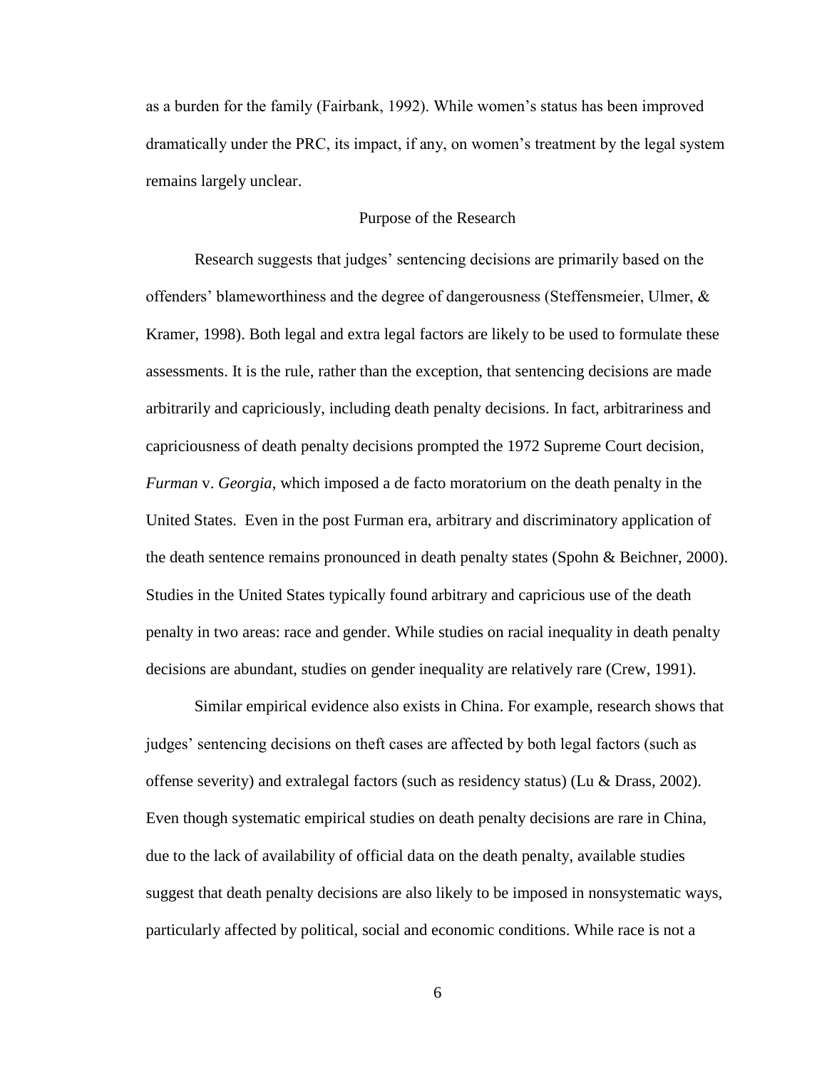as a burden for the family (Fairbank, 1992). While women's status has been improved dramatically under the PRC, its impact, if any, on women's treatment by the legal system remains largely unclear.

## Purpose of the Research

Research suggests that judges' sentencing decisions are primarily based on the offenders' blameworthiness and the degree of dangerousness (Steffensmeier, Ulmer, & Kramer, 1998). Both legal and extra legal factors are likely to be used to formulate these assessments. It is the rule, rather than the exception, that sentencing decisions are made arbitrarily and capriciously, including death penalty decisions. In fact, arbitrariness and capriciousness of death penalty decisions prompted the 1972 Supreme Court decision, *Furman* v. *Georgia,* which imposed a de facto moratorium on the death penalty in the United States. Even in the post Furman era, arbitrary and discriminatory application of the death sentence remains pronounced in death penalty states (Spohn & Beichner, 2000). Studies in the United States typically found arbitrary and capricious use of the death penalty in two areas: race and gender. While studies on racial inequality in death penalty decisions are abundant, studies on gender inequality are relatively rare (Crew, 1991).

Similar empirical evidence also exists in China. For example, research shows that judges' sentencing decisions on theft cases are affected by both legal factors (such as offense severity) and extralegal factors (such as residency status) (Lu & Drass, 2002). Even though systematic empirical studies on death penalty decisions are rare in China, due to the lack of availability of official data on the death penalty, available studies suggest that death penalty decisions are also likely to be imposed in nonsystematic ways, particularly affected by political, social and economic conditions. While race is not a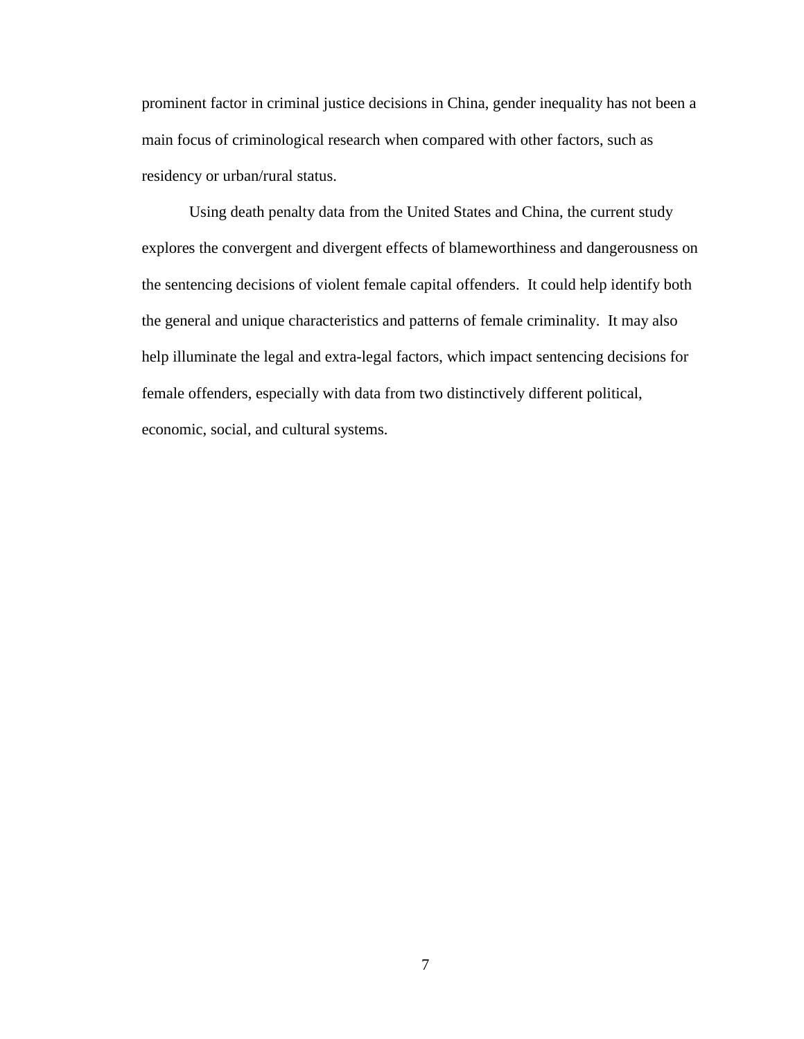prominent factor in criminal justice decisions in China, gender inequality has not been a main focus of criminological research when compared with other factors, such as residency or urban/rural status.

Using death penalty data from the United States and China, the current study explores the convergent and divergent effects of blameworthiness and dangerousness on the sentencing decisions of violent female capital offenders. It could help identify both the general and unique characteristics and patterns of female criminality. It may also help illuminate the legal and extra-legal factors, which impact sentencing decisions for female offenders, especially with data from two distinctively different political, economic, social, and cultural systems.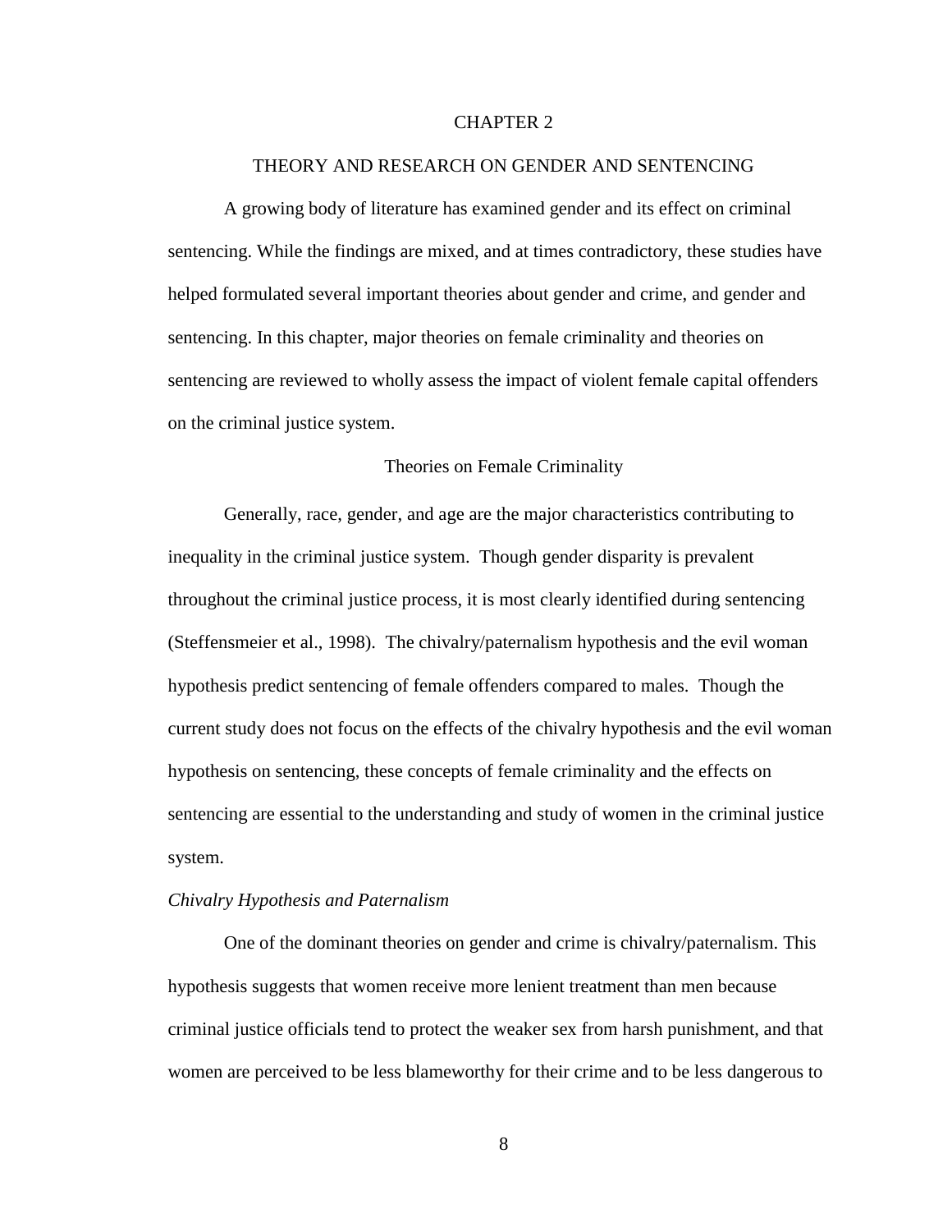# CHAPTER 2

# THEORY AND RESEARCH ON GENDER AND SENTENCING

A growing body of literature has examined gender and its effect on criminal sentencing. While the findings are mixed, and at times contradictory, these studies have helped formulated several important theories about gender and crime, and gender and sentencing. In this chapter, major theories on female criminality and theories on sentencing are reviewed to wholly assess the impact of violent female capital offenders on the criminal justice system.

## Theories on Female Criminality

Generally, race, gender, and age are the major characteristics contributing to inequality in the criminal justice system. Though gender disparity is prevalent throughout the criminal justice process, it is most clearly identified during sentencing (Steffensmeier et al., 1998). The chivalry/paternalism hypothesis and the evil woman hypothesis predict sentencing of female offenders compared to males. Though the current study does not focus on the effects of the chivalry hypothesis and the evil woman hypothesis on sentencing, these concepts of female criminality and the effects on sentencing are essential to the understanding and study of women in the criminal justice system.

### *Chivalry Hypothesis and Paternalism*

One of the dominant theories on gender and crime is chivalry/paternalism. This hypothesis suggests that women receive more lenient treatment than men because criminal justice officials tend to protect the weaker sex from harsh punishment, and that women are perceived to be less blameworthy for their crime and to be less dangerous to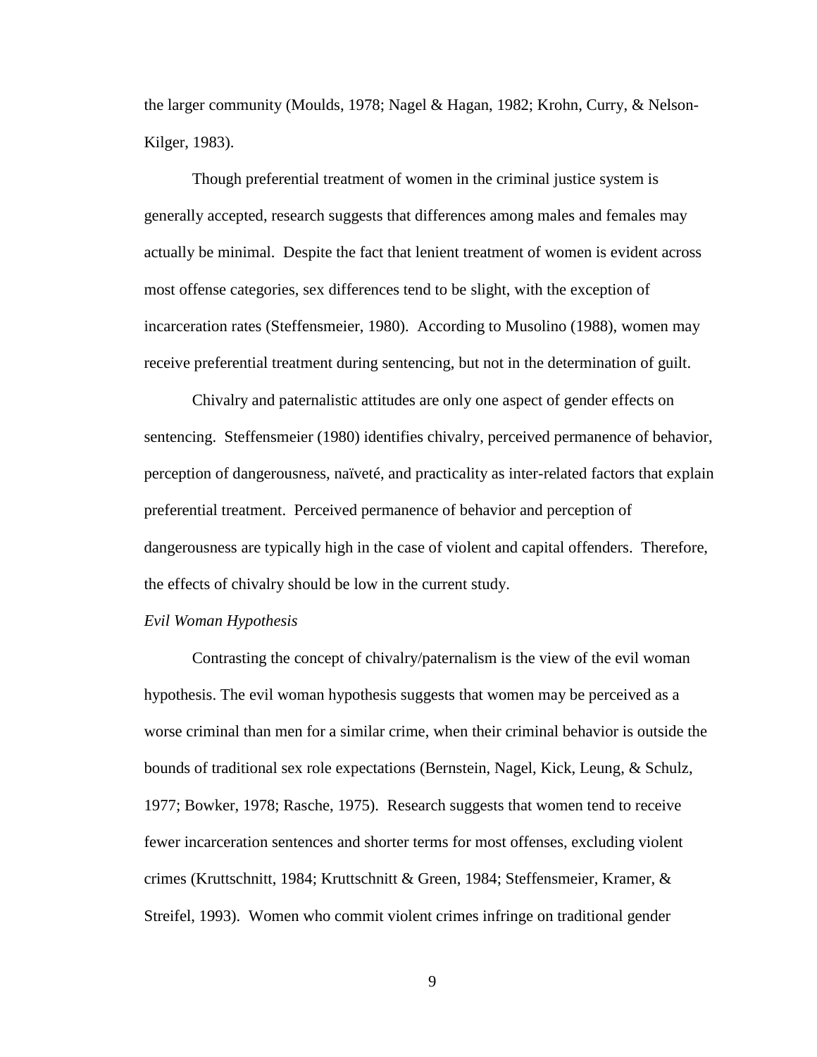the larger community (Moulds, 1978; Nagel & Hagan, 1982; Krohn, Curry, & Nelson-Kilger, 1983).

Though preferential treatment of women in the criminal justice system is generally accepted, research suggests that differences among males and females may actually be minimal. Despite the fact that lenient treatment of women is evident across most offense categories, sex differences tend to be slight, with the exception of incarceration rates (Steffensmeier, 1980). According to Musolino (1988), women may receive preferential treatment during sentencing, but not in the determination of guilt.

Chivalry and paternalistic attitudes are only one aspect of gender effects on sentencing. Steffensmeier (1980) identifies chivalry, perceived permanence of behavior, perception of dangerousness, naïveté, and practicality as inter-related factors that explain preferential treatment. Perceived permanence of behavior and perception of dangerousness are typically high in the case of violent and capital offenders. Therefore, the effects of chivalry should be low in the current study.

*Evil Woman Hypothesis*

Contrasting the concept of chivalry/paternalism is the view of the evil woman hypothesis. The evil woman hypothesis suggests that women may be perceived as a worse criminal than men for a similar crime, when their criminal behavior is outside the bounds of traditional sex role expectations (Bernstein, Nagel, Kick, Leung, & Schulz, 1977; Bowker, 1978; Rasche, 1975). Research suggests that women tend to receive fewer incarceration sentences and shorter terms for most offenses, excluding violent crimes (Kruttschnitt, 1984; Kruttschnitt & Green, 1984; Steffensmeier, Kramer, & Streifel, 1993). Women who commit violent crimes infringe on traditional gender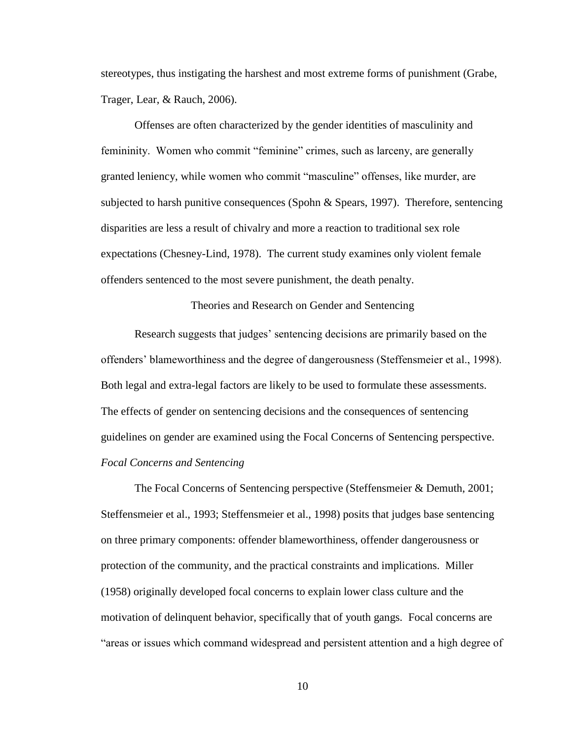stereotypes, thus instigating the harshest and most extreme forms of punishment (Grabe, Trager, Lear, & Rauch, 2006).

Offenses are often characterized by the gender identities of masculinity and femininity. Women who commit "feminine" crimes, such as larceny, are generally granted leniency, while women who commit "masculine" offenses, like murder, are subjected to harsh punitive consequences (Spohn & Spears, 1997). Therefore, sentencing disparities are less a result of chivalry and more a reaction to traditional sex role expectations (Chesney-Lind, 1978). The current study examines only violent female offenders sentenced to the most severe punishment, the death penalty.

## Theories and Research on Gender and Sentencing

Research suggests that judges' sentencing decisions are primarily based on the offenders' blameworthiness and the degree of dangerousness (Steffensmeier et al., 1998). Both legal and extra-legal factors are likely to be used to formulate these assessments. The effects of gender on sentencing decisions and the consequences of sentencing guidelines on gender are examined using the Focal Concerns of Sentencing perspective.

### *Focal Concerns and Sentencing*

The Focal Concerns of Sentencing perspective (Steffensmeier & Demuth, 2001; Steffensmeier et al., 1993; Steffensmeier et al., 1998) posits that judges base sentencing on three primary components: offender blameworthiness, offender dangerousness or protection of the community, and the practical constraints and implications. Miller (1958) originally developed focal concerns to explain lower class culture and the motivation of delinquent behavior, specifically that of youth gangs. Focal concerns are "areas or issues which command widespread and persistent attention and a high degree of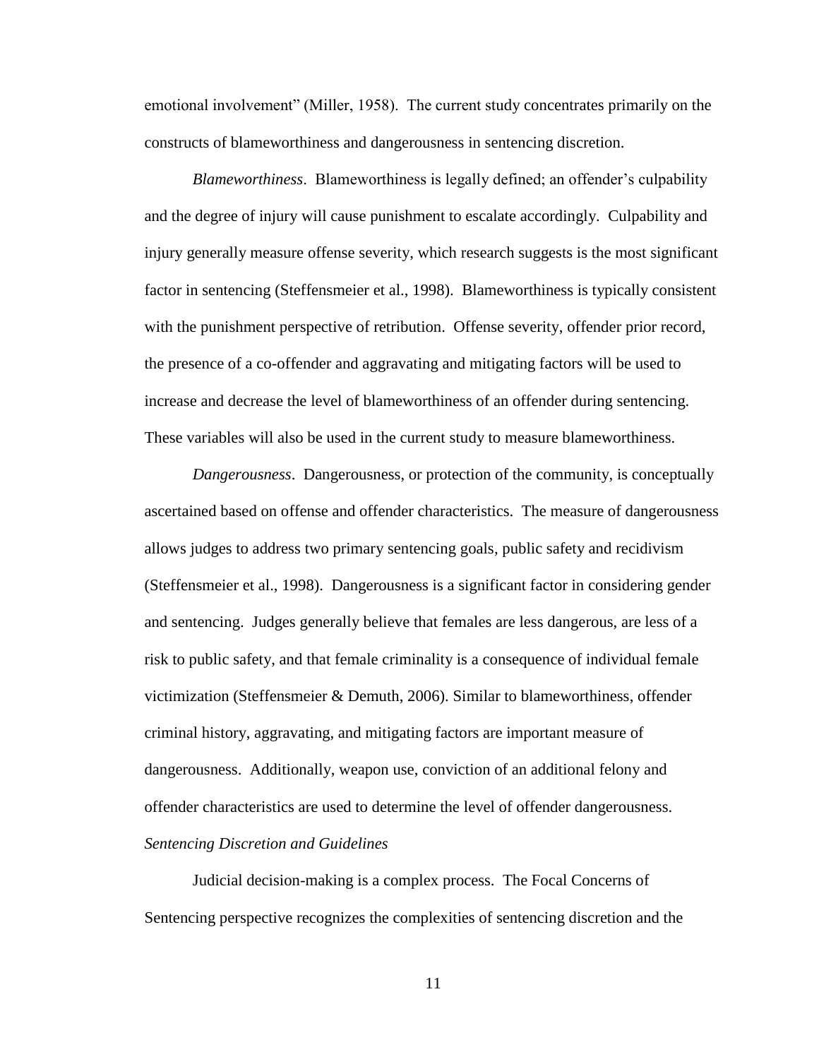emotional involvement" (Miller, 1958). The current study concentrates primarily on the constructs of blameworthiness and dangerousness in sentencing discretion.

*Blameworthiness*. Blameworthiness is legally defined; an offender's culpability and the degree of injury will cause punishment to escalate accordingly. Culpability and injury generally measure offense severity, which research suggests is the most significant factor in sentencing (Steffensmeier et al., 1998). Blameworthiness is typically consistent with the punishment perspective of retribution. Offense severity, offender prior record, the presence of a co-offender and aggravating and mitigating factors will be used to increase and decrease the level of blameworthiness of an offender during sentencing. These variables will also be used in the current study to measure blameworthiness.

*Dangerousness*. Dangerousness, or protection of the community, is conceptually ascertained based on offense and offender characteristics. The measure of dangerousness allows judges to address two primary sentencing goals, public safety and recidivism (Steffensmeier et al., 1998). Dangerousness is a significant factor in considering gender and sentencing. Judges generally believe that females are less dangerous, are less of a risk to public safety, and that female criminality is a consequence of individual female victimization (Steffensmeier & Demuth, 2006). Similar to blameworthiness, offender criminal history, aggravating, and mitigating factors are important measure of dangerousness. Additionally, weapon use, conviction of an additional felony and offender characteristics are used to determine the level of offender dangerousness.

*Sentencing Discretion and Guidelines*

Judicial decision-making is a complex process. The Focal Concerns of Sentencing perspective recognizes the complexities of sentencing discretion and the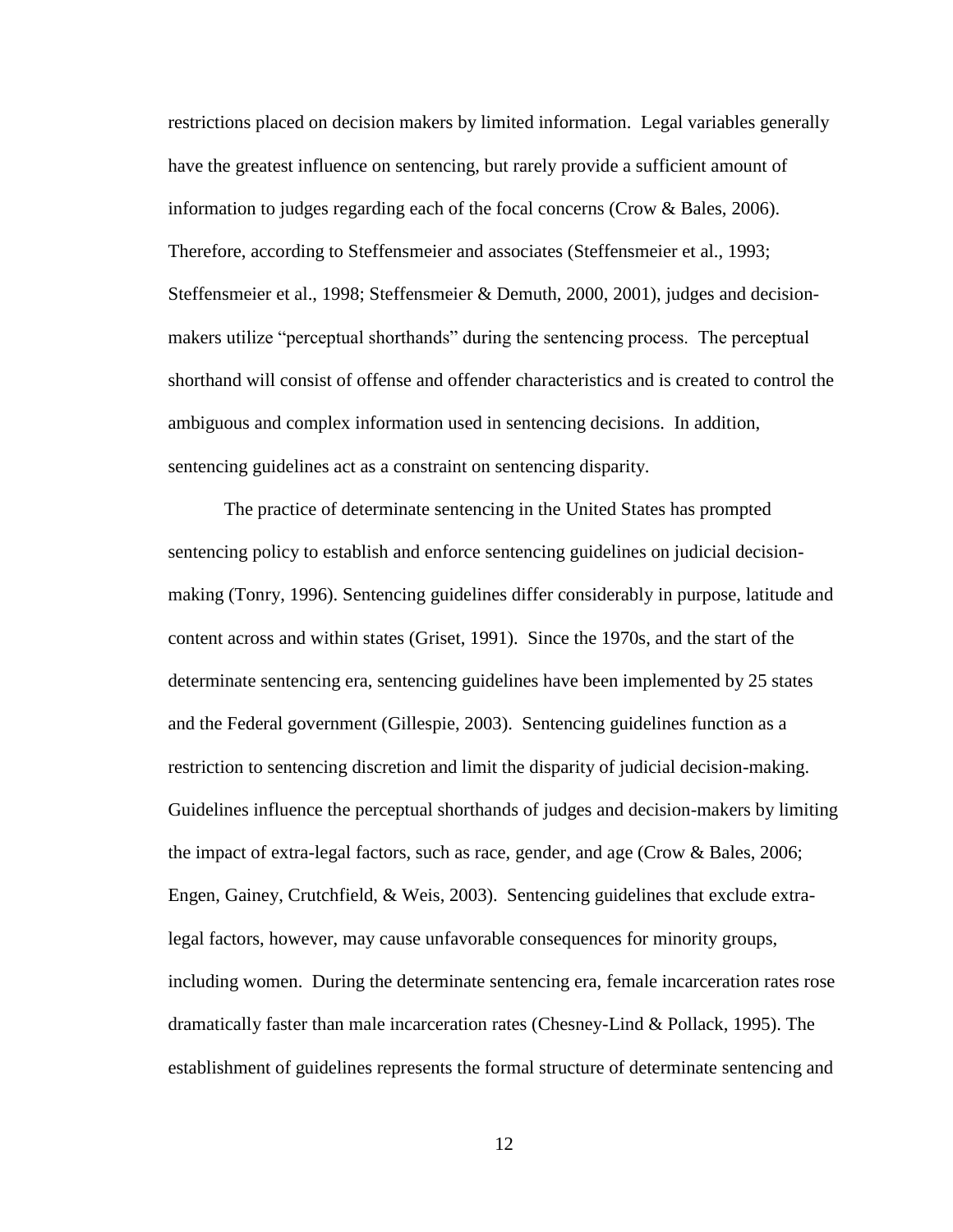restrictions placed on decision makers by limited information. Legal variables generally have the greatest influence on sentencing, but rarely provide a sufficient amount of information to judges regarding each of the focal concerns (Crow & Bales, 2006). Therefore, according to Steffensmeier and associates (Steffensmeier et al., 1993; Steffensmeier et al., 1998; Steffensmeier & Demuth, 2000, 2001), judges and decision-makers utilize "perceptual shorthands" during the sentencing process. The perceptual shorthand will consist of offense and offender characteristics and is created to control the ambiguous and complex information used in sentencing decisions. In addition, sentencing guidelines act as a constraint on sentencing disparity.

The practice of determinate sentencing in the United States has prompted sentencing policy to establish and enforce sentencing guidelines on judicial decision-making (Tonry, 1996). Sentencing guidelines differ considerably in purpose, latitude and content across and within states (Griset, 1991). Since the 1970s, and the start of the determinate sentencing era, sentencing guidelines have been implemented by 25 states and the Federal government (Gillespie, 2003). Sentencing guidelines function as a restriction to sentencing discretion and limit the disparity of judicial decision-making. Guidelines influence the perceptual shorthands of judges and decision-makers by limiting the impact of extra-legal factors, such as race, gender, and age (Crow & Bales, 2006; Engen, Gainey, Crutchfield, & Weis, 2003). Sentencing guidelines that exclude extra-legal factors, however, may cause unfavorable consequences for minority groups, including women. During the determinate sentencing era, female incarceration rates rose dramatically faster than male incarceration rates (Chesney-Lind & Pollack, 1995). The establishment of guidelines represents the formal structure of determinate sentencing and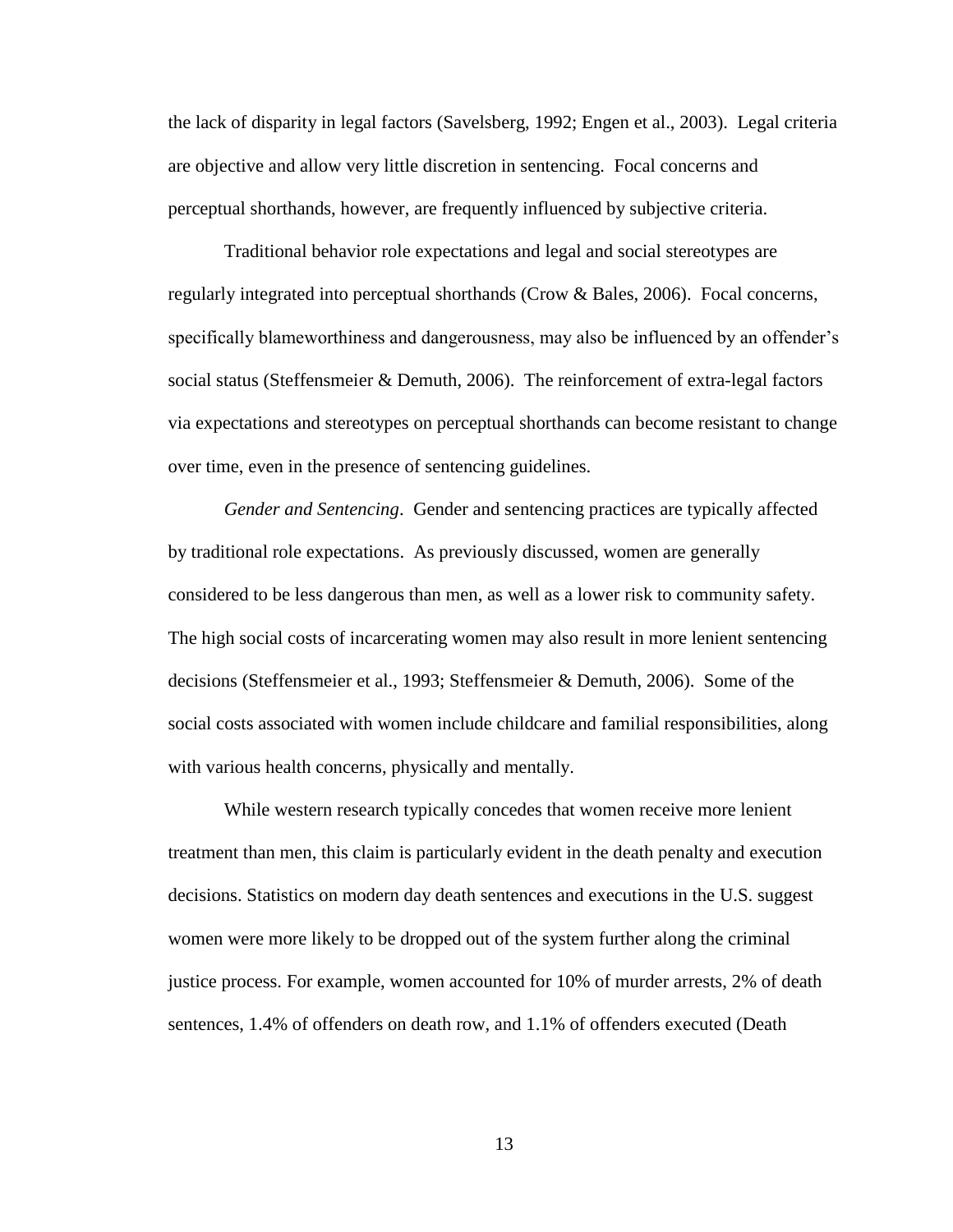the lack of disparity in legal factors (Savelsberg, 1992; Engen et al., 2003). Legal criteria are objective and allow very little discretion in sentencing. Focal concerns and perceptual shorthands, however, are frequently influenced by subjective criteria.

Traditional behavior role expectations and legal and social stereotypes are regularly integrated into perceptual shorthands (Crow & Bales, 2006). Focal concerns, specifically blameworthiness and dangerousness, may also be influenced by an offender's social status (Steffensmeier & Demuth, 2006). The reinforcement of extra-legal factors via expectations and stereotypes on perceptual shorthands can become resistant to change over time, even in the presence of sentencing guidelines.

*Gender and Sentencing*. Gender and sentencing practices are typically affected by traditional role expectations. As previously discussed, women are generally considered to be less dangerous than men, as well as a lower risk to community safety. The high social costs of incarcerating women may also result in more lenient sentencing decisions (Steffensmeier et al., 1993; Steffensmeier & Demuth, 2006). Some of the social costs associated with women include childcare and familial responsibilities, along with various health concerns, physically and mentally.

While western research typically concedes that women receive more lenient treatment than men, this claim is particularly evident in the death penalty and execution decisions. Statistics on modern day death sentences and executions in the U.S. suggest women were more likely to be dropped out of the system further along the criminal justice process. For example, women accounted for 10% of murder arrests, 2% of death sentences, 1.4% of offenders on death row, and 1.1% of offenders executed (Death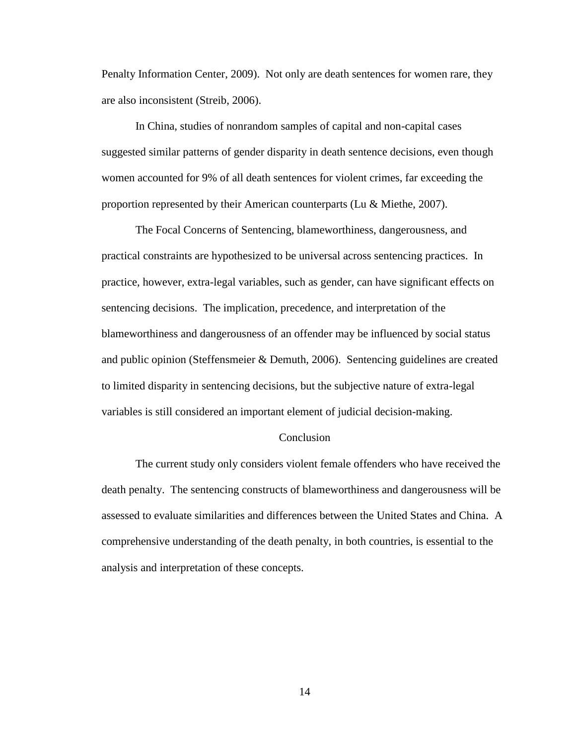Penalty Information Center, 2009). Not only are death sentences for women rare, they are also inconsistent (Streib, 2006).

In China, studies of nonrandom samples of capital and non-capital cases suggested similar patterns of gender disparity in death sentence decisions, even though women accounted for 9% of all death sentences for violent crimes, far exceeding the proportion represented by their American counterparts (Lu & Miethe, 2007).

The Focal Concerns of Sentencing, blameworthiness, dangerousness, and practical constraints are hypothesized to be universal across sentencing practices. In practice, however, extra-legal variables, such as gender, can have significant effects on sentencing decisions. The implication, precedence, and interpretation of the blameworthiness and dangerousness of an offender may be influenced by social status and public opinion (Steffensmeier & Demuth, 2006). Sentencing guidelines are created to limited disparity in sentencing decisions, but the subjective nature of extra-legal variables is still considered an important element of judicial decision-making.

## Conclusion

The current study only considers violent female offenders who have received the death penalty. The sentencing constructs of blameworthiness and dangerousness will be assessed to evaluate similarities and differences between the United States and China. A comprehensive understanding of the death penalty, in both countries, is essential to the analysis and interpretation of these concepts.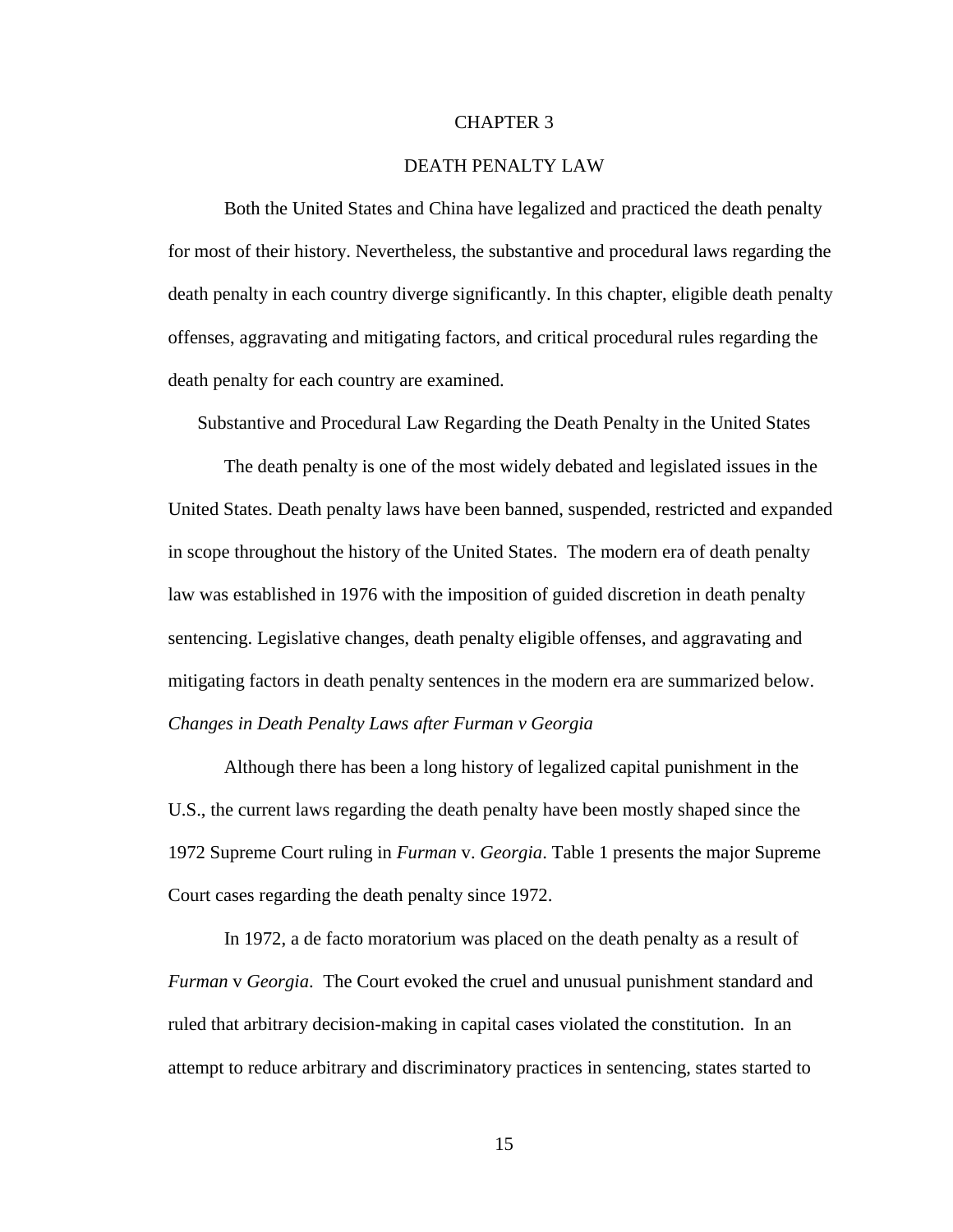# CHAPTER 3

# DEATH PENALTY LAW

Both the United States and China have legalized and practiced the death penalty for most of their history. Nevertheless, the substantive and procedural laws regarding the death penalty in each country diverge significantly. In this chapter, eligible death penalty offenses, aggravating and mitigating factors, and critical procedural rules regarding the death penalty for each country are examined.

## Substantive and Procedural Law Regarding the Death Penalty in the United States

The death penalty is one of the most widely debated and legislated issues in the United States. Death penalty laws have been banned, suspended, restricted and expanded in scope throughout the history of the United States. The modern era of death penalty law was established in 1976 with the imposition of guided discretion in death penalty sentencing. Legislative changes, death penalty eligible offenses, and aggravating and mitigating factors in death penalty sentences in the modern era are summarized below.

### *Changes in Death Penalty Laws after Furman v Georgia*

Although there has been a long history of legalized capital punishment in the U.S., the current laws regarding the death penalty have been mostly shaped since the 1972 Supreme Court ruling in *Furman* v. *Georgia*. Table 1 presents the major Supreme Court cases regarding the death penalty since 1972.

In 1972, a de facto moratorium was placed on the death penalty as a result of *Furman* v *Georgia*. The Court evoked the cruel and unusual punishment standard and ruled that arbitrary decision-making in capital cases violated the constitution. In an attempt to reduce arbitrary and discriminatory practices in sentencing, states started to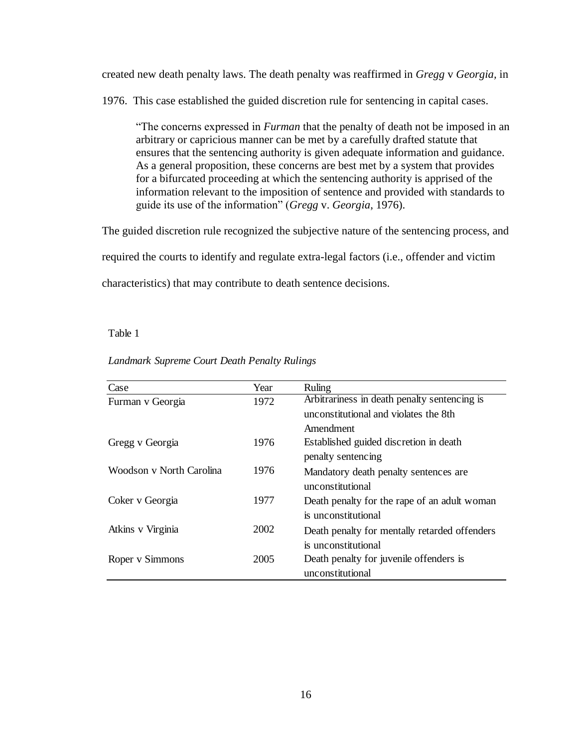created new death penalty laws. The death penalty was reaffirmed in *Gregg* v *Georgia*, in 1976. This case established the guided discretion rule for sentencing in capital cases.

> "The concerns expressed in *Furman* that the penalty of death not be imposed in an arbitrary or capricious manner can be met by a carefully drafted statute that ensures that the sentencing authority is given adequate information and guidance. As a general proposition, these concerns are best met by a system that provides for a bifurcated proceeding at which the sentencing authority is apprised of the information relevant to the imposition of sentence and provided with standards to guide its use of the information" (*Gregg* v. *Georgia*, 1976).

The guided discretion rule recognized the subjective nature of the sentencing process, and required the courts to identify and regulate extra-legal factors (i.e., offender and victim characteristics) that may contribute to death sentence decisions.

Table 1

*Landmark Supreme Court Death Penalty Rulings*

| Case | Year | Ruling |
|---|---|---|
| Furman v Georgia | 1972 | Arbitrariness in death penalty sentencing is unconstitutional and violates the 8th Amendment |
| Gregg v Georgia | 1976 | Established guided discretion in death penalty sentencing |
| Woodson v North Carolina | 1976 | Mandatory death penalty sentences are unconstitutional |
| Coker v Georgia | 1977 | Death penalty for the rape of an adult woman is unconstitutional |
| Atkins v Virginia | 2002 | Death penalty for mentally retarded offenders is unconstitutional |
| Roper v Simmons | 2005 | Death penalty for juvenile offenders is unconstitutional |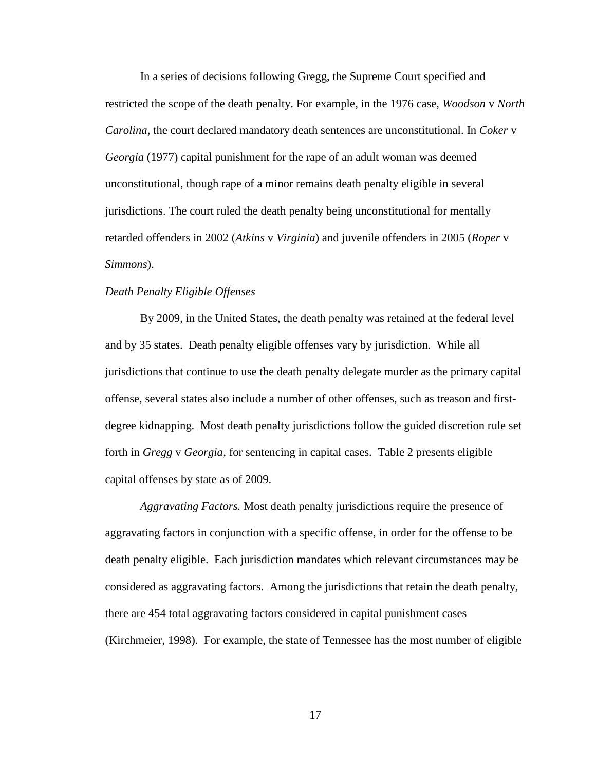In a series of decisions following Gregg, the Supreme Court specified and restricted the scope of the death penalty. For example, in the 1976 case, *Woodson* v *North Carolina*, the court declared mandatory death sentences are unconstitutional. In *Coker* v *Georgia* (1977) capital punishment for the rape of an adult woman was deemed unconstitutional, though rape of a minor remains death penalty eligible in several jurisdictions. The court ruled the death penalty being unconstitutional for mentally retarded offenders in 2002 (*Atkins* v *Virginia*) and juvenile offenders in 2005 (*Roper* v *Simmons*).

*Death Penalty Eligible Offenses*

By 2009, in the United States, the death penalty was retained at the federal level and by 35 states. Death penalty eligible offenses vary by jurisdiction. While all jurisdictions that continue to use the death penalty delegate murder as the primary capital offense, several states also include a number of other offenses, such as treason and first-degree kidnapping. Most death penalty jurisdictions follow the guided discretion rule set forth in *Gregg* v *Georgia,* for sentencing in capital cases. Table 2 presents eligible capital offenses by state as of 2009.

*Aggravating Factors.* Most death penalty jurisdictions require the presence of aggravating factors in conjunction with a specific offense, in order for the offense to be death penalty eligible. Each jurisdiction mandates which relevant circumstances may be considered as aggravating factors. Among the jurisdictions that retain the death penalty, there are 454 total aggravating factors considered in capital punishment cases (Kirchmeier, 1998). For example, the state of Tennessee has the most number of eligible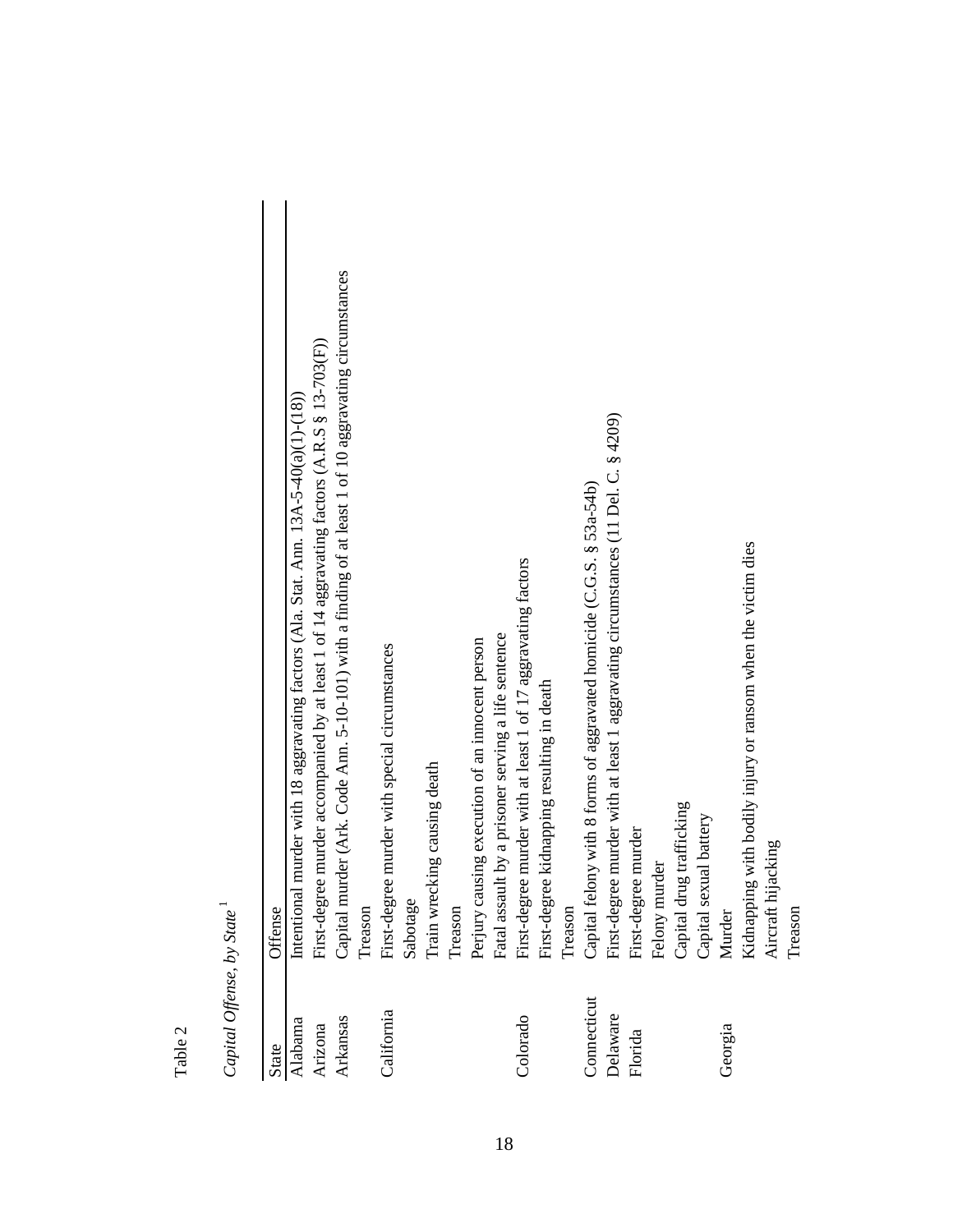Table 2

*Capital Offense, by State*[1]

| State | Offense |
|---|---|
| Alabama | Intentional murder with 18 aggravating factors (Ala. Stat. Ann. 13A-5-40(a)(1)-(18)) |
| Arizona | First-degree murder accompanied by at least 1 of 14 aggravating factors (A.R.S § 13-703(F)) |
| Arkansas | Capital murder (Ark. Code Ann. 5-10-101) with a finding of at least 1 of 10 aggravating circumstances |
| | Treason |
| California | First-degree murder with special circumstances |
| | Sabotage |
| | Train wrecking causing death |
| | Treason |
| | Perjury causing execution of an innocent person |
| | Fatal assault by a prisoner serving a life sentence |
| Colorado | First-degree murder with at least 1 of 17 aggravating factors |
| | First-degree kidnapping resulting in death |
| | Treason |
| Connecticut | Capital felony with 8 forms of aggravated homicide (C.G.S. § 53a-54b) |
| Delaware | First-degree murder with at least 1 aggravating circumstances (11 Del. C. § 4209) |
| Florida | First-degree murder |
| | Felony murder |
| | Capital drug trafficking |
| | Capital sexual battery |
| Georgia | Murder |
| | Kidnapping with bodily injury or ransom when the victim dies |
| | Aircraft hijacking |
| | Treason |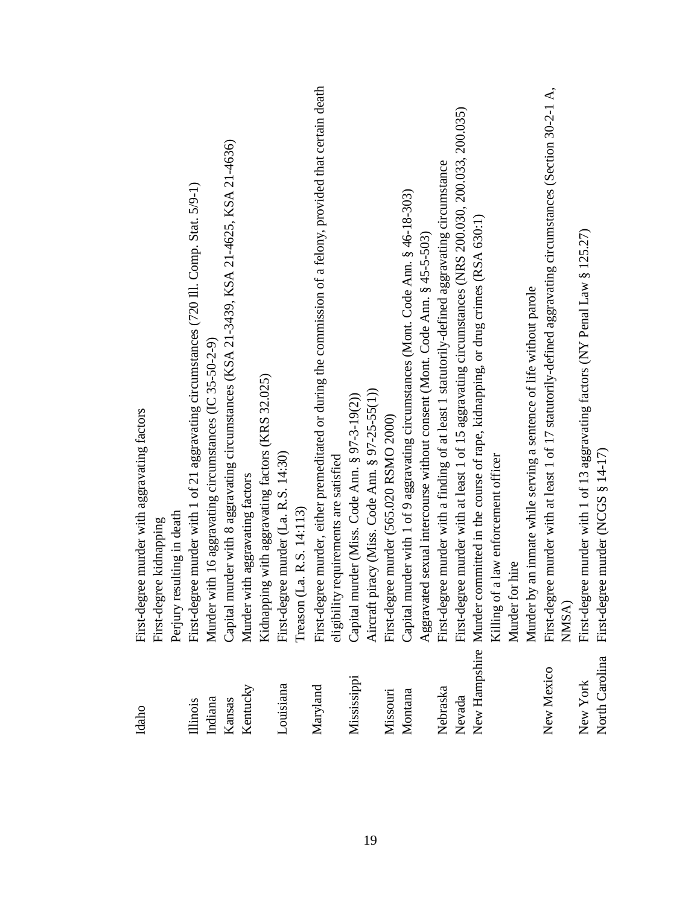| | |
|---|---|
| Idaho | First-degree murder with aggravating factors |
| | First-degree kidnapping |
| | Perjury resulting in death |
| Illinois | First-degree murder with 1 of 21 aggravating circumstances (720 Ill. Comp. Stat. 5/9-1) |
| Indiana | Murder with 16 aggravating circumstances (IC 35-50-2-9) |
| Kansas | Capital murder with 8 aggravating circumstances (KSA 21-3439, KSA 21-4625, KSA 21-4636) |
| Kentucky | Murder with aggravating factors |
| | Kidnapping with aggravating factors (KRS 32.025) |
| Louisiana | First-degree murder (La. R.S. 14:30) |
| | Treason (La. R.S. 14:113) |
| Maryland | First-degree murder, either premeditated or during the commission of a felony, provided that certain death eligibility requirements are satisfied |
| Mississippi | Capital murder (Miss. Code Ann. § 97-3-19(2)) |
| | Aircraft piracy (Miss. Code Ann. § 97-25-55(1)) |
| Missouri | First-degree murder (565.020 RSMO 2000) |
| Montana | Capital murder with 1 of 9 aggravating circumstances (Mont. Code Ann. § 46-18-303) |
| | Aggravated sexual intercourse without consent (Mont. Code Ann. § 45-5-503) |
| Nebraska | First-degree murder with a finding of at least 1 statutorily-defined aggravating circumstance |
| Nevada | First-degree murder with at least 1 of 15 aggravating circumstances (NRS 200.030, 200.033, 200.035) |
| New Hampshire | Murder committed in the course of rape, kidnapping, or drug crimes (RSA 630:1) |
| | Killing of a law enforcement officer |
| | Murder for hire |
| | Murder by an inmate while serving a sentence of life without parole |
| New Mexico | First-degree murder with at least 1 of 17 statutorily-defined aggravating circumstances (Section 30-2-1 A, NMSA) |
| New York | First-degree murder with 1 of 13 aggravating factors (NY Penal Law § 125.27) |
| North Carolina | First-degree murder (NCGS § 14-17) |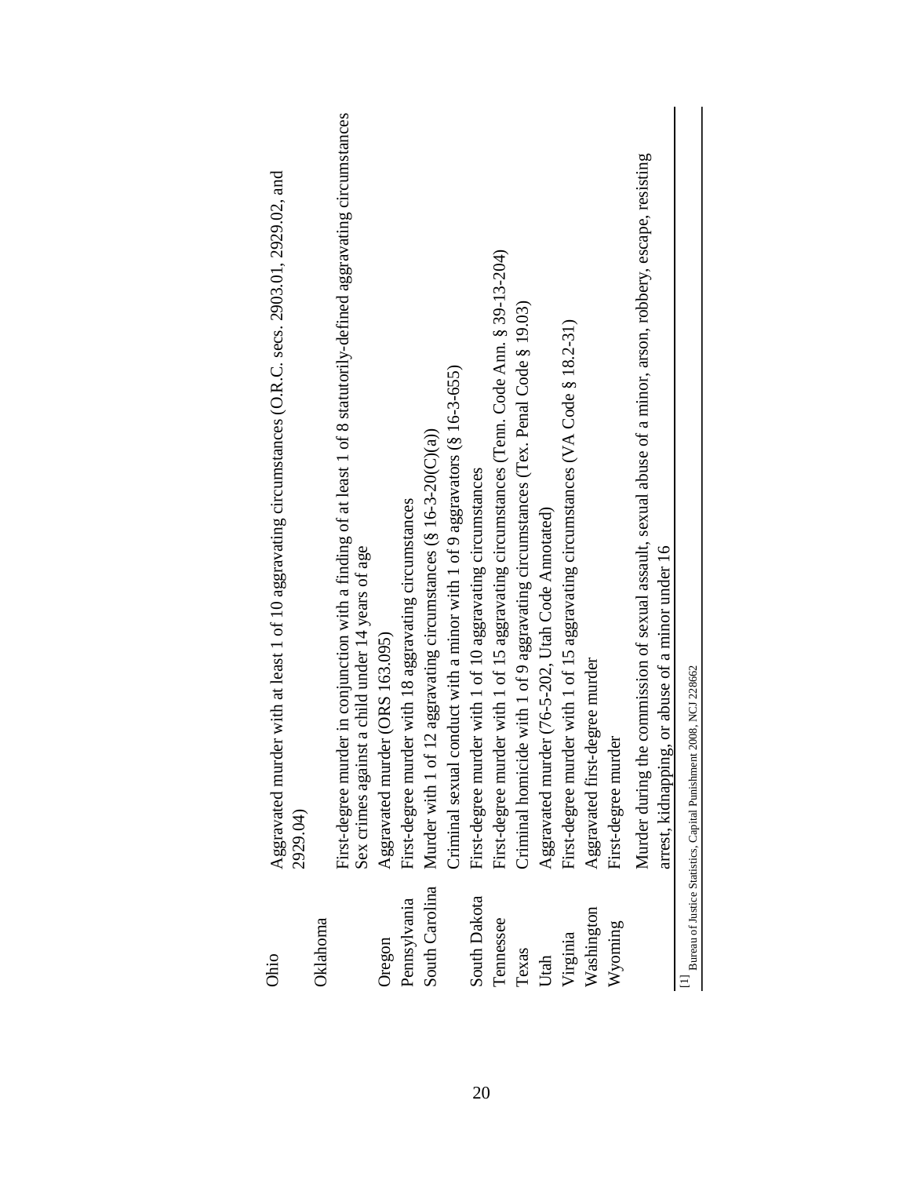| | |
|---|---|
| Ohio | Aggravated murder with at least 1 of 10 aggravating circumstances (O.R.C. secs. 2903.01, 2929.02, and 2929.04) |
| Oklahoma | First-degree murder in conjunction with a finding of at least 1 of 8 statutorily-defined aggravating circumstances |
| | Sex crimes against a child under 14 years of age |
| Oregon | Aggravated murder (ORS 163.095) |
| Pennsylvania | First-degree murder with 18 aggravating circumstances |
| South Carolina | Murder with 1 of 12 aggravating circumstances (§ 16-3-20(C)(a)) |
| | Criminal sexual conduct with a minor with 1 of 9 aggravators (§ 16-3-655) |
| South Dakota | First-degree murder with 1 of 10 aggravating circumstances |
| Tennessee | First-degree murder with 1 of 15 aggravating circumstances (Tenn. Code Ann. § 39-13-204) |
| Texas | Criminal homicide with 1 of 9 aggravating circumstances (Tex. Penal Code § 19.03) |
| Utah | Aggravated murder (76-5-202, Utah Code Annotated) |
| Virginia | First-degree murder with 1 of 15 aggravating circumstances (VA Code § 18.2-31) |
| Washington | Aggravated first-degree murder |
| Wyoming | First-degree murder |
| | Murder during the commission of sexual assault, sexual abuse of a minor, arson, robbery, escape, resisting arrest, kidnapping, or abuse of a minor under 16 |

[1] Bureau of Justice Statistics, Capital Punishment 2008, NCJ 228662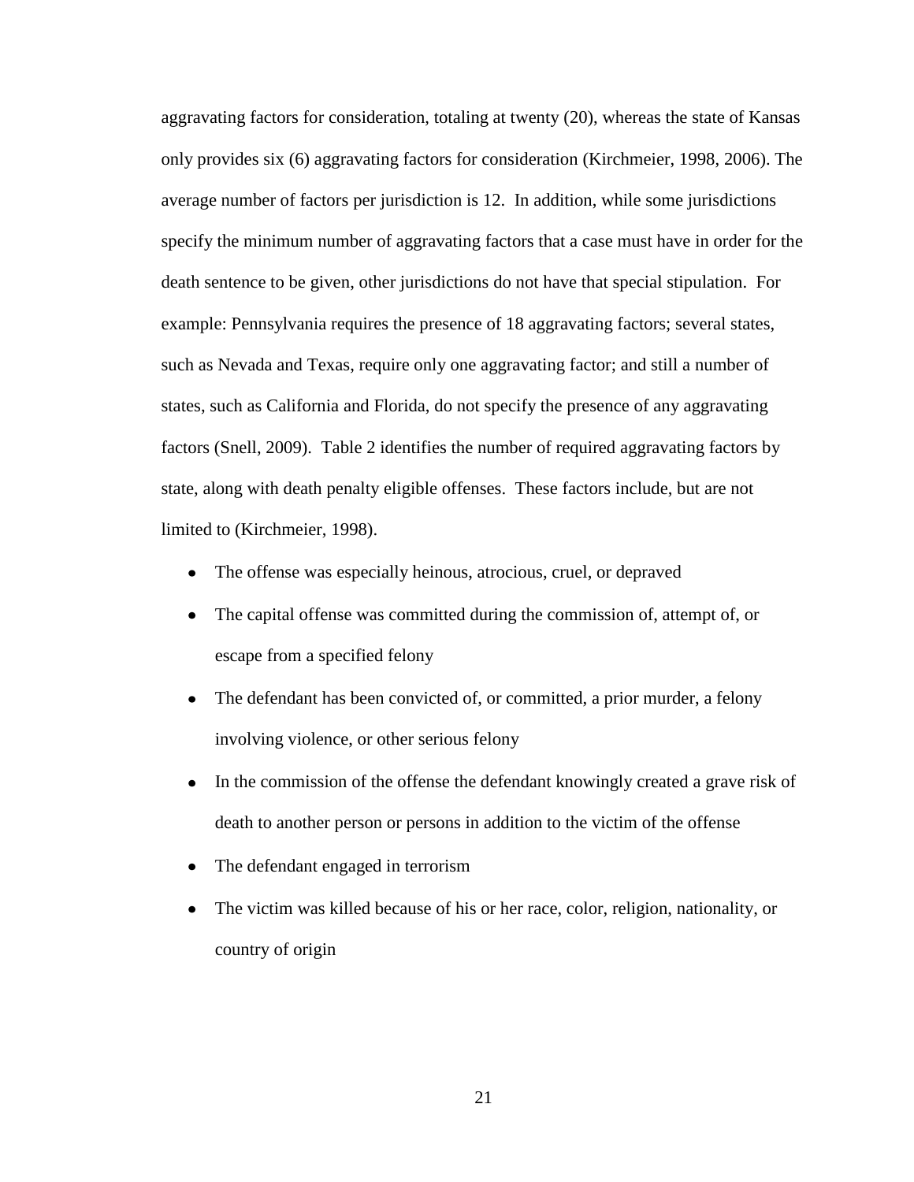aggravating factors for consideration, totaling at twenty (20), whereas the state of Kansas only provides six (6) aggravating factors for consideration (Kirchmeier, 1998, 2006). The average number of factors per jurisdiction is 12. In addition, while some jurisdictions specify the minimum number of aggravating factors that a case must have in order for the death sentence to be given, other jurisdictions do not have that special stipulation. For example: Pennsylvania requires the presence of 18 aggravating factors; several states, such as Nevada and Texas, require only one aggravating factor; and still a number of states, such as California and Florida, do not specify the presence of any aggravating factors (Snell, 2009). Table 2 identifies the number of required aggravating factors by state, along with death penalty eligible offenses. These factors include, but are not limited to (Kirchmeier, 1998).

- The offense was especially heinous, atrocious, cruel, or depraved
- The capital offense was committed during the commission of, attempt of, or escape from a specified felony
- The defendant has been convicted of, or committed, a prior murder, a felony involving violence, or other serious felony
- In the commission of the offense the defendant knowingly created a grave risk of death to another person or persons in addition to the victim of the offense
- The defendant engaged in terrorism
- The victim was killed because of his or her race, color, religion, nationality, or country of origin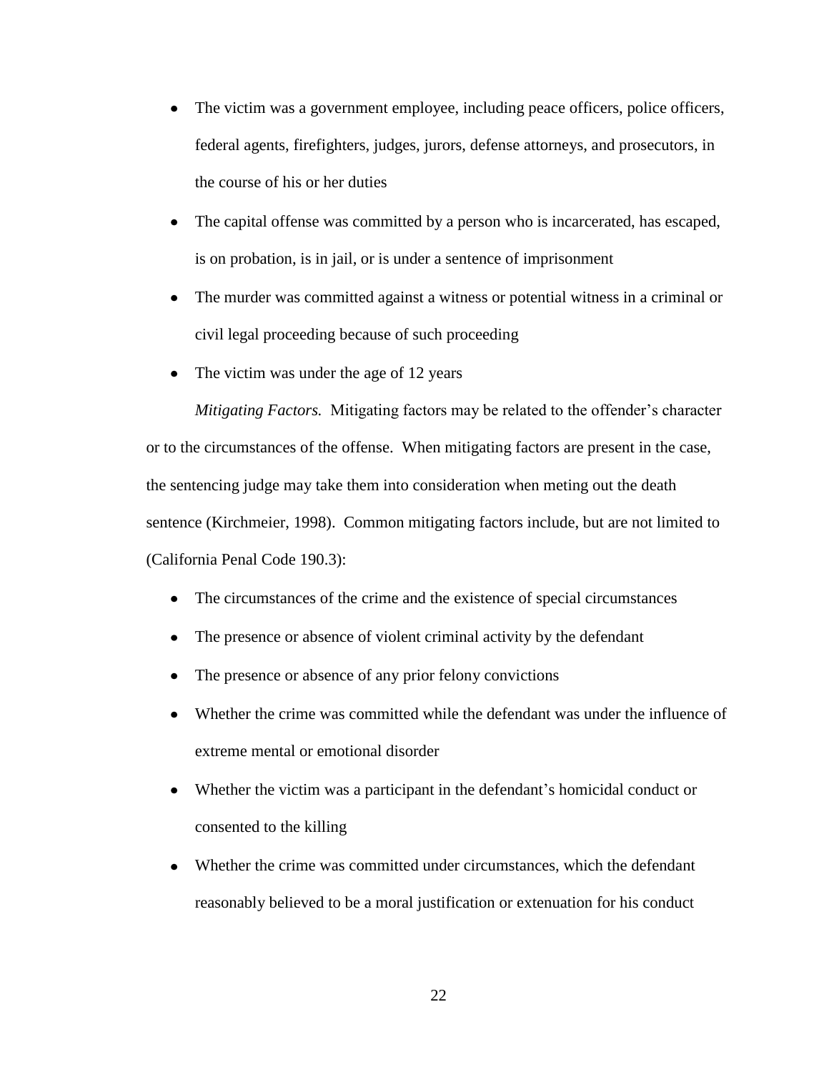- The victim was a government employee, including peace officers, police officers, federal agents, firefighters, judges, jurors, defense attorneys, and prosecutors, in the course of his or her duties
- The capital offense was committed by a person who is incarcerated, has escaped, is on probation, is in jail, or is under a sentence of imprisonment
- The murder was committed against a witness or potential witness in a criminal or civil legal proceeding because of such proceeding
- The victim was under the age of 12 years

*Mitigating Factors.* Mitigating factors may be related to the offender's character or to the circumstances of the offense. When mitigating factors are present in the case, the sentencing judge may take them into consideration when meting out the death sentence (Kirchmeier, 1998). Common mitigating factors include, but are not limited to (California Penal Code 190.3):

- The circumstances of the crime and the existence of special circumstances
- The presence or absence of violent criminal activity by the defendant
- The presence or absence of any prior felony convictions
- Whether the crime was committed while the defendant was under the influence of extreme mental or emotional disorder
- Whether the victim was a participant in the defendant's homicidal conduct or consented to the killing
- Whether the crime was committed under circumstances, which the defendant reasonably believed to be a moral justification or extenuation for his conduct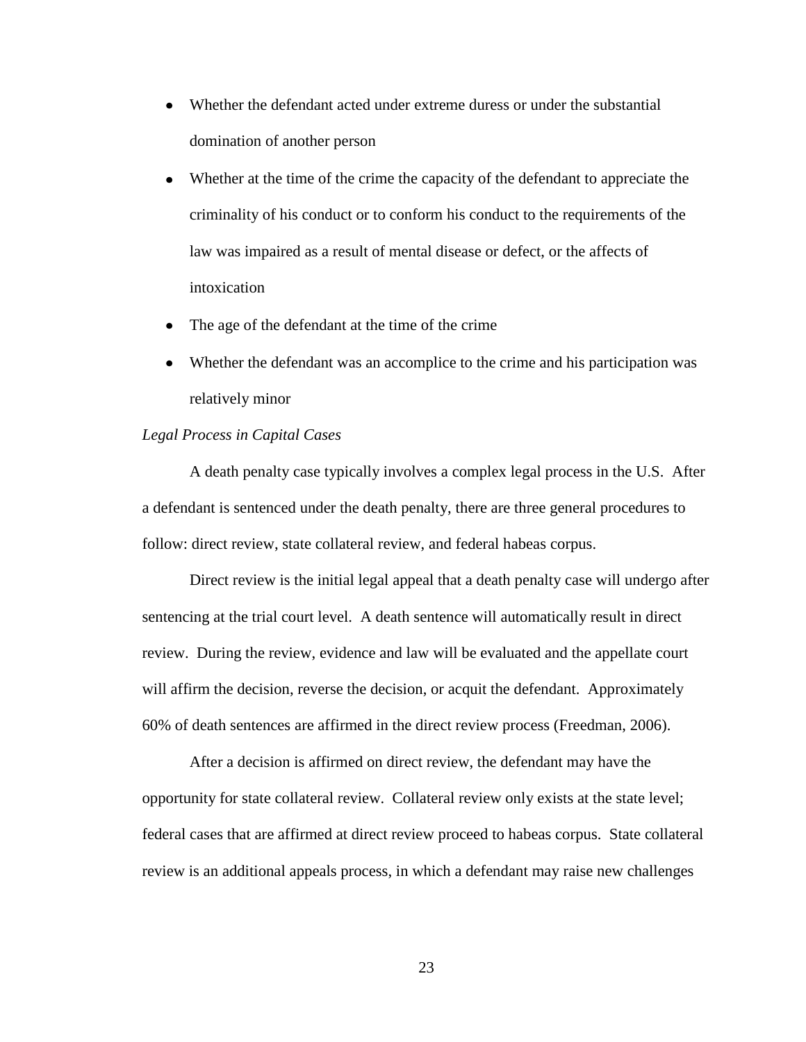- Whether the defendant acted under extreme duress or under the substantial domination of another person
- Whether at the time of the crime the capacity of the defendant to appreciate the criminality of his conduct or to conform his conduct to the requirements of the law was impaired as a result of mental disease or defect, or the affects of intoxication
- The age of the defendant at the time of the crime
- Whether the defendant was an accomplice to the crime and his participation was relatively minor

*Legal Process in Capital Cases*

A death penalty case typically involves a complex legal process in the U.S. After a defendant is sentenced under the death penalty, there are three general procedures to follow: direct review, state collateral review, and federal habeas corpus.

Direct review is the initial legal appeal that a death penalty case will undergo after sentencing at the trial court level. A death sentence will automatically result in direct review. During the review, evidence and law will be evaluated and the appellate court will affirm the decision, reverse the decision, or acquit the defendant. Approximately 60% of death sentences are affirmed in the direct review process (Freedman, 2006).

After a decision is affirmed on direct review, the defendant may have the opportunity for state collateral review. Collateral review only exists at the state level; federal cases that are affirmed at direct review proceed to habeas corpus. State collateral review is an additional appeals process, in which a defendant may raise new challenges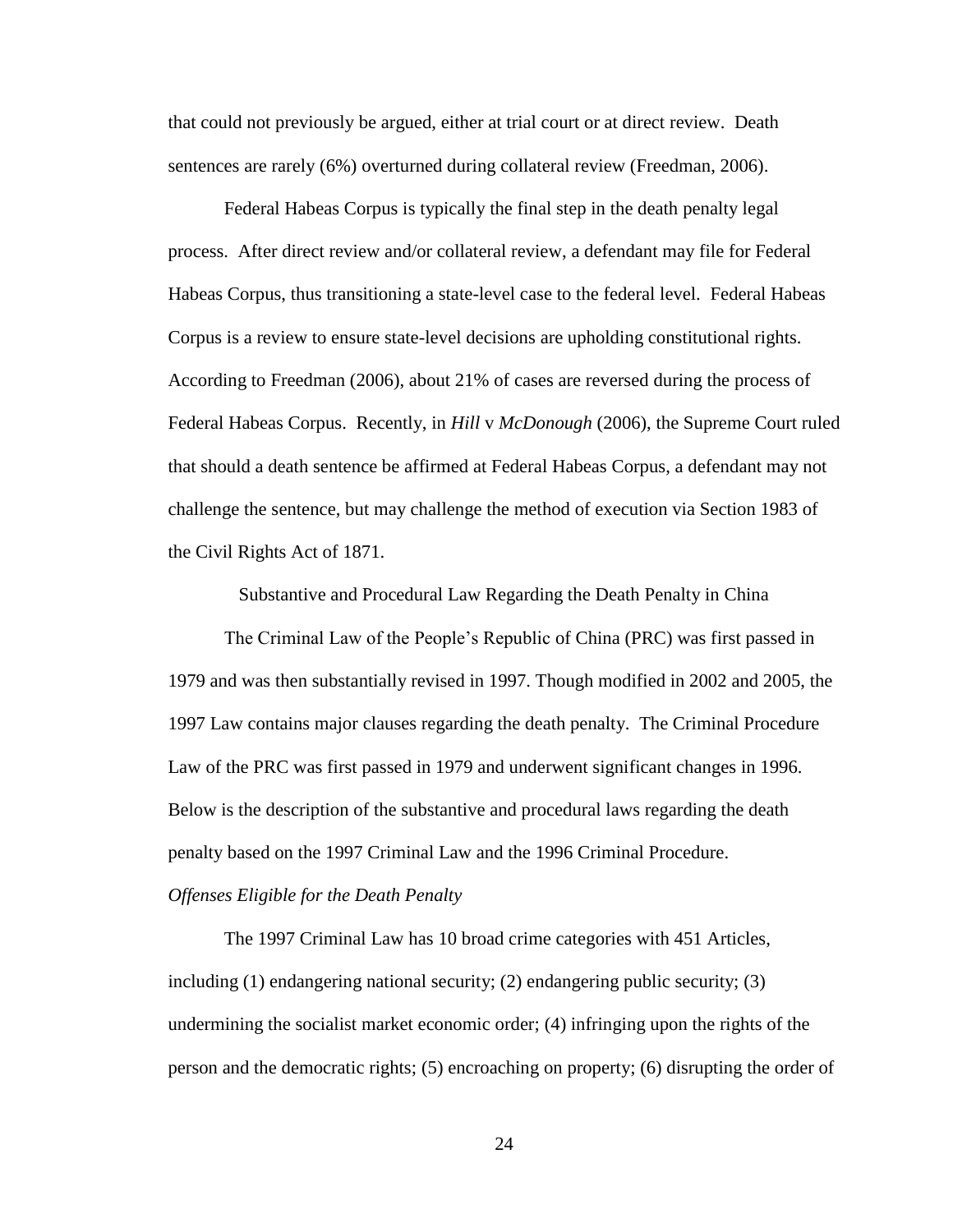that could not previously be argued, either at trial court or at direct review. Death sentences are rarely (6%) overturned during collateral review (Freedman, 2006).

Federal Habeas Corpus is typically the final step in the death penalty legal process. After direct review and/or collateral review, a defendant may file for Federal Habeas Corpus, thus transitioning a state-level case to the federal level. Federal Habeas Corpus is a review to ensure state-level decisions are upholding constitutional rights. According to Freedman (2006), about 21% of cases are reversed during the process of Federal Habeas Corpus. Recently, in *Hill* v *McDonough* (2006), the Supreme Court ruled that should a death sentence be affirmed at Federal Habeas Corpus, a defendant may not challenge the sentence, but may challenge the method of execution via Section 1983 of the Civil Rights Act of 1871.

## Substantive and Procedural Law Regarding the Death Penalty in China

The Criminal Law of the People's Republic of China (PRC) was first passed in 1979 and was then substantially revised in 1997. Though modified in 2002 and 2005, the 1997 Law contains major clauses regarding the death penalty. The Criminal Procedure Law of the PRC was first passed in 1979 and underwent significant changes in 1996. Below is the description of the substantive and procedural laws regarding the death penalty based on the 1997 Criminal Law and the 1996 Criminal Procedure.

### *Offenses Eligible for the Death Penalty*

The 1997 Criminal Law has 10 broad crime categories with 451 Articles, including (1) endangering national security; (2) endangering public security; (3) undermining the socialist market economic order; (4) infringing upon the rights of the person and the democratic rights; (5) encroaching on property; (6) disrupting the order of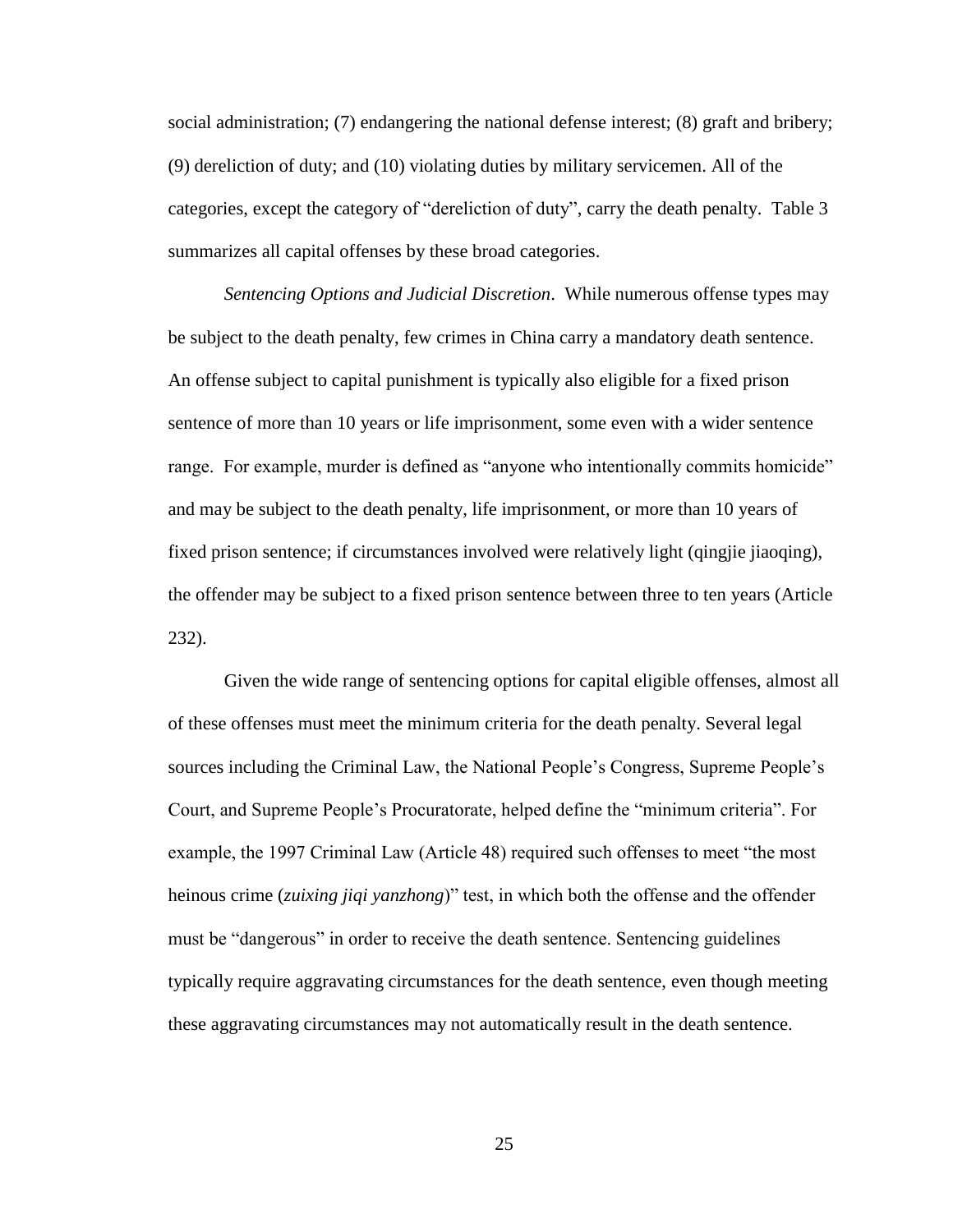social administration; (7) endangering the national defense interest; (8) graft and bribery; (9) dereliction of duty; and (10) violating duties by military servicemen. All of the categories, except the category of "dereliction of duty", carry the death penalty. Table 3 summarizes all capital offenses by these broad categories.

*Sentencing Options and Judicial Discretion*. While numerous offense types may be subject to the death penalty, few crimes in China carry a mandatory death sentence. An offense subject to capital punishment is typically also eligible for a fixed prison sentence of more than 10 years or life imprisonment, some even with a wider sentence range. For example, murder is defined as "anyone who intentionally commits homicide" and may be subject to the death penalty, life imprisonment, or more than 10 years of fixed prison sentence; if circumstances involved were relatively light (qingjie jiaoqing), the offender may be subject to a fixed prison sentence between three to ten years (Article 232).

Given the wide range of sentencing options for capital eligible offenses, almost all of these offenses must meet the minimum criteria for the death penalty. Several legal sources including the Criminal Law, the National People's Congress, Supreme People's Court, and Supreme People's Procuratorate, helped define the "minimum criteria". For example, the 1997 Criminal Law (Article 48) required such offenses to meet "the most heinous crime (*zuixing jiqi yanzhong*)" test, in which both the offense and the offender must be "dangerous" in order to receive the death sentence. Sentencing guidelines typically require aggravating circumstances for the death sentence, even though meeting these aggravating circumstances may not automatically result in the death sentence.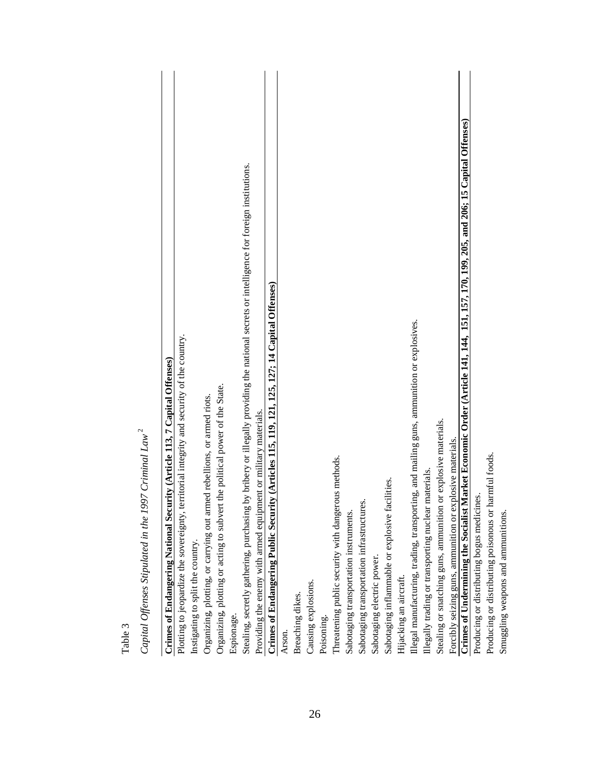Table 3

*Capital Offenses Stipulated in the 1997 Criminal Law*[2]

| **Crimes of Endangering National Security (Article 113, 7 Capital Offenses)** |
|---|
| Plotting to jeopardize the sovereignty, territorial integrity and security of the country. |
| Instigating to split the country. |
| Organizing, plotting, or carrying out armed rebellions, or armed riots. |
| Organizing, plotting or acting to subvert the political power of the State. |
| Espionage. |
| Stealing, secretly gathering, purchasing by bribery or illegally providing the national secrets or intelligence for foreign institutions. |
| Providing the enemy with armed equipment or military materials. |
| **Crimes of Endangering Public Security (Articles 115, 119, 121, 125, 127; 14 Capital Offenses)** |
| Arson. |
| Breaching dikes. |
| Causing explosions. |
| Poisoning. |
| Threatening public security with dangerous methods. |
| Sabotaging transportation instruments. |
| Sabotaging transportation infrastructures. |
| Sabotaging electric power. |
| Sabotaging inflammable or explosive facilities. |
| Hijacking an aircraft. |
| Illegal manufacturing, trading, transporting, and mailing guns, ammunition or explosives. |
| Illegally trading or transporting nuclear materials. |
| Stealing or snatching guns, ammunition or explosive materials. |
| Forcibly seizing guns, ammunition or explosive materials. |
| **Crimes of Undermining the Socialist Market Economic Order (Article 141, 144, 151, 157, 170, 199, 205, and 206; 15 Capital Offenses)** |
| Producing or distributing bogus medicines. |
| Producing or distributing poisonous or harmful foods. |
| Smuggling weapons and ammunitions. |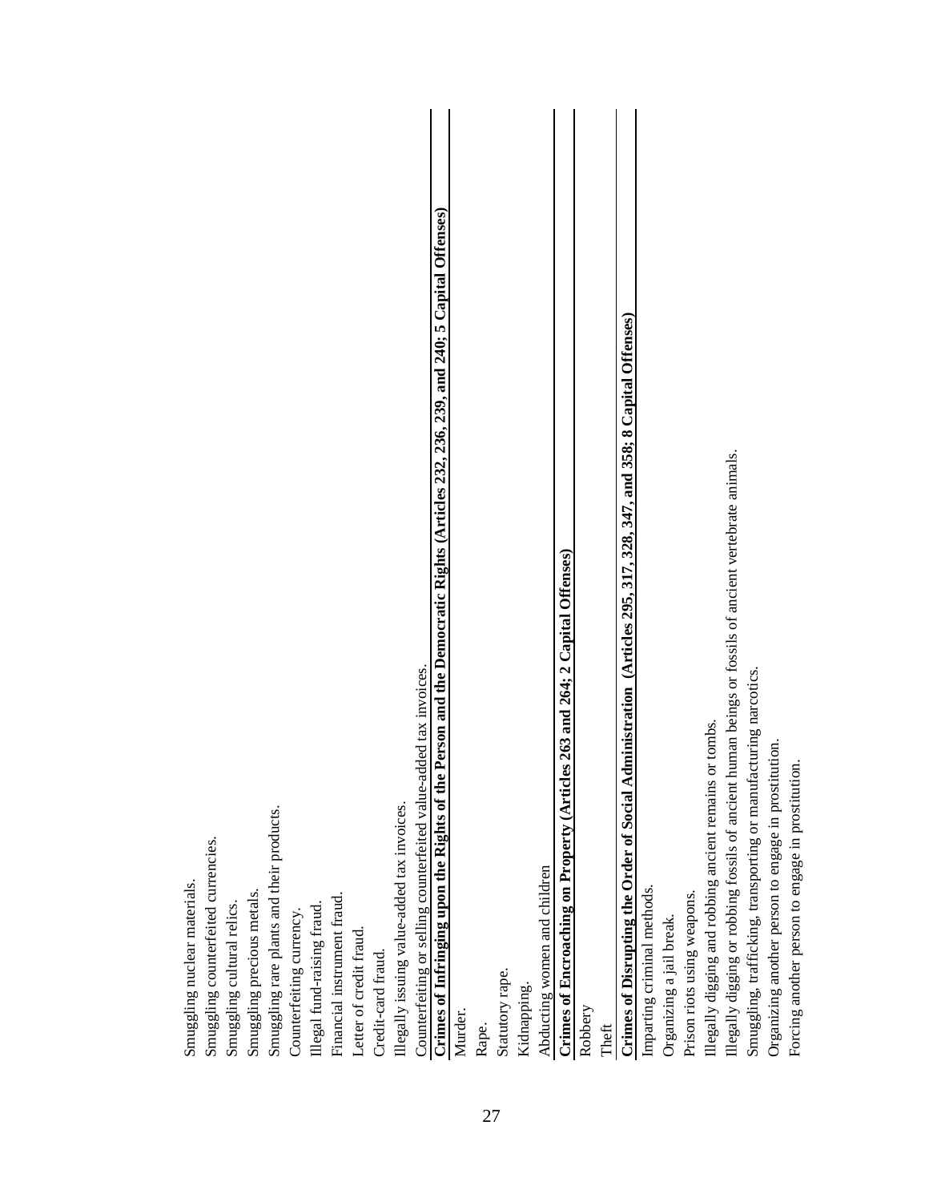Smuggling nuclear materials.
Smuggling counterfeited currencies.
Smuggling cultural relics.
Smuggling precious metals.
Smuggling rare plants and their products.
Counterfeiting currency.
Illegal fund-raising fraud.
Financial instrument fraud.
Letter of credit fraud.
Credit-card fraud.
Illegally issuing value-added tax invoices.
Counterfeiting or selling counterfeited value-added tax invoices.

**Crimes of Infringing upon the Rights of the Person and the Democratic Rights (Articles 232, 236, 239, and 240; 5 Capital Offenses)**

Murder.
Rape.
Statutory rape.
Kidnapping.
Abducting women and children

**Crimes of Encroaching on Property (Articles 263 and 264; 2 Capital Offenses)**

Robbery
Theft

**Crimes of Disrupting the Order of Social Administration (Articles 295, 317, 328, 347, and 358; 8 Capital Offenses)**

Imparting criminal methods.
Organizing a jail break.
Prison riots using weapons.
Illegally digging and robbing ancient remains or tombs.
Illegally digging or robbing fossils of ancient human beings or fossils of ancient vertebrate animals.
Smuggling, trafficking, transporting or manufacturing narcotics.
Organizing another person to engage in prostitution.
Forcing another person to engage in prostitution.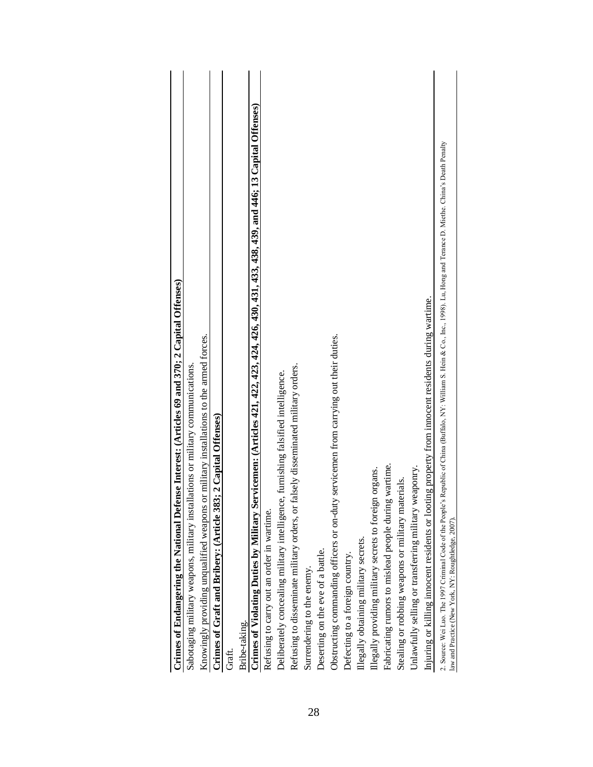| **Crimes of Endangering the National Defense Interest: (Articles 69 and 370; 2 Capital Offenses)** |
|---|
| Sabotaging military weapons, military installations or military communications. |
| Knowingly providing unqualified weapons or military installations to the armed forces. |
| **Crimes of Graft and Bribery: (Article 383; 2 Capital Offenses)** |
| Graft. |
| Bribe-taking. |
| **Crimes of Violating Duties by Military Servicemen: (Articles 421, 422, 423, 424, 426, 430, 431, 433, 438, 439, and 446; 13 Capital Offenses)** |
| Refusing to carry out an order in wartime. |
| Deliberately concealing military intelligence, furnishing falsified intelligence. |
| Refusing to disseminate military orders, or falsely disseminated military orders. |
| Surrendering to the enemy. |
| Deserting on the eve of a battle. |
| Obstructing commanding officers or on-duty servicemen from carrying out their duties. |
| Defecting to a foreign country. |
| Illegally obtaining military secrets. |
| Illegally providing military secrets to foreign organs. |
| Fabricating rumors to mislead people during wartime. |
| Stealing or robbing weapons or military materials. |
| Unlawfully selling or transferring military weaponry. |
| Injuring or killing innocent residents or looting property from innocent residents during wartime. |

2. Source: Wei Luo. The 1997 Criminal Code of the People's Republic of China (Buffalo, NY: William S. Hein & Co., Inc., 1998). Lu, Hong and Terance D. Miethe. China's Death Penalty law and Practice (New York, NY: Roughtledge, 2007).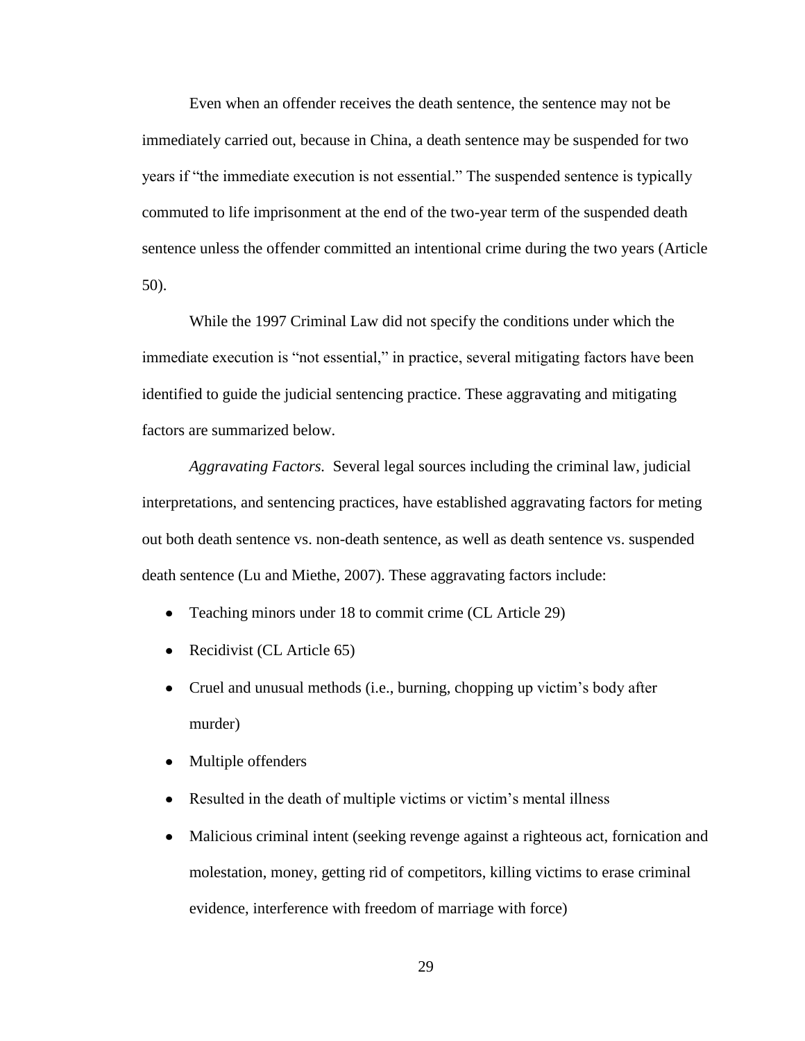Even when an offender receives the death sentence, the sentence may not be immediately carried out, because in China, a death sentence may be suspended for two years if "the immediate execution is not essential." The suspended sentence is typically commuted to life imprisonment at the end of the two-year term of the suspended death sentence unless the offender committed an intentional crime during the two years (Article 50).

While the 1997 Criminal Law did not specify the conditions under which the immediate execution is "not essential," in practice, several mitigating factors have been identified to guide the judicial sentencing practice. These aggravating and mitigating factors are summarized below.

*Aggravating Factors.* Several legal sources including the criminal law, judicial interpretations, and sentencing practices, have established aggravating factors for meting out both death sentence vs. non-death sentence, as well as death sentence vs. suspended death sentence (Lu and Miethe, 2007). These aggravating factors include:

- Teaching minors under 18 to commit crime (CL Article 29)
- Recidivist (CL Article 65)
- Cruel and unusual methods (i.e., burning, chopping up victim's body after murder)
- Multiple offenders
- Resulted in the death of multiple victims or victim's mental illness
- Malicious criminal intent (seeking revenge against a righteous act, fornication and molestation, money, getting rid of competitors, killing victims to erase criminal evidence, interference with freedom of marriage with force)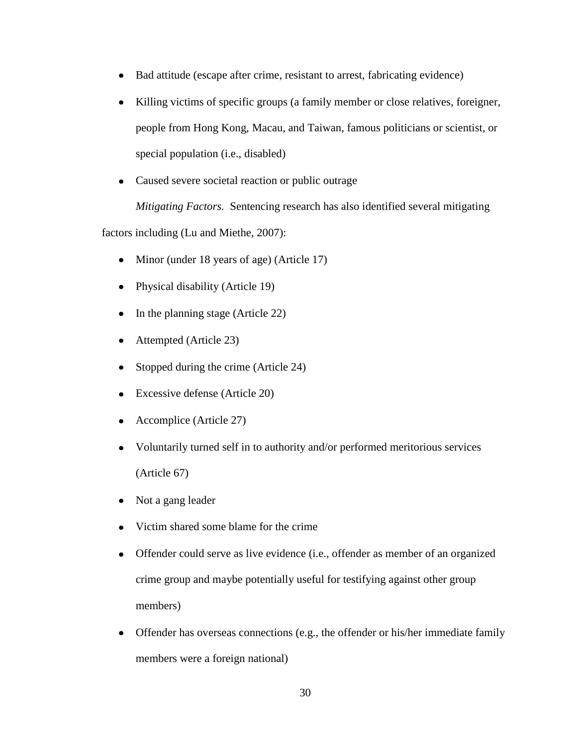- Bad attitude (escape after crime, resistant to arrest, fabricating evidence)
- Killing victims of specific groups (a family member or close relatives, foreigner, people from Hong Kong, Macau, and Taiwan, famous politicians or scientist, or special population (i.e., disabled)
- Caused severe societal reaction or public outrage

*Mitigating Factors.* Sentencing research has also identified several mitigating factors including (Lu and Miethe, 2007):

- Minor (under 18 years of age) (Article 17)
- Physical disability (Article 19)
- In the planning stage (Article 22)
- Attempted (Article 23)
- Stopped during the crime (Article 24)
- Excessive defense (Article 20)
- Accomplice (Article 27)
- Voluntarily turned self in to authority and/or performed meritorious services (Article 67)
- Not a gang leader
- Victim shared some blame for the crime
- Offender could serve as live evidence (i.e., offender as member of an organized crime group and maybe potentially useful for testifying against other group members)
- Offender has overseas connections (e.g., the offender or his/her immediate family members were a foreign national)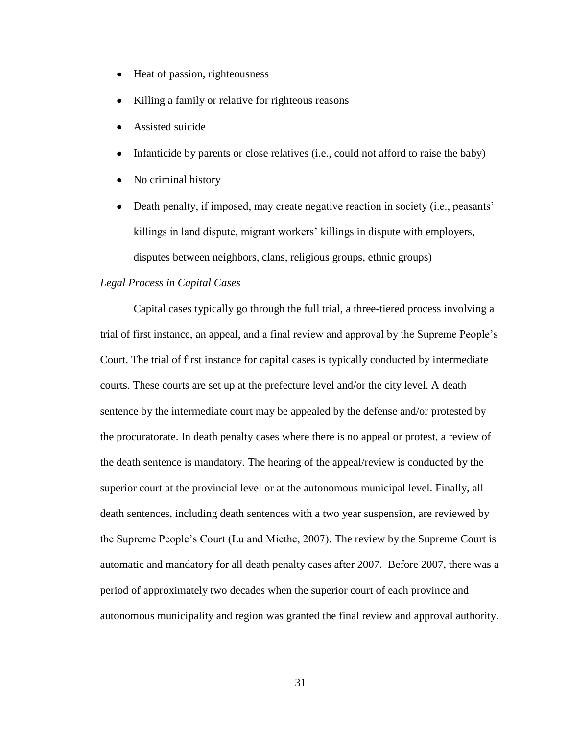- Heat of passion, righteousness
- Killing a family or relative for righteous reasons
- Assisted suicide
- Infanticide by parents or close relatives (i.e., could not afford to raise the baby)
- No criminal history
- Death penalty, if imposed, may create negative reaction in society (i.e., peasants' killings in land dispute, migrant workers' killings in dispute with employers, disputes between neighbors, clans, religious groups, ethnic groups)

*Legal Process in Capital Cases*

Capital cases typically go through the full trial, a three-tiered process involving a trial of first instance, an appeal, and a final review and approval by the Supreme People's Court. The trial of first instance for capital cases is typically conducted by intermediate courts. These courts are set up at the prefecture level and/or the city level. A death sentence by the intermediate court may be appealed by the defense and/or protested by the procuratorate. In death penalty cases where there is no appeal or protest, a review of the death sentence is mandatory. The hearing of the appeal/review is conducted by the superior court at the provincial level or at the autonomous municipal level. Finally, all death sentences, including death sentences with a two year suspension, are reviewed by the Supreme People's Court (Lu and Miethe, 2007). The review by the Supreme Court is automatic and mandatory for all death penalty cases after 2007. Before 2007, there was a period of approximately two decades when the superior court of each province and autonomous municipality and region was granted the final review and approval authority.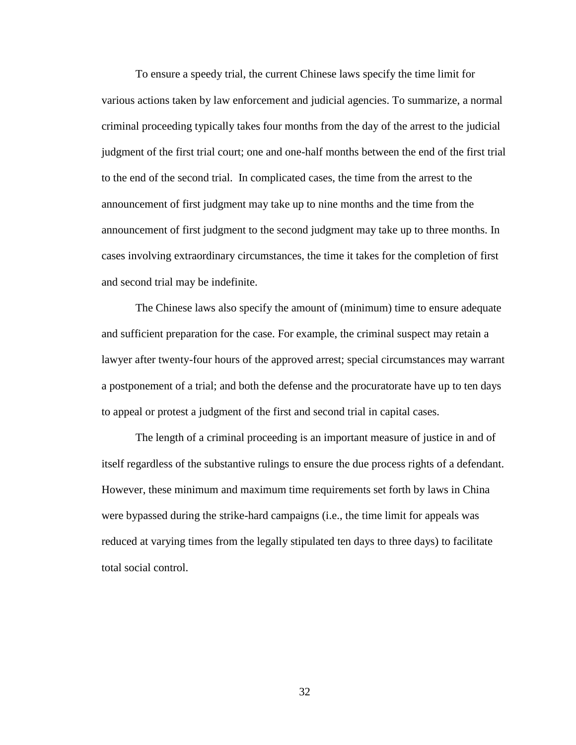To ensure a speedy trial, the current Chinese laws specify the time limit for various actions taken by law enforcement and judicial agencies. To summarize, a normal criminal proceeding typically takes four months from the day of the arrest to the judicial judgment of the first trial court; one and one-half months between the end of the first trial to the end of the second trial. In complicated cases, the time from the arrest to the announcement of first judgment may take up to nine months and the time from the announcement of first judgment to the second judgment may take up to three months. In cases involving extraordinary circumstances, the time it takes for the completion of first and second trial may be indefinite.

The Chinese laws also specify the amount of (minimum) time to ensure adequate and sufficient preparation for the case. For example, the criminal suspect may retain a lawyer after twenty-four hours of the approved arrest; special circumstances may warrant a postponement of a trial; and both the defense and the procuratorate have up to ten days to appeal or protest a judgment of the first and second trial in capital cases.

The length of a criminal proceeding is an important measure of justice in and of itself regardless of the substantive rulings to ensure the due process rights of a defendant. However, these minimum and maximum time requirements set forth by laws in China were bypassed during the strike-hard campaigns (i.e., the time limit for appeals was reduced at varying times from the legally stipulated ten days to three days) to facilitate total social control.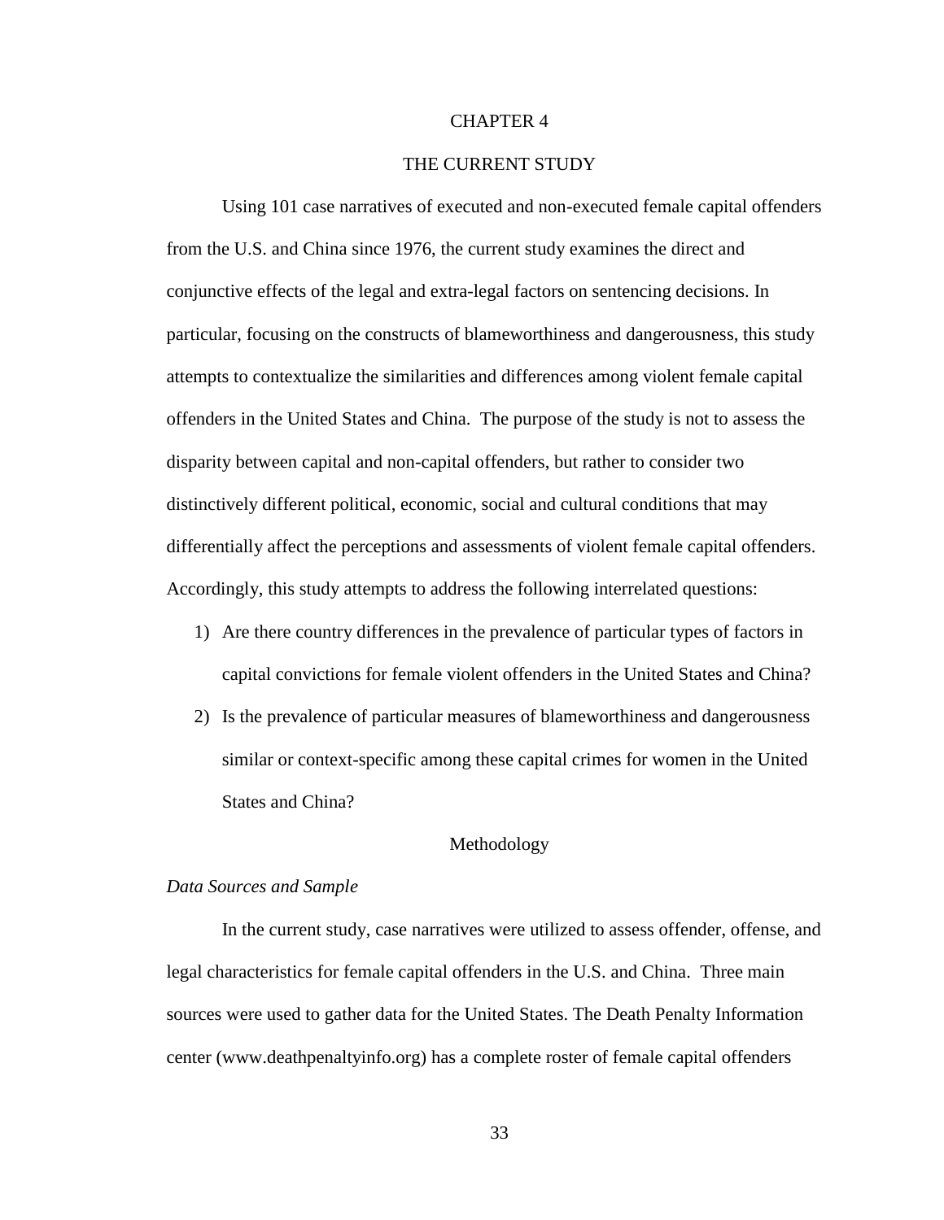# CHAPTER 4

# THE CURRENT STUDY

Using 101 case narratives of executed and non-executed female capital offenders from the U.S. and China since 1976, the current study examines the direct and conjunctive effects of the legal and extra-legal factors on sentencing decisions. In particular, focusing on the constructs of blameworthiness and dangerousness, this study attempts to contextualize the similarities and differences among violent female capital offenders in the United States and China. The purpose of the study is not to assess the disparity between capital and non-capital offenders, but rather to consider two distinctively different political, economic, social and cultural conditions that may differentially affect the perceptions and assessments of violent female capital offenders. Accordingly, this study attempts to address the following interrelated questions:

1) Are there country differences in the prevalence of particular types of factors in capital convictions for female violent offenders in the United States and China?
2) Is the prevalence of particular measures of blameworthiness and dangerousness similar or context-specific among these capital crimes for women in the United States and China?

## Methodology

### *Data Sources and Sample*

In the current study, case narratives were utilized to assess offender, offense, and legal characteristics for female capital offenders in the U.S. and China. Three main sources were used to gather data for the United States. The Death Penalty Information center (www.deathpenaltyinfo.org) has a complete roster of female capital offenders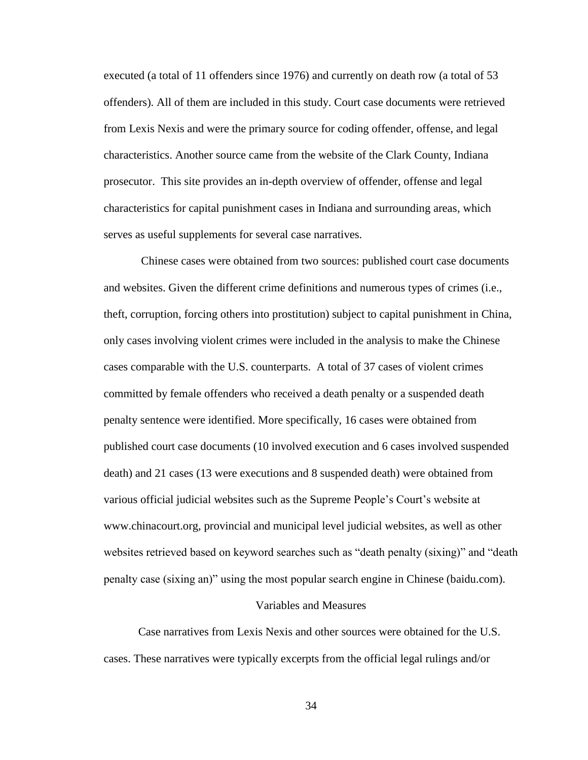executed (a total of 11 offenders since 1976) and currently on death row (a total of 53 offenders). All of them are included in this study. Court case documents were retrieved from Lexis Nexis and were the primary source for coding offender, offense, and legal characteristics. Another source came from the website of the Clark County, Indiana prosecutor. This site provides an in-depth overview of offender, offense and legal characteristics for capital punishment cases in Indiana and surrounding areas, which serves as useful supplements for several case narratives.

Chinese cases were obtained from two sources: published court case documents and websites. Given the different crime definitions and numerous types of crimes (i.e., theft, corruption, forcing others into prostitution) subject to capital punishment in China, only cases involving violent crimes were included in the analysis to make the Chinese cases comparable with the U.S. counterparts. A total of 37 cases of violent crimes committed by female offenders who received a death penalty or a suspended death penalty sentence were identified. More specifically, 16 cases were obtained from published court case documents (10 involved execution and 6 cases involved suspended death) and 21 cases (13 were executions and 8 suspended death) were obtained from various official judicial websites such as the Supreme People's Court's website at www.chinacourt.org, provincial and municipal level judicial websites, as well as other websites retrieved based on keyword searches such as "death penalty (sixing)" and "death penalty case (sixing an)" using the most popular search engine in Chinese (baidu.com).

## Variables and Measures

Case narratives from Lexis Nexis and other sources were obtained for the U.S. cases. These narratives were typically excerpts from the official legal rulings and/or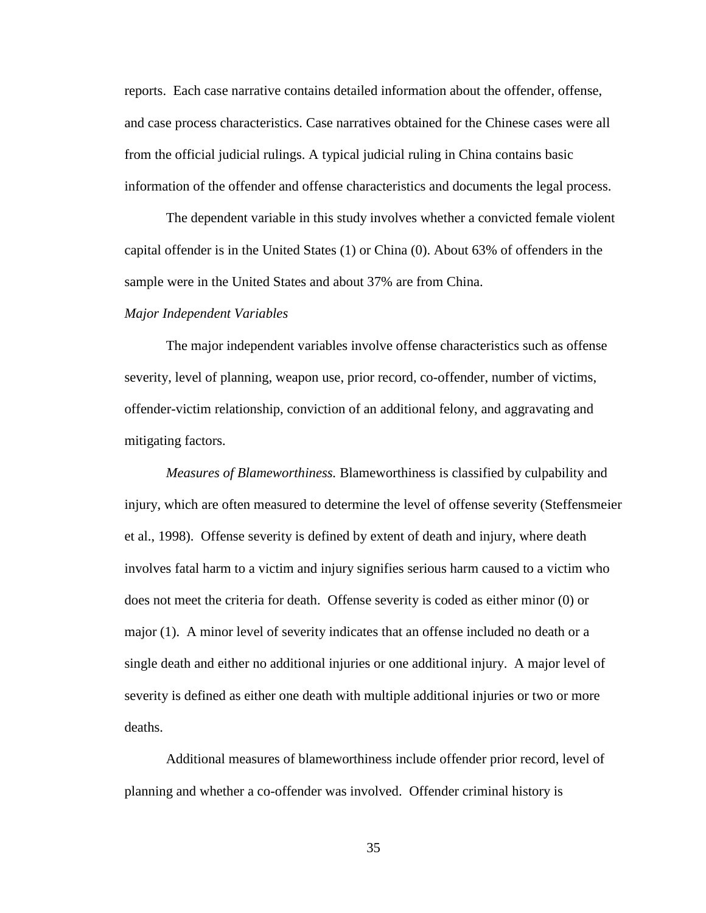reports. Each case narrative contains detailed information about the offender, offense, and case process characteristics. Case narratives obtained for the Chinese cases were all from the official judicial rulings. A typical judicial ruling in China contains basic information of the offender and offense characteristics and documents the legal process.

The dependent variable in this study involves whether a convicted female violent capital offender is in the United States (1) or China (0). About 63% of offenders in the sample were in the United States and about 37% are from China.

*Major Independent Variables*

The major independent variables involve offense characteristics such as offense severity, level of planning, weapon use, prior record, co-offender, number of victims, offender-victim relationship, conviction of an additional felony, and aggravating and mitigating factors.

*Measures of Blameworthiness.* Blameworthiness is classified by culpability and injury, which are often measured to determine the level of offense severity (Steffensmeier et al., 1998). Offense severity is defined by extent of death and injury, where death involves fatal harm to a victim and injury signifies serious harm caused to a victim who does not meet the criteria for death. Offense severity is coded as either minor (0) or major (1). A minor level of severity indicates that an offense included no death or a single death and either no additional injuries or one additional injury. A major level of severity is defined as either one death with multiple additional injuries or two or more deaths.

Additional measures of blameworthiness include offender prior record, level of planning and whether a co-offender was involved. Offender criminal history is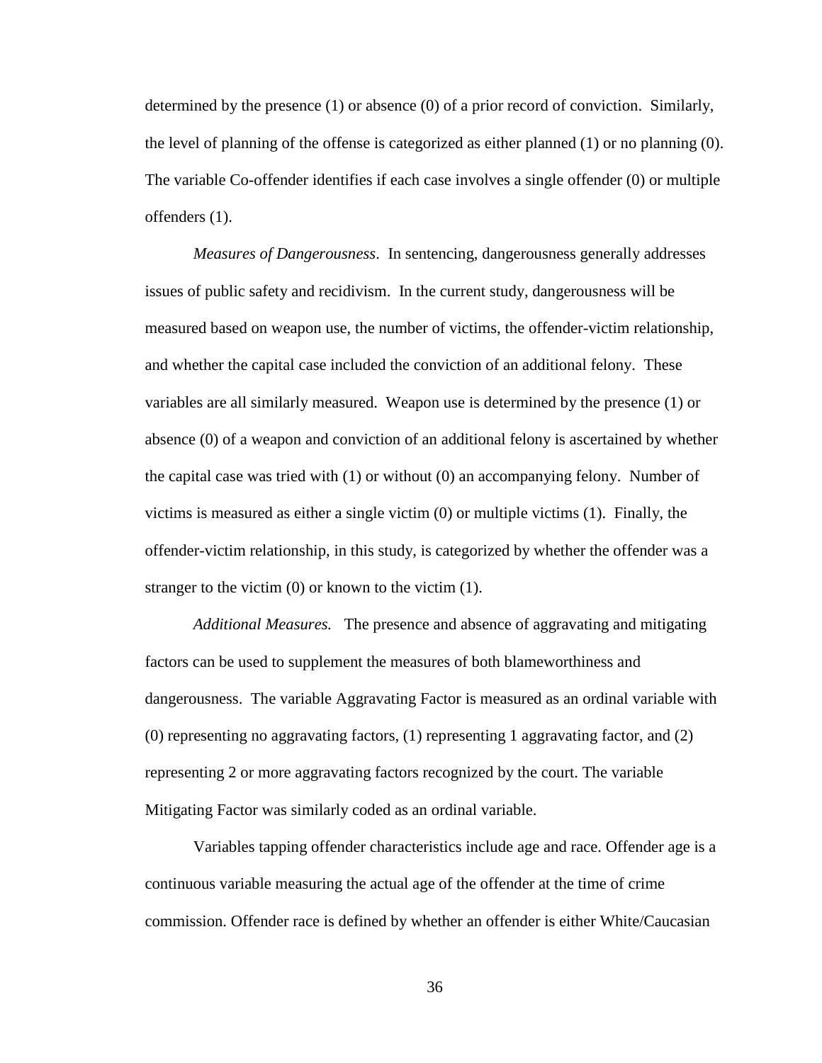determined by the presence (1) or absence (0) of a prior record of conviction. Similarly, the level of planning of the offense is categorized as either planned (1) or no planning (0). The variable Co-offender identifies if each case involves a single offender (0) or multiple offenders (1).

*Measures of Dangerousness*. In sentencing, dangerousness generally addresses issues of public safety and recidivism. In the current study, dangerousness will be measured based on weapon use, the number of victims, the offender-victim relationship, and whether the capital case included the conviction of an additional felony. These variables are all similarly measured. Weapon use is determined by the presence (1) or absence (0) of a weapon and conviction of an additional felony is ascertained by whether the capital case was tried with (1) or without (0) an accompanying felony. Number of victims is measured as either a single victim (0) or multiple victims (1). Finally, the offender-victim relationship, in this study, is categorized by whether the offender was a stranger to the victim (0) or known to the victim (1).

*Additional Measures.* The presence and absence of aggravating and mitigating factors can be used to supplement the measures of both blameworthiness and dangerousness. The variable Aggravating Factor is measured as an ordinal variable with (0) representing no aggravating factors, (1) representing 1 aggravating factor, and (2) representing 2 or more aggravating factors recognized by the court. The variable Mitigating Factor was similarly coded as an ordinal variable.

Variables tapping offender characteristics include age and race. Offender age is a continuous variable measuring the actual age of the offender at the time of crime commission. Offender race is defined by whether an offender is either White/Caucasian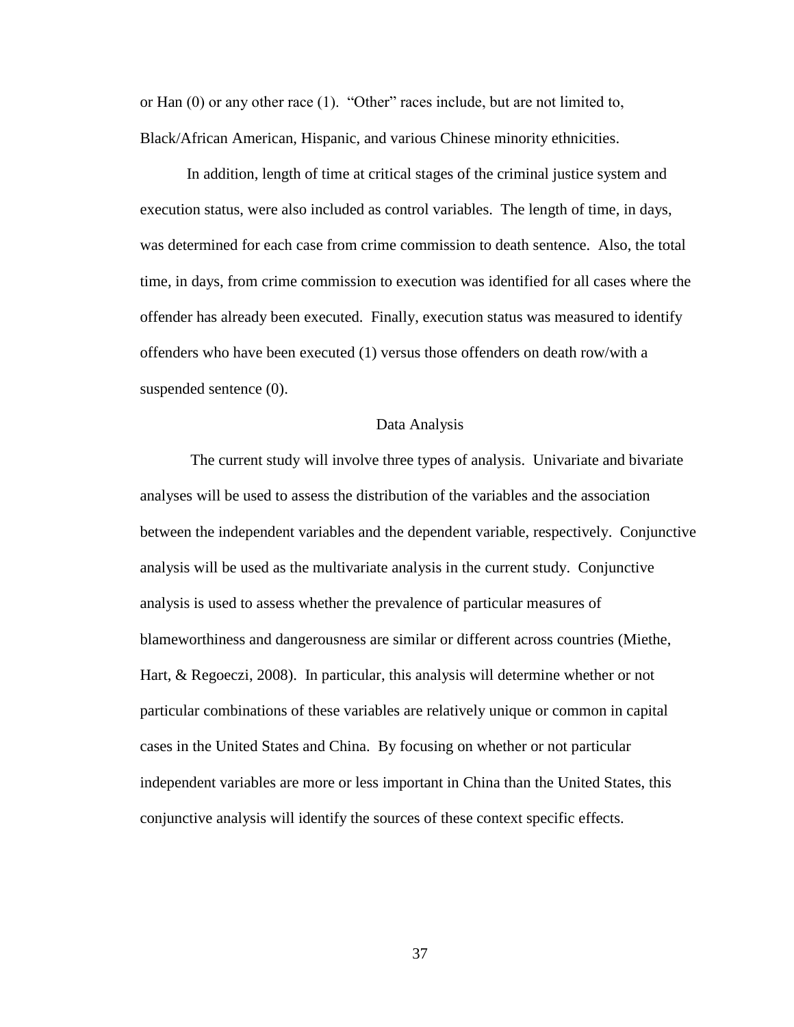or Han (0) or any other race (1). "Other" races include, but are not limited to, Black/African American, Hispanic, and various Chinese minority ethnicities.

In addition, length of time at critical stages of the criminal justice system and execution status, were also included as control variables. The length of time, in days, was determined for each case from crime commission to death sentence. Also, the total time, in days, from crime commission to execution was identified for all cases where the offender has already been executed. Finally, execution status was measured to identify offenders who have been executed (1) versus those offenders on death row/with a suspended sentence (0).

## Data Analysis

The current study will involve three types of analysis. Univariate and bivariate analyses will be used to assess the distribution of the variables and the association between the independent variables and the dependent variable, respectively. Conjunctive analysis will be used as the multivariate analysis in the current study. Conjunctive analysis is used to assess whether the prevalence of particular measures of blameworthiness and dangerousness are similar or different across countries (Miethe, Hart, & Regoeczi, 2008). In particular, this analysis will determine whether or not particular combinations of these variables are relatively unique or common in capital cases in the United States and China. By focusing on whether or not particular independent variables are more or less important in China than the United States, this conjunctive analysis will identify the sources of these context specific effects.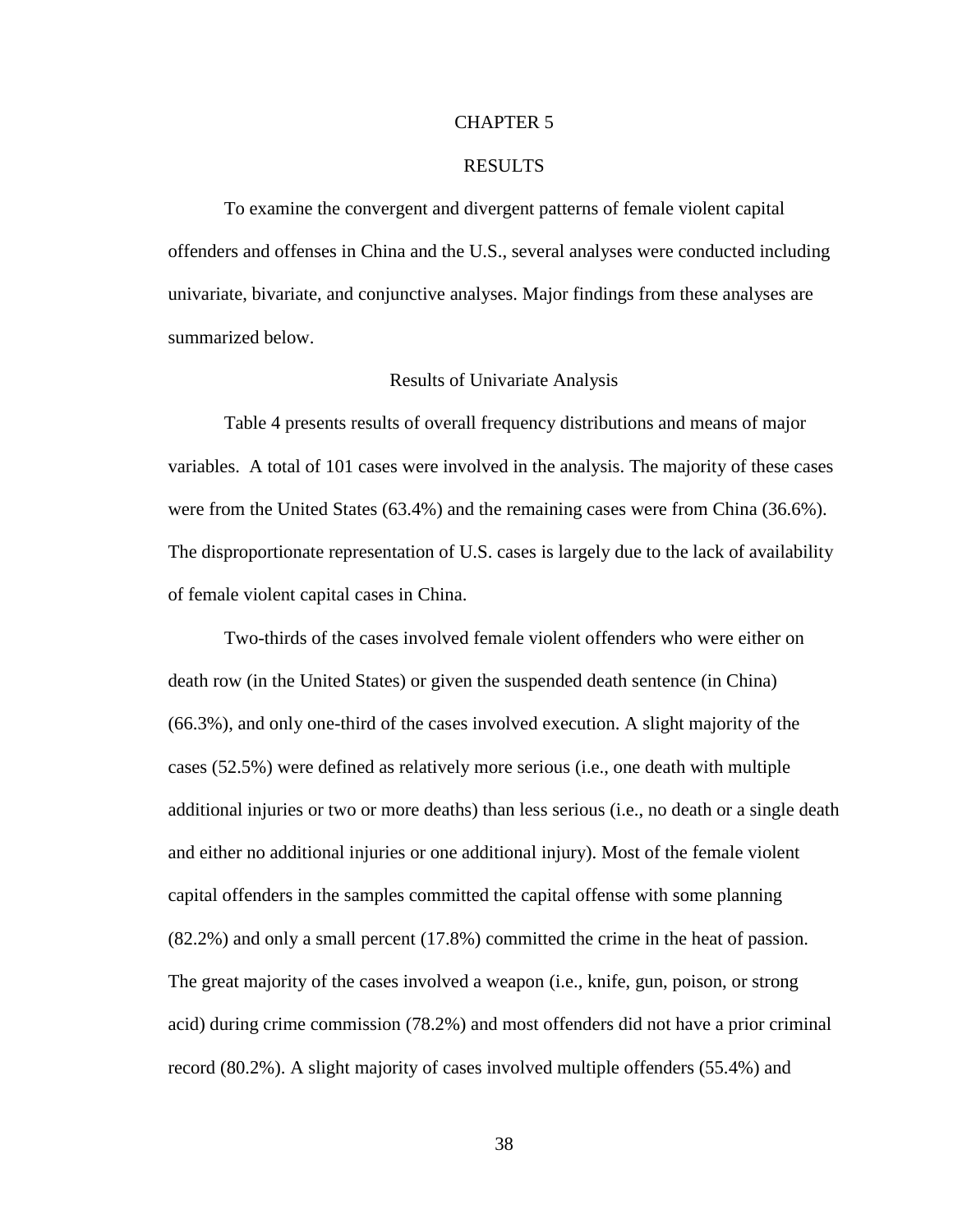# CHAPTER 5

# RESULTS

To examine the convergent and divergent patterns of female violent capital offenders and offenses in China and the U.S., several analyses were conducted including univariate, bivariate, and conjunctive analyses. Major findings from these analyses are summarized below.

## Results of Univariate Analysis

Table 4 presents results of overall frequency distributions and means of major variables. A total of 101 cases were involved in the analysis. The majority of these cases were from the United States (63.4%) and the remaining cases were from China (36.6%). The disproportionate representation of U.S. cases is largely due to the lack of availability of female violent capital cases in China.

Two-thirds of the cases involved female violent offenders who were either on death row (in the United States) or given the suspended death sentence (in China) (66.3%), and only one-third of the cases involved execution. A slight majority of the cases (52.5%) were defined as relatively more serious (i.e., one death with multiple additional injuries or two or more deaths) than less serious (i.e., no death or a single death and either no additional injuries or one additional injury). Most of the female violent capital offenders in the samples committed the capital offense with some planning (82.2%) and only a small percent (17.8%) committed the crime in the heat of passion. The great majority of the cases involved a weapon (i.e., knife, gun, poison, or strong acid) during crime commission (78.2%) and most offenders did not have a prior criminal record (80.2%). A slight majority of cases involved multiple offenders (55.4%) and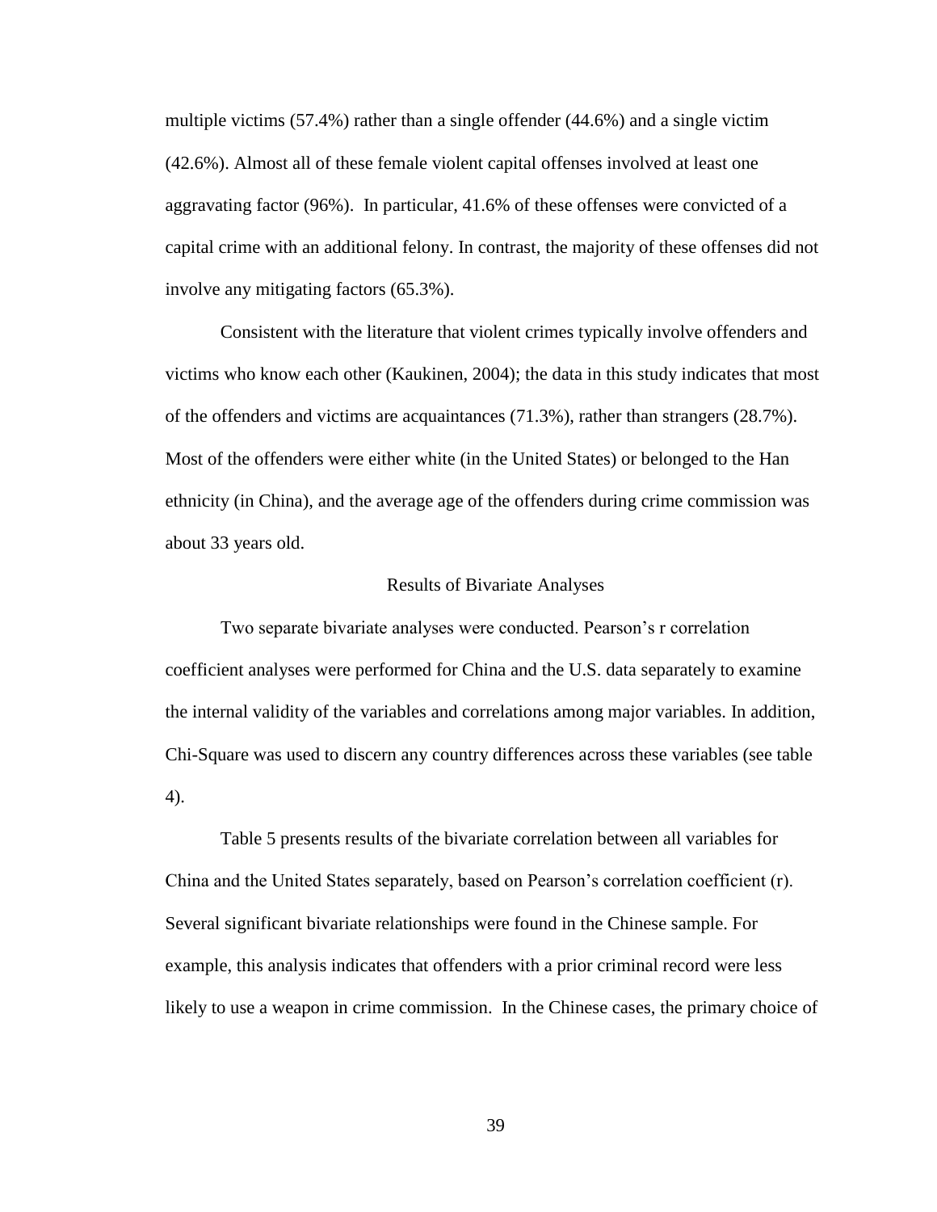multiple victims (57.4%) rather than a single offender (44.6%) and a single victim (42.6%). Almost all of these female violent capital offenses involved at least one aggravating factor (96%). In particular, 41.6% of these offenses were convicted of a capital crime with an additional felony. In contrast, the majority of these offenses did not involve any mitigating factors (65.3%).

Consistent with the literature that violent crimes typically involve offenders and victims who know each other (Kaukinen, 2004); the data in this study indicates that most of the offenders and victims are acquaintances (71.3%), rather than strangers (28.7%). Most of the offenders were either white (in the United States) or belonged to the Han ethnicity (in China), and the average age of the offenders during crime commission was about 33 years old.

## Results of Bivariate Analyses

Two separate bivariate analyses were conducted. Pearson's r correlation coefficient analyses were performed for China and the U.S. data separately to examine the internal validity of the variables and correlations among major variables. In addition, Chi-Square was used to discern any country differences across these variables (see table 4).

Table 5 presents results of the bivariate correlation between all variables for China and the United States separately, based on Pearson's correlation coefficient (r). Several significant bivariate relationships were found in the Chinese sample. For example, this analysis indicates that offenders with a prior criminal record were less likely to use a weapon in crime commission. In the Chinese cases, the primary choice of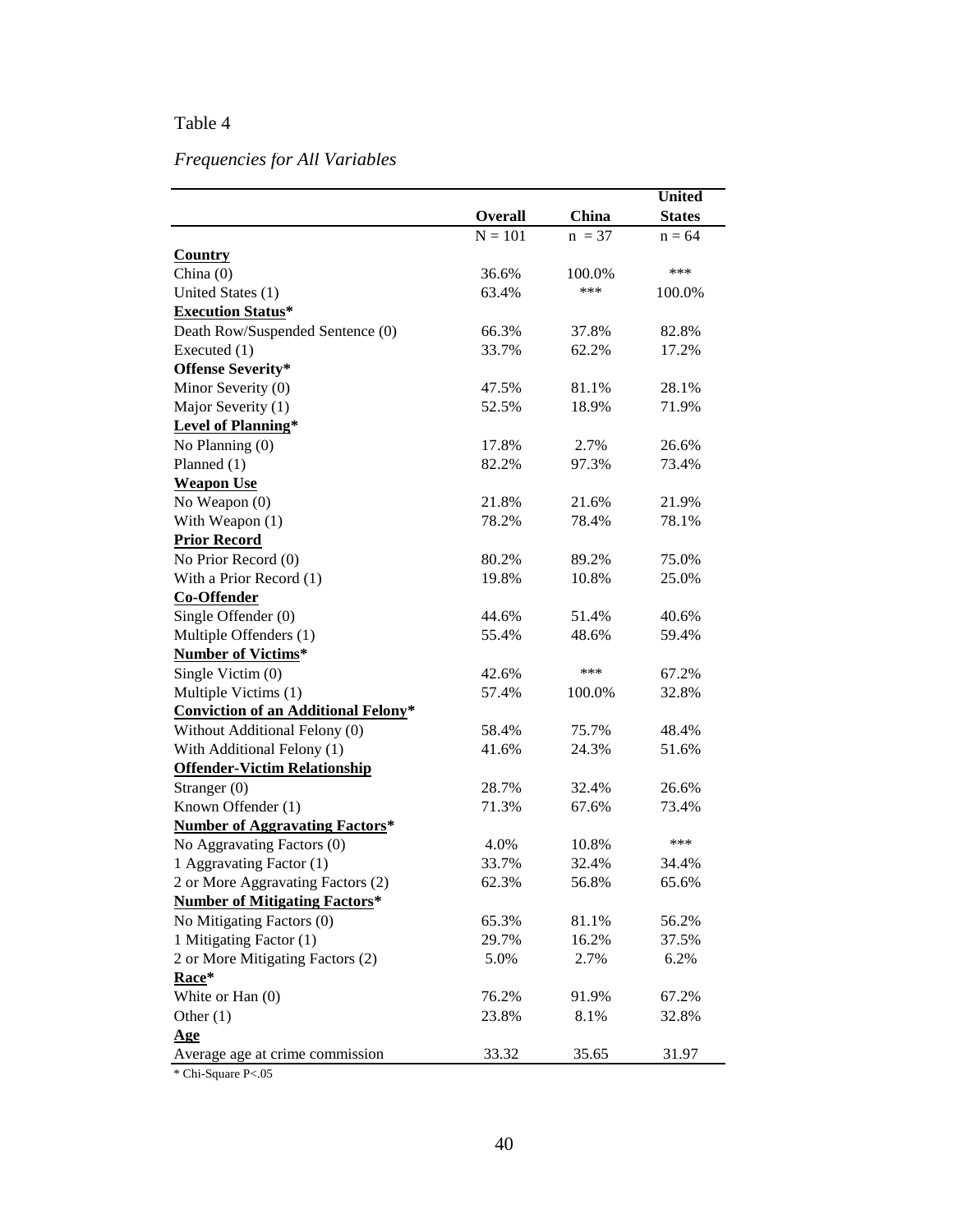Table 4

*Frequencies for All Variables*

| | Overall | China | United States |
|---|---|---|---|
| | N = 101 | n = 37 | n = 64 |
| **Country** | | | |
| China (0) | 36.6% | 100.0% | *** |
| United States (1) | 63.4% | *** | 100.0% |
| **Execution Status*** | | | |
| Death Row/Suspended Sentence (0) | 66.3% | 37.8% | 82.8% |
| Executed (1) | 33.7% | 62.2% | 17.2% |
| **Offense Severity*** | | | |
| Minor Severity (0) | 47.5% | 81.1% | 28.1% |
| Major Severity (1) | 52.5% | 18.9% | 71.9% |
| **Level of Planning*** | | | |
| No Planning (0) | 17.8% | 2.7% | 26.6% |
| Planned (1) | 82.2% | 97.3% | 73.4% |
| **Weapon Use** | | | |
| No Weapon (0) | 21.8% | 21.6% | 21.9% |
| With Weapon (1) | 78.2% | 78.4% | 78.1% |
| **Prior Record** | | | |
| No Prior Record (0) | 80.2% | 89.2% | 75.0% |
| With a Prior Record (1) | 19.8% | 10.8% | 25.0% |
| **Co-Offender** | | | |
| Single Offender (0) | 44.6% | 51.4% | 40.6% |
| Multiple Offenders (1) | 55.4% | 48.6% | 59.4% |
| **Number of Victims*** | | | |
| Single Victim (0) | 42.6% | *** | 67.2% |
| Multiple Victims (1) | 57.4% | 100.0% | 32.8% |
| **Conviction of an Additional Felony*** | | | |
| Without Additional Felony (0) | 58.4% | 75.7% | 48.4% |
| With Additional Felony (1) | 41.6% | 24.3% | 51.6% |
| **Offender-Victim Relationship** | | | |
| Stranger (0) | 28.7% | 32.4% | 26.6% |
| Known Offender (1) | 71.3% | 67.6% | 73.4% |
| **Number of Aggravating Factors*** | | | |
| No Aggravating Factors (0) | 4.0% | 10.8% | *** |
| 1 Aggravating Factor (1) | 33.7% | 32.4% | 34.4% |
| 2 or More Aggravating Factors (2) | 62.3% | 56.8% | 65.6% |
| **Number of Mitigating Factors*** | | | |
| No Mitigating Factors (0) | 65.3% | 81.1% | 56.2% |
| 1 Mitigating Factor (1) | 29.7% | 16.2% | 37.5% |
| 2 or More Mitigating Factors (2) | 5.0% | 2.7% | 6.2% |
| **Race*** | | | |
| White or Han (0) | 76.2% | 91.9% | 67.2% |
| Other (1) | 23.8% | 8.1% | 32.8% |
| **Age** | | | |
| Average age at crime commission | 33.32 | 35.65 | 31.97 |

* Chi-Square P<.05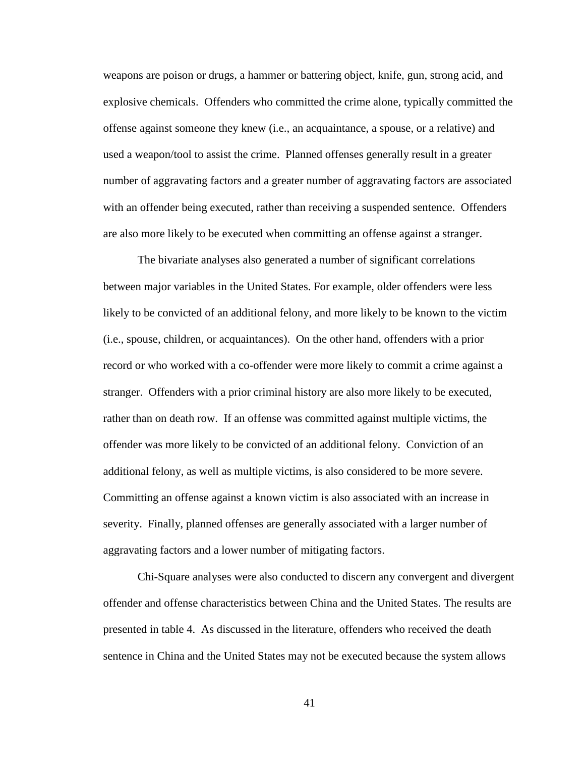weapons are poison or drugs, a hammer or battering object, knife, gun, strong acid, and explosive chemicals. Offenders who committed the crime alone, typically committed the offense against someone they knew (i.e., an acquaintance, a spouse, or a relative) and used a weapon/tool to assist the crime. Planned offenses generally result in a greater number of aggravating factors and a greater number of aggravating factors are associated with an offender being executed, rather than receiving a suspended sentence. Offenders are also more likely to be executed when committing an offense against a stranger.

The bivariate analyses also generated a number of significant correlations between major variables in the United States. For example, older offenders were less likely to be convicted of an additional felony, and more likely to be known to the victim (i.e., spouse, children, or acquaintances). On the other hand, offenders with a prior record or who worked with a co-offender were more likely to commit a crime against a stranger. Offenders with a prior criminal history are also more likely to be executed, rather than on death row. If an offense was committed against multiple victims, the offender was more likely to be convicted of an additional felony. Conviction of an additional felony, as well as multiple victims, is also considered to be more severe. Committing an offense against a known victim is also associated with an increase in severity. Finally, planned offenses are generally associated with a larger number of aggravating factors and a lower number of mitigating factors.

Chi-Square analyses were also conducted to discern any convergent and divergent offender and offense characteristics between China and the United States. The results are presented in table 4. As discussed in the literature, offenders who received the death sentence in China and the United States may not be executed because the system allows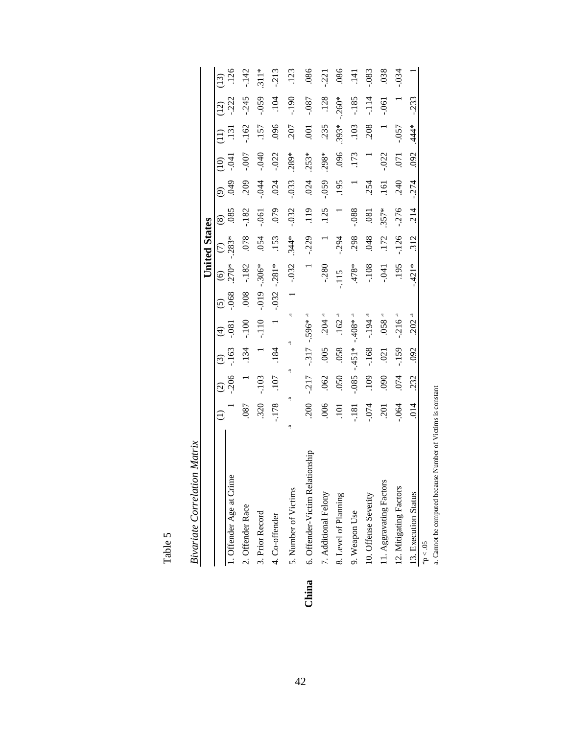Table 5

*Bivariate Correlation Matrix*

Upper triangle: **United States**; lower triangle: **China**

| | (1) | (2) | (3) | (4) | (5) | (6) | (7) | (8) | (9) | (10) | (11) | (12) | (13) |
|---|---|---|---|---|---|---|---|---|---|---|---|---|---|
| 1. Offender Age at Crime | 1 | -.206 | -.163 | -.081 | -.068 | .270* | -.283* | .085 | .049 | -.041 | .131 | -.222 | .126 |
| 2. Offender Race | .087 | 1 | .134 | -.100 | .008 | -.182 | .078 | -.182 | .209 | -.007 | -.162 | -.245 | -.142 |
| 3. Prior Record | .320 | -.103 | 1 | -.110 | -.019 | -.306* | .054 | -.061 | -.044 | -.040 | .157 | -.059 | .311* |
| 4. Co-offender | -.178 | .107 | .184 | 1 | -.032 | -.281* | .153 | .079 | .024 | -.022 | .096 | .104 | -.213 |
| 5. Number of Victims | [a] | [a] | [a] | [a] | 1 | -.032 | .344* | -.032 | -.033 | .289* | .207 | -.190 | .123 |
| 6. Offender-Victim Relationship | .200 | -.217 | -.317 | -.596* | [a] | 1 | -.229 | .119 | .024 | .253* | .001 | -.087 | .086 |
| 7. Additional Felony | .006 | .062 | .005 | .204 | [a] | -.280 | 1 | .125 | -.059 | .298* | .235 | .128 | -.221 |
| 8. Level of Planning | .101 | .050 | .058 | .162 | [a] | -.115 | -.294 | 1 | .195 | .096 | .393* | -.260* | .086 |
| 9. Weapon Use | -.181 | -.085 | -.451* | -.408* | [a] | .478* | .298 | -.088 | 1 | .173 | .103 | -.185 | .141 |
| 10. Offense Severity | -.074 | .109 | -.168 | -.194 | [a] | -.108 | .048 | .081 | .254 | 1 | .208 | -.114 | -.083 |
| 11. Aggravating Factors | .201 | .090 | .021 | .058 | [a] | -.041 | .172 | .357* | .161 | -.022 | 1 | -.061 | .038 |
| 12. Mitigating Factors | -.064 | .074 | -.159 | -.216 | [a] | .195 | -.126 | -.276 | .240 | .071 | -.057 | 1 | -.034 |
| 13. Execution Status | .014 | .232 | .092 | .202 | [a] | -.421* | .312 | .214 | -.274 | .092 | .444* | -.233 | 1 |

*p < .05

a. Cannot be computed because Number of Victims is constant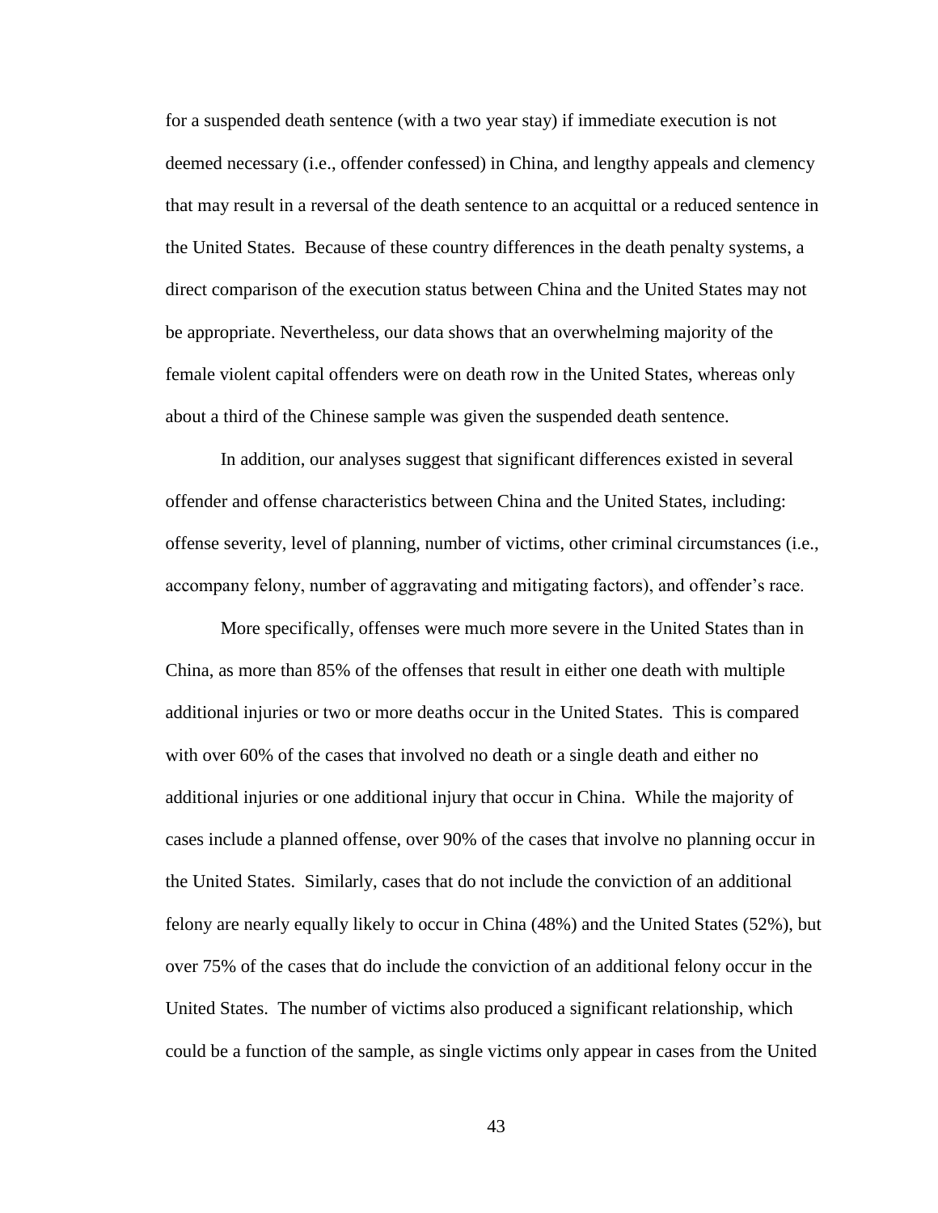for a suspended death sentence (with a two year stay) if immediate execution is not deemed necessary (i.e., offender confessed) in China, and lengthy appeals and clemency that may result in a reversal of the death sentence to an acquittal or a reduced sentence in the United States. Because of these country differences in the death penalty systems, a direct comparison of the execution status between China and the United States may not be appropriate. Nevertheless, our data shows that an overwhelming majority of the female violent capital offenders were on death row in the United States, whereas only about a third of the Chinese sample was given the suspended death sentence.

In addition, our analyses suggest that significant differences existed in several offender and offense characteristics between China and the United States, including: offense severity, level of planning, number of victims, other criminal circumstances (i.e., accompany felony, number of aggravating and mitigating factors), and offender's race.

More specifically, offenses were much more severe in the United States than in China, as more than 85% of the offenses that result in either one death with multiple additional injuries or two or more deaths occur in the United States. This is compared with over 60% of the cases that involved no death or a single death and either no additional injuries or one additional injury that occur in China. While the majority of cases include a planned offense, over 90% of the cases that involve no planning occur in the United States. Similarly, cases that do not include the conviction of an additional felony are nearly equally likely to occur in China (48%) and the United States (52%), but over 75% of the cases that do include the conviction of an additional felony occur in the United States. The number of victims also produced a significant relationship, which could be a function of the sample, as single victims only appear in cases from the United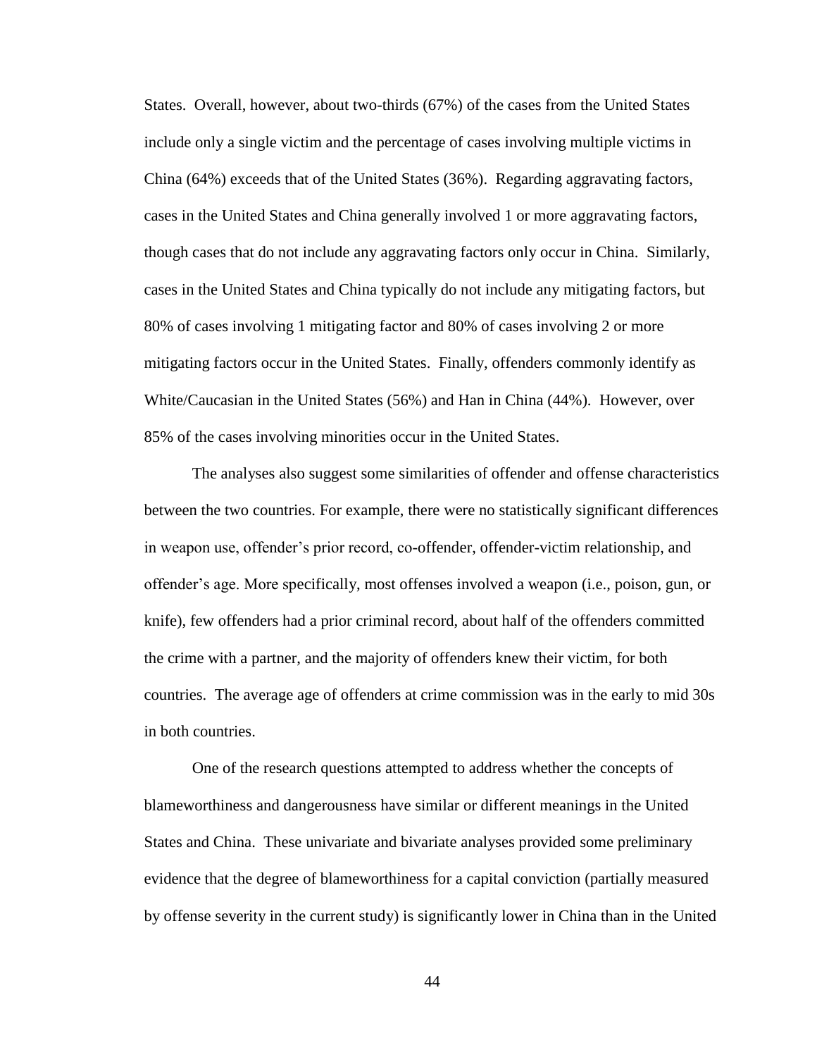States. Overall, however, about two-thirds (67%) of the cases from the United States include only a single victim and the percentage of cases involving multiple victims in China (64%) exceeds that of the United States (36%). Regarding aggravating factors, cases in the United States and China generally involved 1 or more aggravating factors, though cases that do not include any aggravating factors only occur in China. Similarly, cases in the United States and China typically do not include any mitigating factors, but 80% of cases involving 1 mitigating factor and 80% of cases involving 2 or more mitigating factors occur in the United States. Finally, offenders commonly identify as White/Caucasian in the United States (56%) and Han in China (44%). However, over 85% of the cases involving minorities occur in the United States.

The analyses also suggest some similarities of offender and offense characteristics between the two countries. For example, there were no statistically significant differences in weapon use, offender's prior record, co-offender, offender-victim relationship, and offender's age. More specifically, most offenses involved a weapon (i.e., poison, gun, or knife), few offenders had a prior criminal record, about half of the offenders committed the crime with a partner, and the majority of offenders knew their victim, for both countries. The average age of offenders at crime commission was in the early to mid 30s in both countries.

One of the research questions attempted to address whether the concepts of blameworthiness and dangerousness have similar or different meanings in the United States and China. These univariate and bivariate analyses provided some preliminary evidence that the degree of blameworthiness for a capital conviction (partially measured by offense severity in the current study) is significantly lower in China than in the United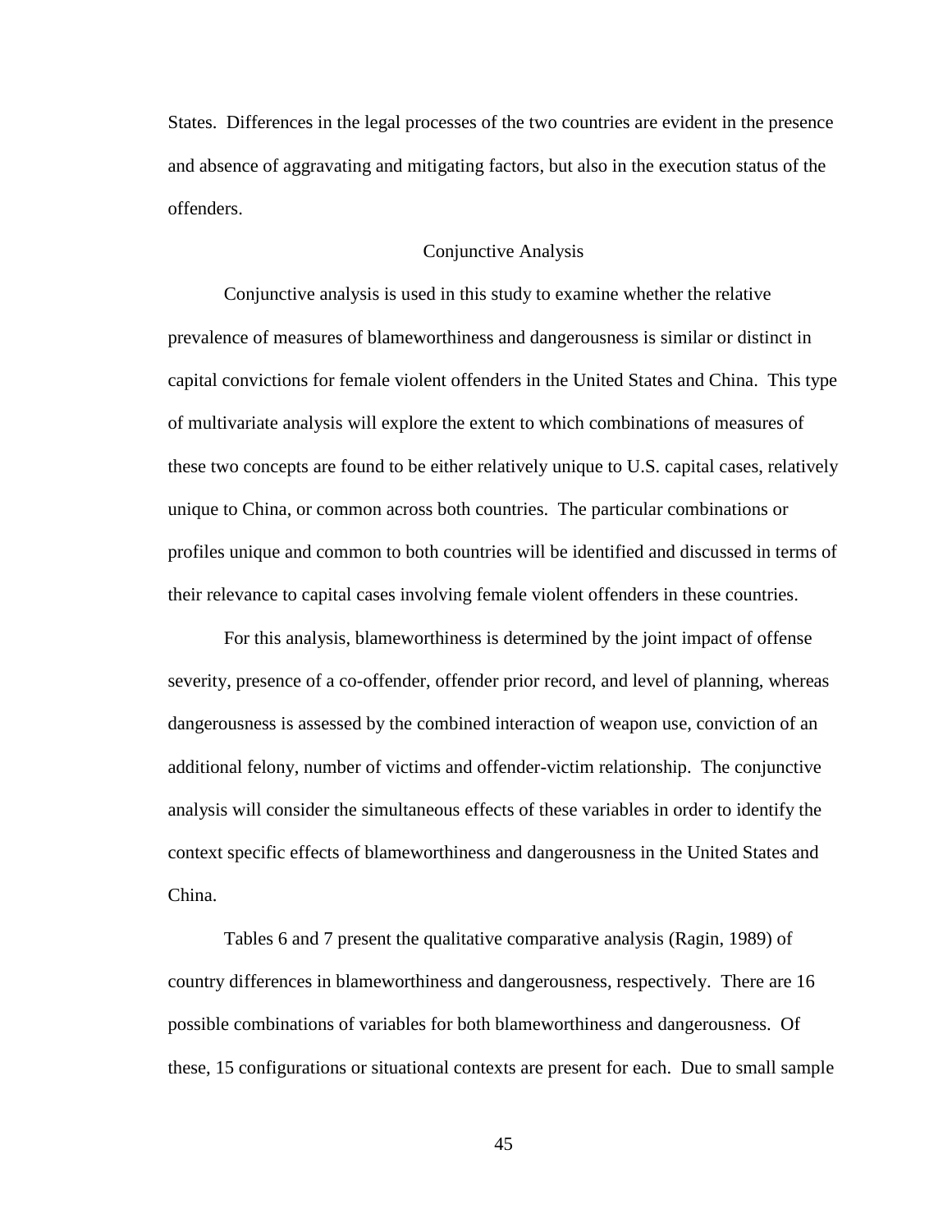States. Differences in the legal processes of the two countries are evident in the presence and absence of aggravating and mitigating factors, but also in the execution status of the offenders.

## Conjunctive Analysis

Conjunctive analysis is used in this study to examine whether the relative prevalence of measures of blameworthiness and dangerousness is similar or distinct in capital convictions for female violent offenders in the United States and China. This type of multivariate analysis will explore the extent to which combinations of measures of these two concepts are found to be either relatively unique to U.S. capital cases, relatively unique to China, or common across both countries. The particular combinations or profiles unique and common to both countries will be identified and discussed in terms of their relevance to capital cases involving female violent offenders in these countries.

For this analysis, blameworthiness is determined by the joint impact of offense severity, presence of a co-offender, offender prior record, and level of planning, whereas dangerousness is assessed by the combined interaction of weapon use, conviction of an additional felony, number of victims and offender-victim relationship. The conjunctive analysis will consider the simultaneous effects of these variables in order to identify the context specific effects of blameworthiness and dangerousness in the United States and China.

Tables 6 and 7 present the qualitative comparative analysis (Ragin, 1989) of country differences in blameworthiness and dangerousness, respectively. There are 16 possible combinations of variables for both blameworthiness and dangerousness. Of these, 15 configurations or situational contexts are present for each. Due to small sample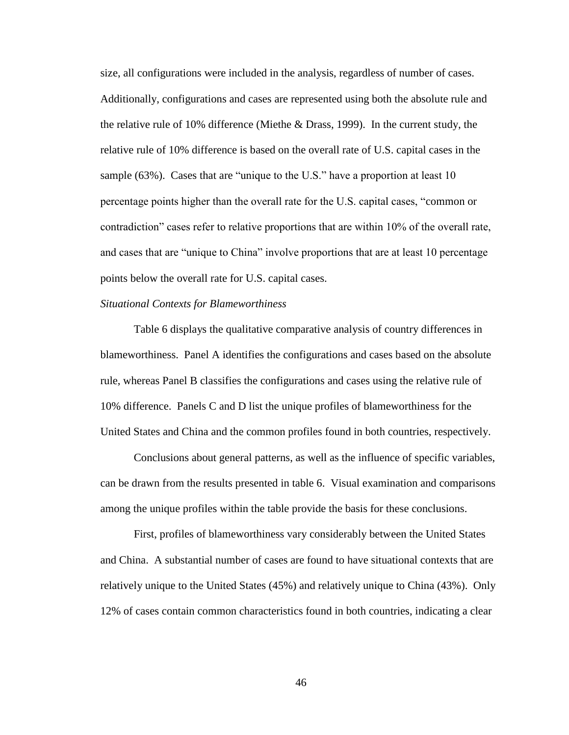size, all configurations were included in the analysis, regardless of number of cases. Additionally, configurations and cases are represented using both the absolute rule and the relative rule of 10% difference (Miethe & Drass, 1999). In the current study, the relative rule of 10% difference is based on the overall rate of U.S. capital cases in the sample (63%). Cases that are "unique to the U.S." have a proportion at least 10 percentage points higher than the overall rate for the U.S. capital cases, "common or contradiction" cases refer to relative proportions that are within 10% of the overall rate, and cases that are "unique to China" involve proportions that are at least 10 percentage points below the overall rate for U.S. capital cases.

*Situational Contexts for Blameworthiness*

Table 6 displays the qualitative comparative analysis of country differences in blameworthiness. Panel A identifies the configurations and cases based on the absolute rule, whereas Panel B classifies the configurations and cases using the relative rule of 10% difference. Panels C and D list the unique profiles of blameworthiness for the United States and China and the common profiles found in both countries, respectively.

Conclusions about general patterns, as well as the influence of specific variables, can be drawn from the results presented in table 6. Visual examination and comparisons among the unique profiles within the table provide the basis for these conclusions.

First, profiles of blameworthiness vary considerably between the United States and China. A substantial number of cases are found to have situational contexts that are relatively unique to the United States (45%) and relatively unique to China (43%). Only 12% of cases contain common characteristics found in both countries, indicating a clear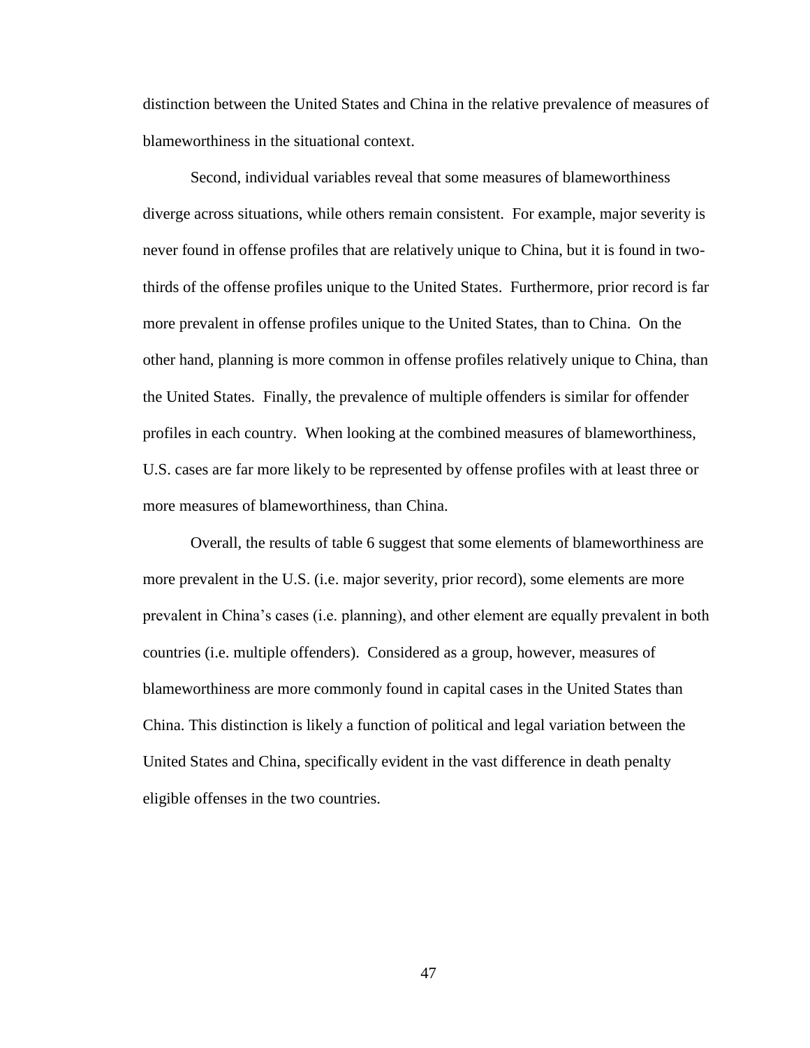distinction between the United States and China in the relative prevalence of measures of blameworthiness in the situational context.

Second, individual variables reveal that some measures of blameworthiness diverge across situations, while others remain consistent. For example, major severity is never found in offense profiles that are relatively unique to China, but it is found in two-thirds of the offense profiles unique to the United States. Furthermore, prior record is far more prevalent in offense profiles unique to the United States, than to China. On the other hand, planning is more common in offense profiles relatively unique to China, than the United States. Finally, the prevalence of multiple offenders is similar for offender profiles in each country. When looking at the combined measures of blameworthiness, U.S. cases are far more likely to be represented by offense profiles with at least three or more measures of blameworthiness, than China.

Overall, the results of table 6 suggest that some elements of blameworthiness are more prevalent in the U.S. (i.e. major severity, prior record), some elements are more prevalent in China's cases (i.e. planning), and other element are equally prevalent in both countries (i.e. multiple offenders). Considered as a group, however, measures of blameworthiness are more commonly found in capital cases in the United States than China. This distinction is likely a function of political and legal variation between the United States and China, specifically evident in the vast difference in death penalty eligible offenses in the two countries.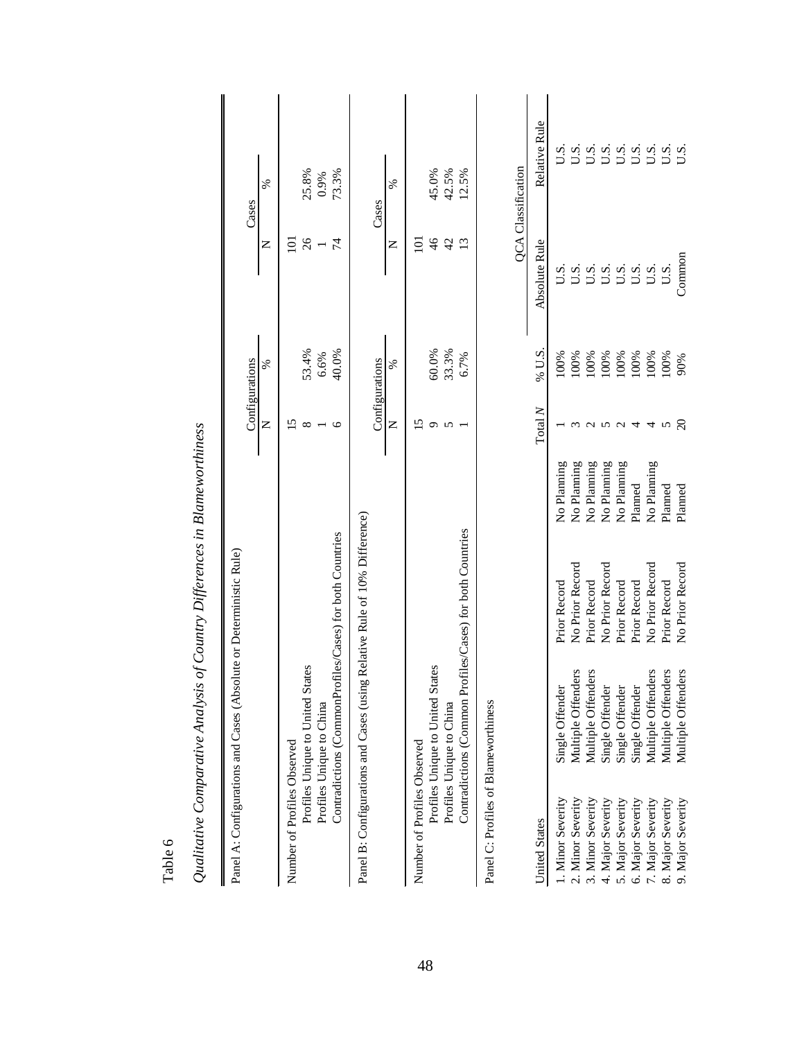Table 6

*Qualitative Comparative Analysis of Country Differences in Blameworthiness*

Panel A: Configurations and Cases (Absolute or Deterministic Rule)

| | Configurations N | Configurations % | Cases N | Cases % |
|---|---|---|---|---|
| Number of Profiles Observed | 15 | | 101 | |
| Profiles Unique to United States | 8 | 53.4% | 26 | 25.8% |
| Profiles Unique to China | 1 | 6.6% | 1 | 0.9% |
| Contradictions (CommonProfiles/Cases) for both Countries | 6 | 40.0% | 74 | 73.3% |

Panel B: Configurations and Cases (using Relative Rule of 10% Difference)

| | Configurations N | Configurations % | Cases N | Cases % |
|---|---|---|---|---|
| Number of Profiles Observed | 15 | | 101 | |
| Profiles Unique to United States | 9 | 60.0% | 46 | 45.0% |
| Profiles Unique to China | 5 | 33.3% | 42 | 42.5% |
| Contradictions (Common Profiles/Cases) for both Countries | 1 | 6.7% | 13 | 12.5% |

Panel C: Profiles of Blameworthiness

| United States | | | | Total *N* | % U.S. | QCA Classification: Absolute Rule | QCA Classification: Relative Rule |
|---|---|---|---|---|---|---|---|
| 1. Minor Severity | Single Offender | Prior Record | No Planning | 1 | 100% | U.S. | U.S. |
| 2. Minor Severity | Multiple Offenders | No Prior Record | No Planning | 3 | 100% | U.S. | U.S. |
| 3. Minor Severity | Multiple Offenders | Prior Record | No Planning | 2 | 100% | U.S. | U.S. |
| 4. Major Severity | Single Offender | No Prior Record | No Planning | 5 | 100% | U.S. | U.S. |
| 5. Major Severity | Single Offender | Prior Record | No Planning | 2 | 100% | U.S. | U.S. |
| 6. Major Severity | Single Offender | Prior Record | Planned | 4 | 100% | U.S. | U.S. |
| 7. Major Severity | Multiple Offenders | No Prior Record | No Planning | 4 | 100% | U.S. | U.S. |
| 8. Major Severity | Multiple Offenders | Prior Record | Planned | 5 | 100% | U.S. | U.S. |
| 9. Major Severity | Multiple Offenders | No Prior Record | Planned | 20 | 90% | Common | U.S. |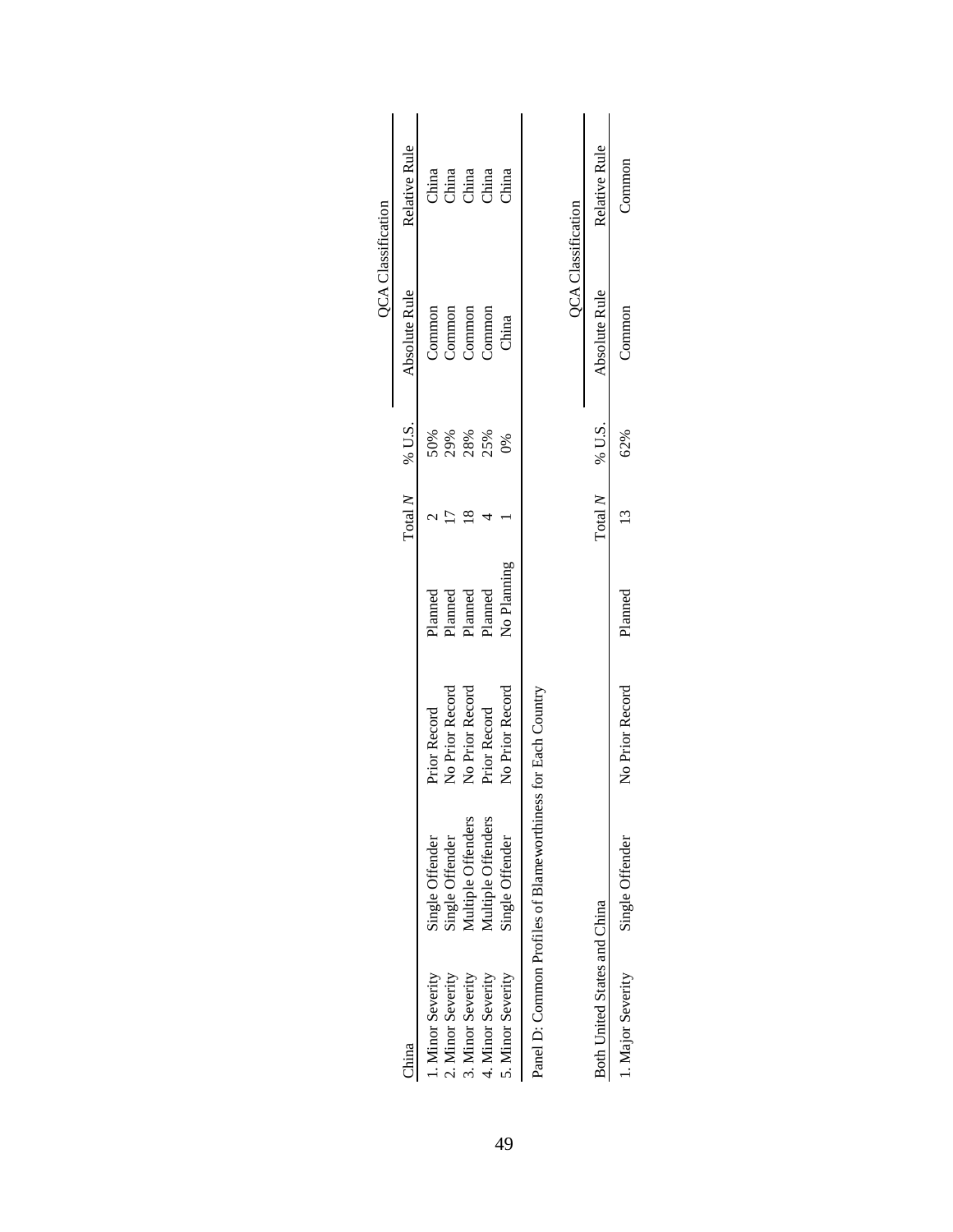| China | | | | Total *N* | % U.S. | QCA Classification | |
|---|---|---|---|---|---|---|---|
| | | | | | | Absolute Rule | Relative Rule |
| 1. Minor Severity | Single Offender | Prior Record | Planned | 2 | 50% | Common | China |
| 2. Minor Severity | Single Offender | No Prior Record | Planned | 17 | 29% | Common | China |
| 3. Minor Severity | Multiple Offenders | No Prior Record | Planned | 18 | 28% | Common | China |
| 4. Minor Severity | Multiple Offenders | Prior Record | Planned | 4 | 25% | Common | China |
| 5. Minor Severity | Single Offender | No Prior Record | No Planning | 1 | 0% | China | China |

Panel D: Common Profiles of Blameworthiness for Each Country

| Both United States and China | | | | Total *N* | % U.S. | QCA Classification | |
|---|---|---|---|---|---|---|---|
| | | | | | | Absolute Rule | Relative Rule |
| 1. Major Severity | Single Offender | No Prior Record | Planned | 13 | 62% | Common | Common |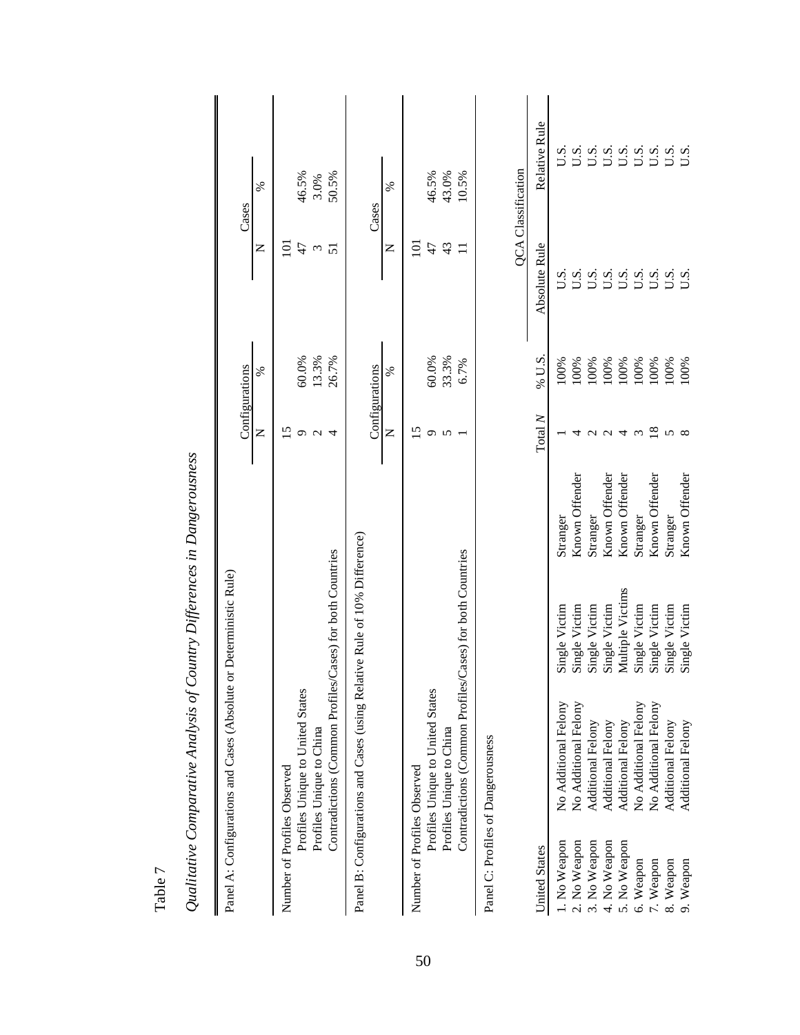Table 7

*Qualitative Comparative Analysis of Country Differences in Dangerousness*

Panel A: Configurations and Cases (Absolute or Deterministic Rule)

| | Configurations N | Configurations % | Cases N | Cases % |
|---|---|---|---|---|
| Number of Profiles Observed | 15 | | 101 | |
| Profiles Unique to United States | 9 | 60.0% | 47 | 46.5% |
| Profiles Unique to China | 2 | 13.3% | 3 | 3.0% |
| Contradictions (Common Profiles/Cases) for both Countries | 4 | 26.7% | 51 | 50.5% |

Panel B: Configurations and Cases (using Relative Rule of 10% Difference)

| | Configurations N | Configurations % | Cases N | Cases % |
|---|---|---|---|---|
| Number of Profiles Observed | 15 | | 101 | |
| Profiles Unique to United States | 9 | 60.0% | 47 | 46.5% |
| Profiles Unique to China | 5 | 33.3% | 43 | 43.0% |
| Contradictions (Common Profiles/Cases) for both Countries | 1 | 6.7% | 11 | 10.5% |

Panel C: Profiles of Dangerousness

| United States | | | | Total *N* | % U.S. | QCA Classification: Absolute Rule | QCA Classification: Relative Rule |
|---|---|---|---|---|---|---|---|
| 1. No Weapon | No Additional Felony | Single Victim | Stranger | 1 | 100% | U.S. | U.S. |
| 2. No Weapon | No Additional Felony | Single Victim | Known Offender | 4 | 100% | U.S. | U.S. |
| 3. No Weapon | Additional Felony | Single Victim | Stranger | 2 | 100% | U.S. | U.S. |
| 4. No Weapon | Additional Felony | Single Victim | Known Offender | 2 | 100% | U.S. | U.S. |
| 5. No Weapon | Additional Felony | Multiple Victims | Known Offender | 4 | 100% | U.S. | U.S. |
| 6. Weapon | No Additional Felony | Single Victim | Stranger | 3 | 100% | U.S. | U.S. |
| 7. Weapon | No Additional Felony | Single Victim | Known Offender | 18 | 100% | U.S. | U.S. |
| 8. Weapon | Additional Felony | Single Victim | Stranger | 5 | 100% | U.S. | U.S. |
| 9. Weapon | Additional Felony | Single Victim | Known Offender | 8 | 100% | U.S. | U.S. |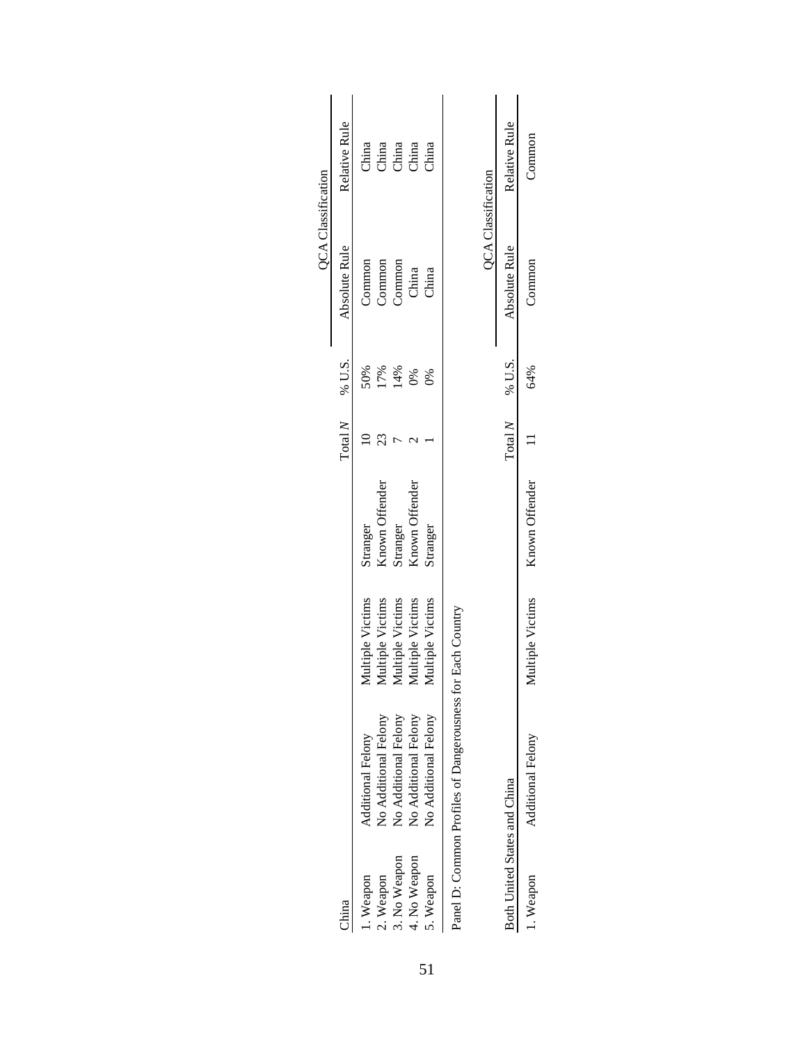| China | | | | Total $N$ | % U.S. | QCA Classification | |
|---|---|---|---|---|---|---|---|
| | | | | | | Absolute Rule | Relative Rule |
| 1. Weapon | Additional Felony | Multiple Victims | Stranger | 10 | 50% | Common | China |
| 2. Weapon | No Additional Felony | Multiple Victims | Known Offender | 23 | 17% | Common | China |
| 3. No Weapon | No Additional Felony | Multiple Victims | Stranger | 7 | 14% | Common | China |
| 4. No Weapon | No Additional Felony | Multiple Victims | Known Offender | 2 | 0% | China | China |
| 5. Weapon | No Additional Felony | Multiple Victims | Stranger | 1 | 0% | China | China |

Panel D: Common Profiles of Dangerousness for Each Country

| Both United States and China | | | | Total $N$ | % U.S. | QCA Classification | |
|---|---|---|---|---|---|---|---|
| | | | | | | Absolute Rule | Relative Rule |
| 1. Weapon | Additional Felony | Multiple Victims | Known Offender | 11 | 64% | Common | Common |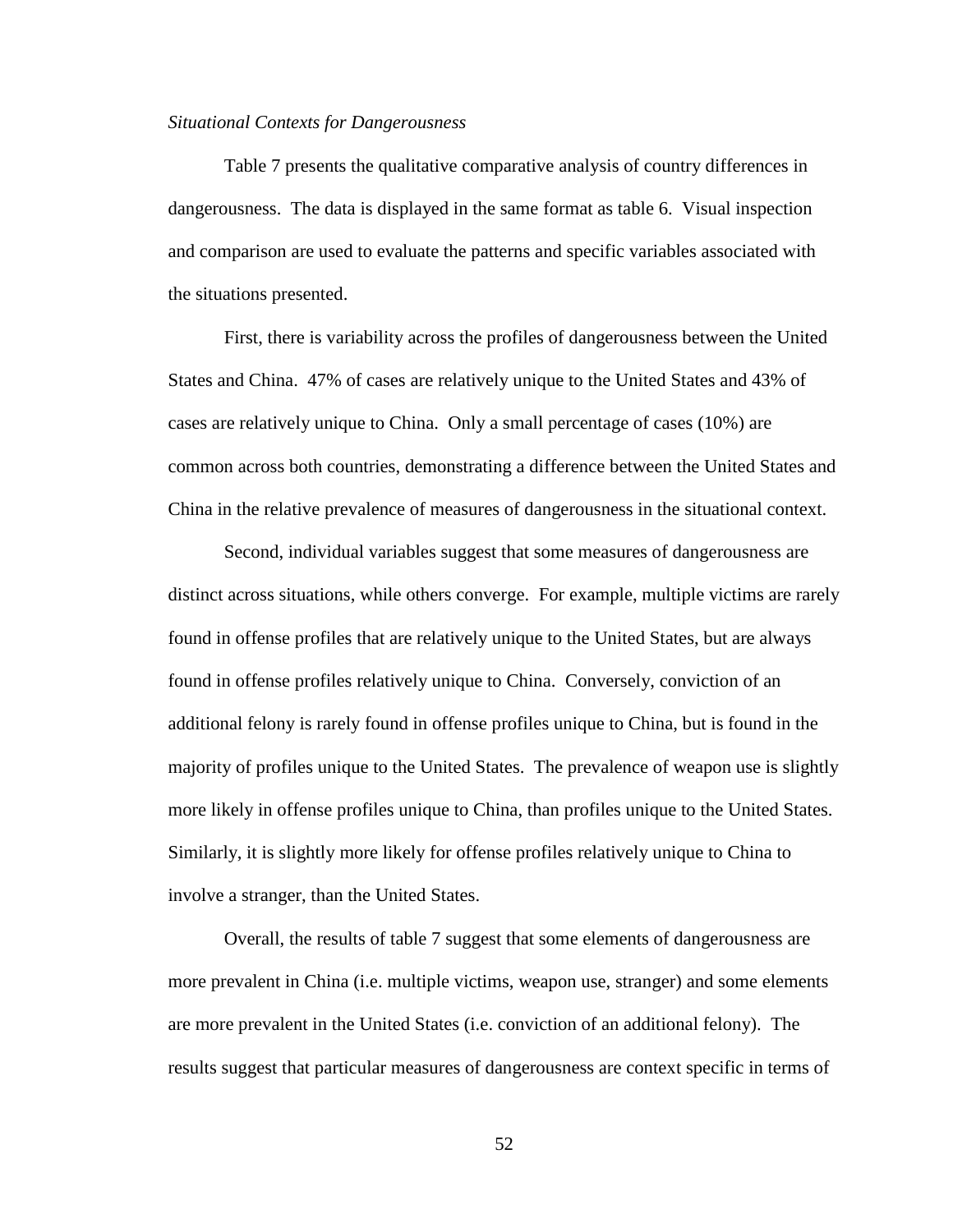*Situational Contexts for Dangerousness*

Table 7 presents the qualitative comparative analysis of country differences in dangerousness. The data is displayed in the same format as table 6. Visual inspection and comparison are used to evaluate the patterns and specific variables associated with the situations presented.

First, there is variability across the profiles of dangerousness between the United States and China. 47% of cases are relatively unique to the United States and 43% of cases are relatively unique to China. Only a small percentage of cases (10%) are common across both countries, demonstrating a difference between the United States and China in the relative prevalence of measures of dangerousness in the situational context.

Second, individual variables suggest that some measures of dangerousness are distinct across situations, while others converge. For example, multiple victims are rarely found in offense profiles that are relatively unique to the United States, but are always found in offense profiles relatively unique to China. Conversely, conviction of an additional felony is rarely found in offense profiles unique to China, but is found in the majority of profiles unique to the United States. The prevalence of weapon use is slightly more likely in offense profiles unique to China, than profiles unique to the United States. Similarly, it is slightly more likely for offense profiles relatively unique to China to involve a stranger, than the United States.

Overall, the results of table 7 suggest that some elements of dangerousness are more prevalent in China (i.e. multiple victims, weapon use, stranger) and some elements are more prevalent in the United States (i.e. conviction of an additional felony). The results suggest that particular measures of dangerousness are context specific in terms of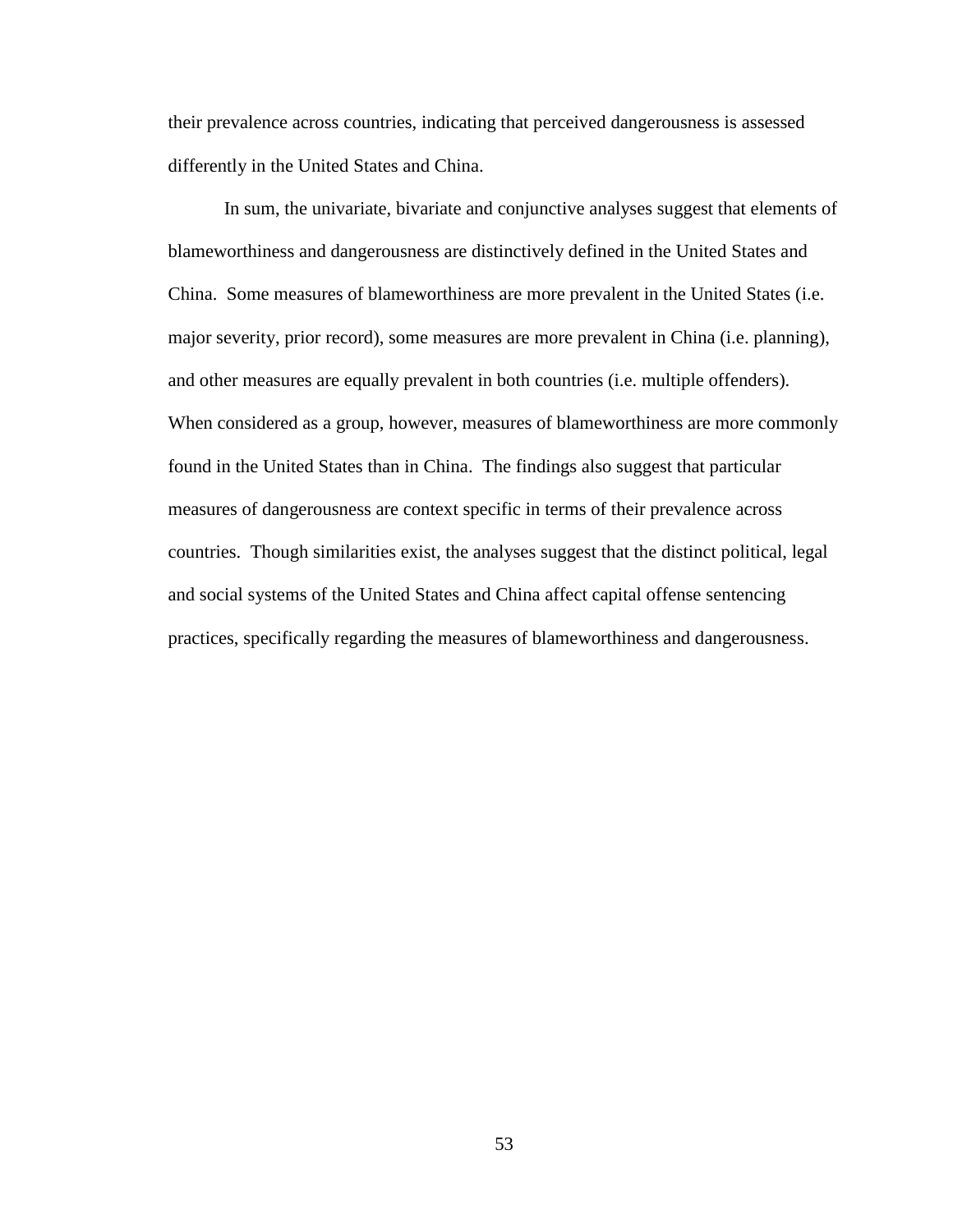their prevalence across countries, indicating that perceived dangerousness is assessed differently in the United States and China.

In sum, the univariate, bivariate and conjunctive analyses suggest that elements of blameworthiness and dangerousness are distinctively defined in the United States and China. Some measures of blameworthiness are more prevalent in the United States (i.e. major severity, prior record), some measures are more prevalent in China (i.e. planning), and other measures are equally prevalent in both countries (i.e. multiple offenders). When considered as a group, however, measures of blameworthiness are more commonly found in the United States than in China. The findings also suggest that particular measures of dangerousness are context specific in terms of their prevalence across countries. Though similarities exist, the analyses suggest that the distinct political, legal and social systems of the United States and China affect capital offense sentencing practices, specifically regarding the measures of blameworthiness and dangerousness.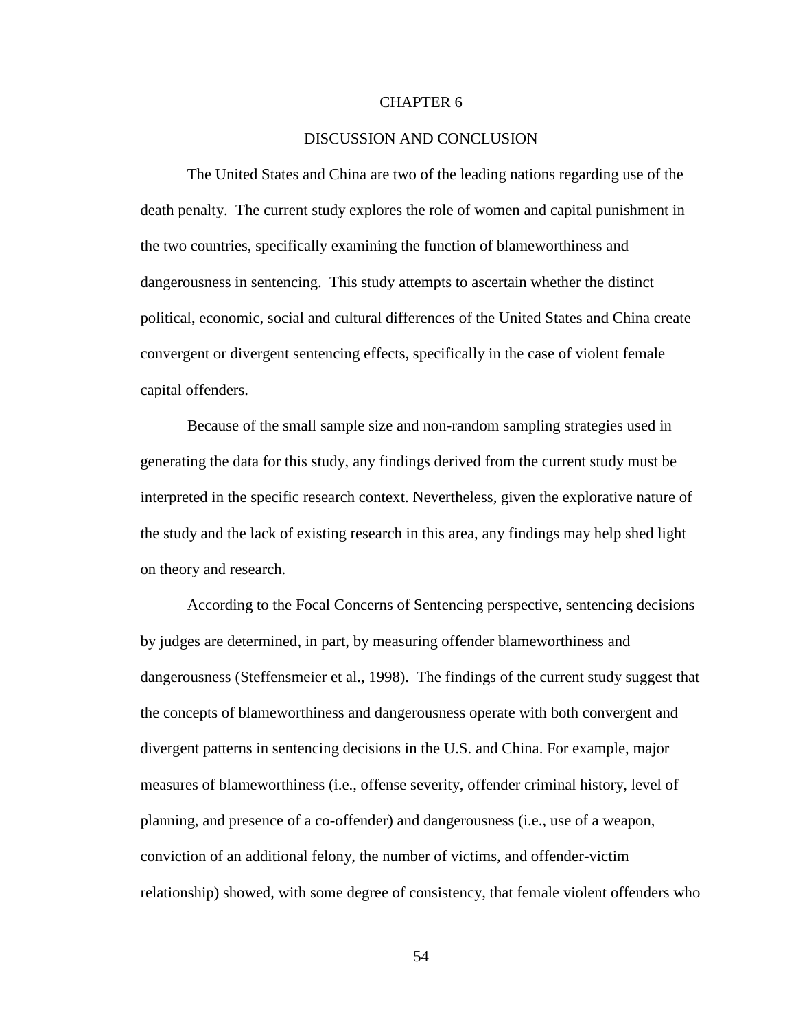# CHAPTER 6

## DISCUSSION AND CONCLUSION

The United States and China are two of the leading nations regarding use of the death penalty. The current study explores the role of women and capital punishment in the two countries, specifically examining the function of blameworthiness and dangerousness in sentencing. This study attempts to ascertain whether the distinct political, economic, social and cultural differences of the United States and China create convergent or divergent sentencing effects, specifically in the case of violent female capital offenders.

Because of the small sample size and non-random sampling strategies used in generating the data for this study, any findings derived from the current study must be interpreted in the specific research context. Nevertheless, given the explorative nature of the study and the lack of existing research in this area, any findings may help shed light on theory and research.

According to the Focal Concerns of Sentencing perspective, sentencing decisions by judges are determined, in part, by measuring offender blameworthiness and dangerousness (Steffensmeier et al., 1998). The findings of the current study suggest that the concepts of blameworthiness and dangerousness operate with both convergent and divergent patterns in sentencing decisions in the U.S. and China. For example, major measures of blameworthiness (i.e., offense severity, offender criminal history, level of planning, and presence of a co-offender) and dangerousness (i.e., use of a weapon, conviction of an additional felony, the number of victims, and offender-victim relationship) showed, with some degree of consistency, that female violent offenders who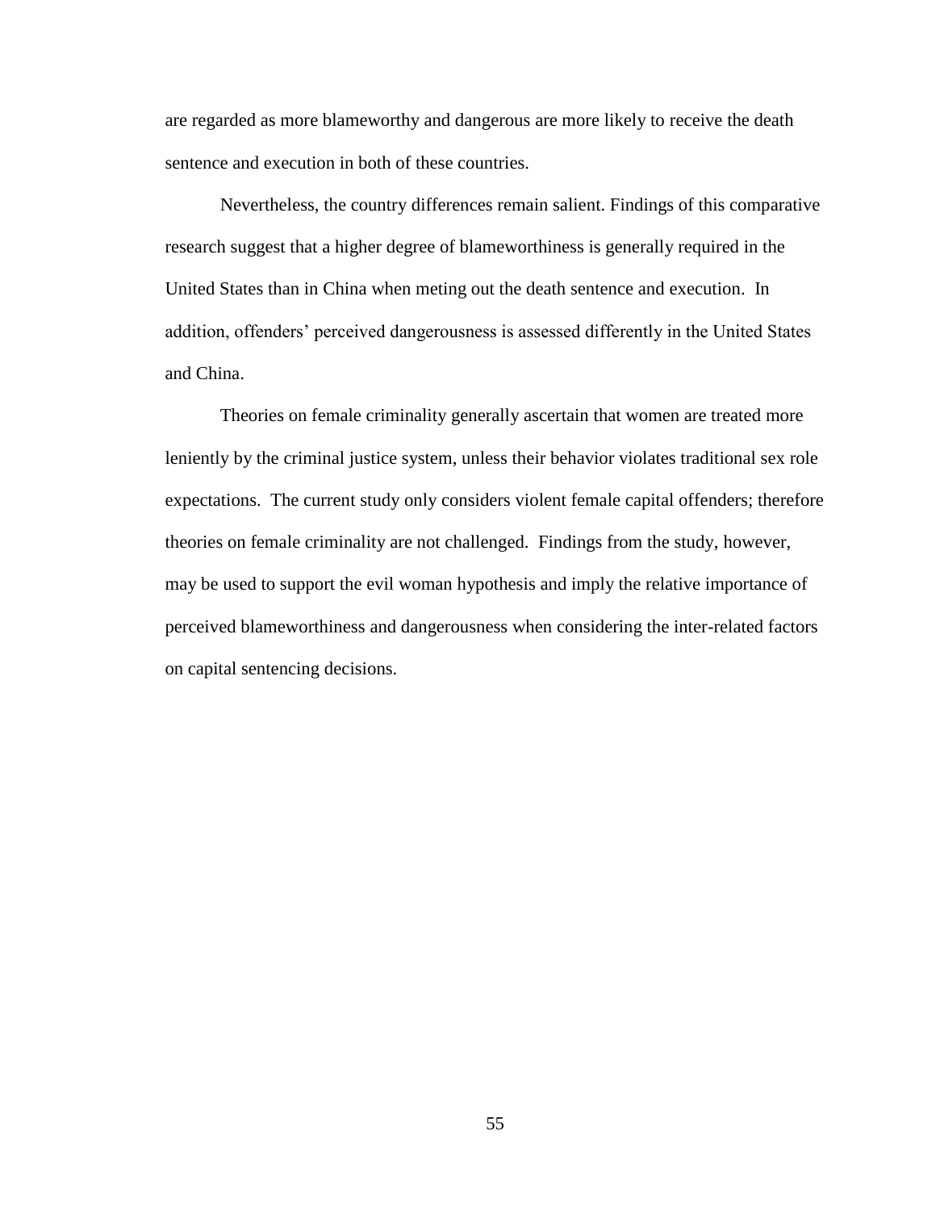are regarded as more blameworthy and dangerous are more likely to receive the death sentence and execution in both of these countries.

Nevertheless, the country differences remain salient. Findings of this comparative research suggest that a higher degree of blameworthiness is generally required in the United States than in China when meting out the death sentence and execution. In addition, offenders' perceived dangerousness is assessed differently in the United States and China.

Theories on female criminality generally ascertain that women are treated more leniently by the criminal justice system, unless their behavior violates traditional sex role expectations. The current study only considers violent female capital offenders; therefore theories on female criminality are not challenged. Findings from the study, however, may be used to support the evil woman hypothesis and imply the relative importance of perceived blameworthiness and dangerousness when considering the inter-related factors on capital sentencing decisions.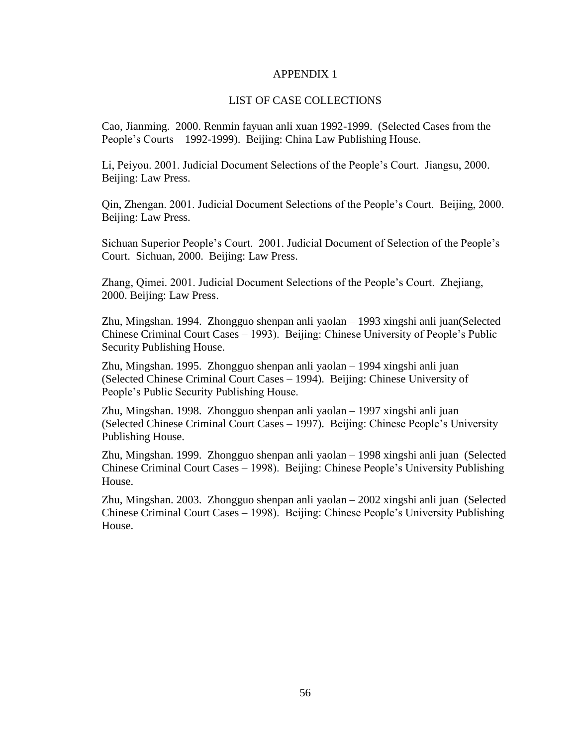# APPENDIX 1

## LIST OF CASE COLLECTIONS

Cao, Jianming. 2000. Renmin fayuan anli xuan 1992-1999. (Selected Cases from the People's Courts – 1992-1999). Beijing: China Law Publishing House.

Li, Peiyou. 2001. Judicial Document Selections of the People's Court. Jiangsu, 2000. Beijing: Law Press.

Qin, Zhengan. 2001. Judicial Document Selections of the People's Court. Beijing, 2000. Beijing: Law Press.

Sichuan Superior People's Court. 2001. Judicial Document of Selection of the People's Court. Sichuan, 2000. Beijing: Law Press.

Zhang, Qimei. 2001. Judicial Document Selections of the People's Court. Zhejiang, 2000. Beijing: Law Press.

Zhu, Mingshan. 1994. Zhongguo shenpan anli yaolan – 1993 xingshi anli juan(Selected Chinese Criminal Court Cases – 1993). Beijing: Chinese University of People's Public Security Publishing House.

Zhu, Mingshan. 1995. Zhongguo shenpan anli yaolan – 1994 xingshi anli juan (Selected Chinese Criminal Court Cases – 1994). Beijing: Chinese University of People's Public Security Publishing House.

Zhu, Mingshan. 1998. Zhongguo shenpan anli yaolan – 1997 xingshi anli juan (Selected Chinese Criminal Court Cases – 1997). Beijing: Chinese People's University Publishing House.

Zhu, Mingshan. 1999. Zhongguo shenpan anli yaolan – 1998 xingshi anli juan (Selected Chinese Criminal Court Cases – 1998). Beijing: Chinese People's University Publishing House.

Zhu, Mingshan. 2003. Zhongguo shenpan anli yaolan – 2002 xingshi anli juan (Selected Chinese Criminal Court Cases – 1998). Beijing: Chinese People's University Publishing House.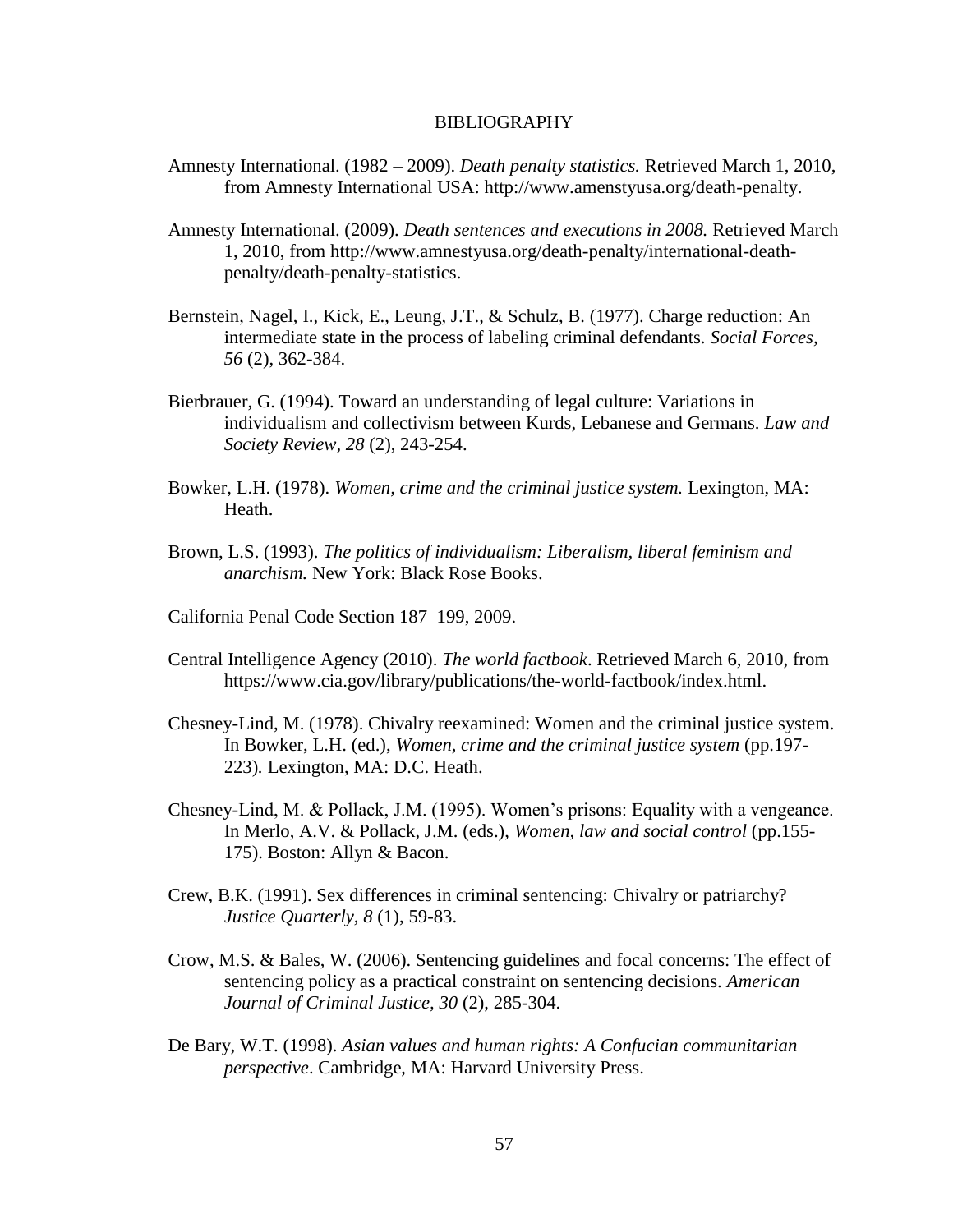# BIBLIOGRAPHY

Amnesty International. (1982 – 2009). *Death penalty statistics.* Retrieved March 1, 2010, from Amnesty International USA: http://www.amenstyusa.org/death-penalty.

Amnesty International. (2009). *Death sentences and executions in 2008.* Retrieved March 1, 2010, from http://www.amnestyusa.org/death-penalty/international-death-penalty/death-penalty-statistics.

Bernstein, Nagel, I., Kick, E., Leung, J.T., & Schulz, B. (1977). Charge reduction: An intermediate state in the process of labeling criminal defendants. *Social Forces, 56* (2), 362-384.

Bierbrauer, G. (1994). Toward an understanding of legal culture: Variations in individualism and collectivism between Kurds, Lebanese and Germans. *Law and Society Review, 28* (2), 243-254.

Bowker, L.H. (1978). *Women, crime and the criminal justice system.* Lexington, MA: Heath.

Brown, L.S. (1993). *The politics of individualism: Liberalism, liberal feminism and anarchism.* New York: Black Rose Books.

California Penal Code Section 187–199, 2009.

Central Intelligence Agency (2010). *The world factbook*. Retrieved March 6, 2010, from https://www.cia.gov/library/publications/the-world-factbook/index.html.

Chesney-Lind, M. (1978). Chivalry reexamined: Women and the criminal justice system. In Bowker, L.H. (ed.), *Women, crime and the criminal justice system* (pp.197-223)*.* Lexington, MA: D.C. Heath.

Chesney-Lind, M. & Pollack, J.M. (1995). Women's prisons: Equality with a vengeance. In Merlo, A.V. & Pollack, J.M. (eds.), *Women, law and social control* (pp.155-175). Boston: Allyn & Bacon.

Crew, B.K. (1991). Sex differences in criminal sentencing: Chivalry or patriarchy? *Justice Quarterly, 8* (1), 59-83.

Crow, M.S. & Bales, W. (2006). Sentencing guidelines and focal concerns: The effect of sentencing policy as a practical constraint on sentencing decisions. *American Journal of Criminal Justice, 30* (2), 285-304.

De Bary, W.T. (1998). *Asian values and human rights: A Confucian communitarian perspective*. Cambridge, MA: Harvard University Press.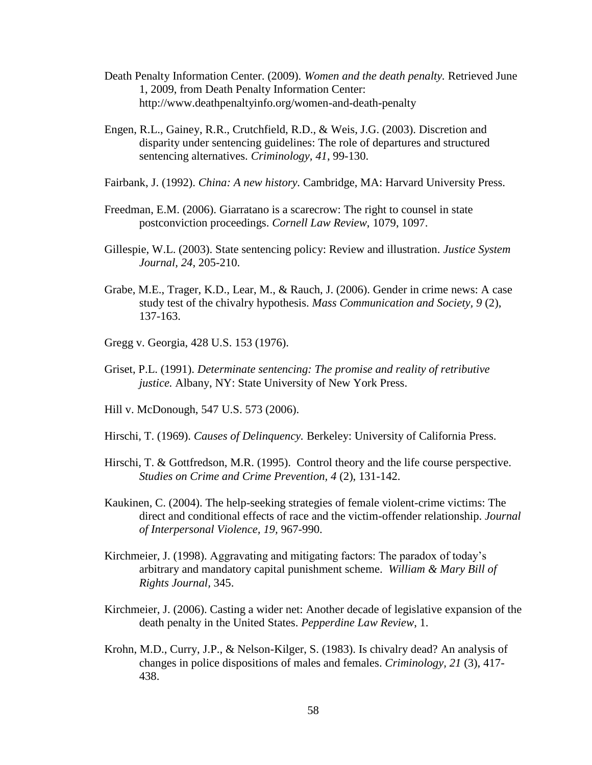Death Penalty Information Center. (2009). *Women and the death penalty.* Retrieved June 1, 2009, from Death Penalty Information Center: http://www.deathpenaltyinfo.org/women-and-death-penalty

Engen, R.L., Gainey, R.R., Crutchfield, R.D., & Weis, J.G. (2003). Discretion and disparity under sentencing guidelines: The role of departures and structured sentencing alternatives. *Criminology, 41*, 99-130.

Fairbank, J. (1992). *China: A new history*. Cambridge, MA: Harvard University Press.

Freedman, E.M. (2006). Giarratano is a scarecrow: The right to counsel in state postconviction proceedings. *Cornell Law Review*, 1079, 1097.

Gillespie, W.L. (2003). State sentencing policy: Review and illustration. *Justice System Journal, 24*, 205-210.

Grabe, M.E., Trager, K.D., Lear, M., & Rauch, J. (2006). Gender in crime news: A case study test of the chivalry hypothesis. *Mass Communication and Society, 9* (2), 137-163.

Gregg v. Georgia, 428 U.S. 153 (1976).

Griset, P.L. (1991). *Determinate sentencing: The promise and reality of retributive justice.* Albany, NY: State University of New York Press.

Hill v. McDonough, 547 U.S. 573 (2006).

Hirschi, T. (1969). *Causes of Delinquency.* Berkeley: University of California Press.

Hirschi, T. & Gottfredson, M.R. (1995). Control theory and the life course perspective. *Studies on Crime and Crime Prevention, 4* (2), 131-142.

Kaukinen, C. (2004). The help-seeking strategies of female violent-crime victims: The direct and conditional effects of race and the victim-offender relationship. *Journal of Interpersonal Violence, 19,* 967-990.

Kirchmeier, J. (1998). Aggravating and mitigating factors: The paradox of today's arbitrary and mandatory capital punishment scheme. *William & Mary Bill of Rights Journal*, 345.

Kirchmeier, J. (2006). Casting a wider net: Another decade of legislative expansion of the death penalty in the United States. *Pepperdine Law Review*, 1.

Krohn, M.D., Curry, J.P., & Nelson-Kilger, S. (1983). Is chivalry dead? An analysis of changes in police dispositions of males and females. *Criminology, 21* (3), 417-438.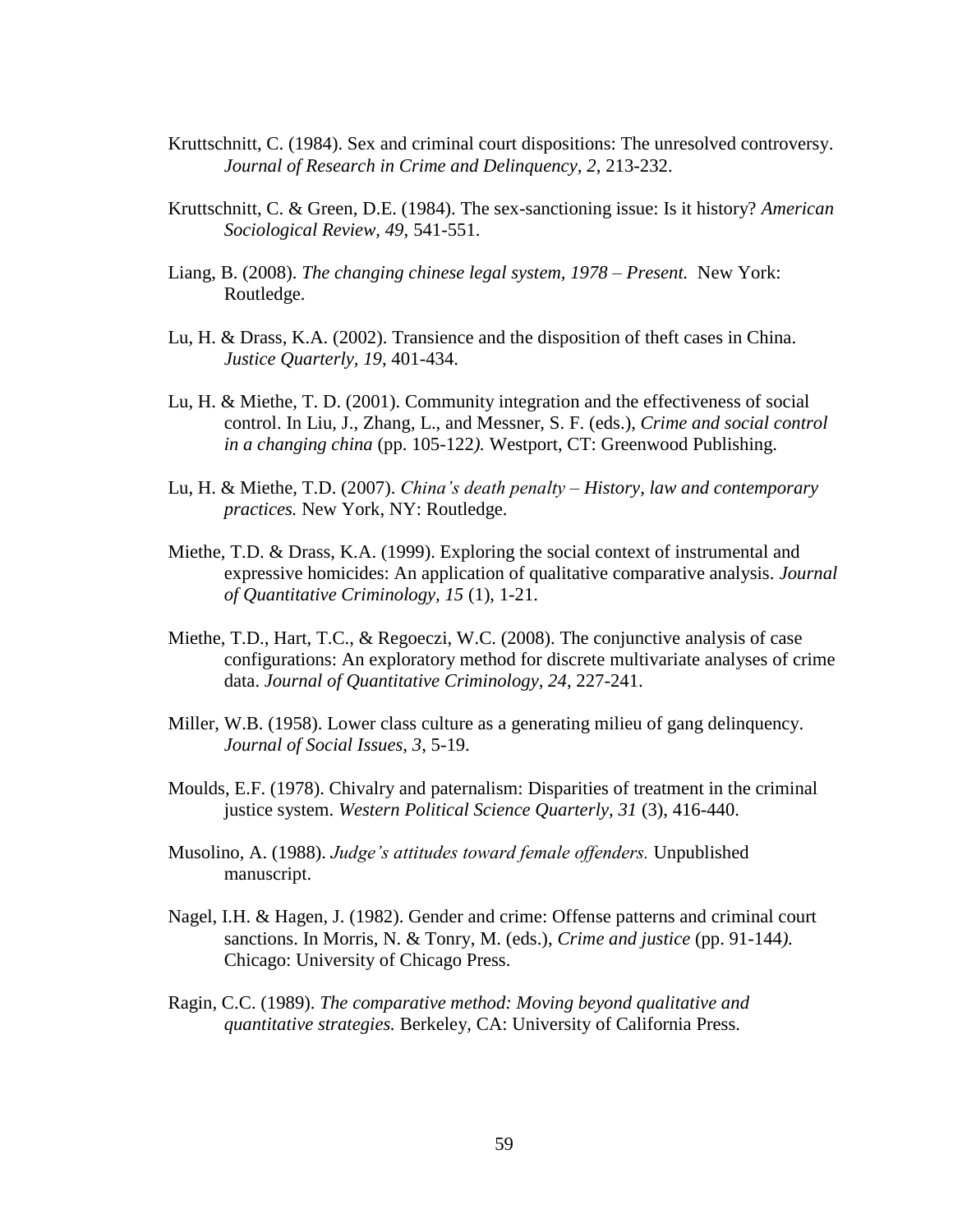Kruttschnitt, C. (1984). Sex and criminal court dispositions: The unresolved controversy. *Journal of Research in Crime and Delinquency, 2*, 213-232.

Kruttschnitt, C. & Green, D.E. (1984). The sex-sanctioning issue: Is it history? *American Sociological Review, 49*, 541-551.

Liang, B. (2008). *The changing chinese legal system, 1978 – Present.* New York: Routledge.

Lu, H. & Drass, K.A. (2002). Transience and the disposition of theft cases in China. *Justice Quarterly, 19*, 401-434.

Lu, H. & Miethe, T. D. (2001). Community integration and the effectiveness of social control. In Liu, J., Zhang, L., and Messner, S. F. (eds.), *Crime and social control in a changing china* (pp. 105-122*).* Westport, CT: Greenwood Publishing.

Lu, H. & Miethe, T.D. (2007). *China's death penalty – History, law and contemporary practices.* New York, NY: Routledge.

Miethe, T.D. & Drass, K.A. (1999). Exploring the social context of instrumental and expressive homicides: An application of qualitative comparative analysis. *Journal of Quantitative Criminology, 15* (1), 1-21.

Miethe, T.D., Hart, T.C., & Regoeczi, W.C. (2008). The conjunctive analysis of case configurations: An exploratory method for discrete multivariate analyses of crime data. *Journal of Quantitative Criminology, 24*, 227-241.

Miller, W.B. (1958). Lower class culture as a generating milieu of gang delinquency. *Journal of Social Issues, 3*, 5-19.

Moulds, E.F. (1978). Chivalry and paternalism: Disparities of treatment in the criminal justice system. *Western Political Science Quarterly, 31* (3), 416-440.

Musolino, A. (1988). *Judge's attitudes toward female offenders.* Unpublished manuscript.

Nagel, I.H. & Hagen, J. (1982). Gender and crime: Offense patterns and criminal court sanctions. In Morris, N. & Tonry, M. (eds.), *Crime and justice* (pp. 91-144*).* Chicago: University of Chicago Press.

Ragin, C.C. (1989). *The comparative method: Moving beyond qualitative and quantitative strategies.* Berkeley, CA: University of California Press.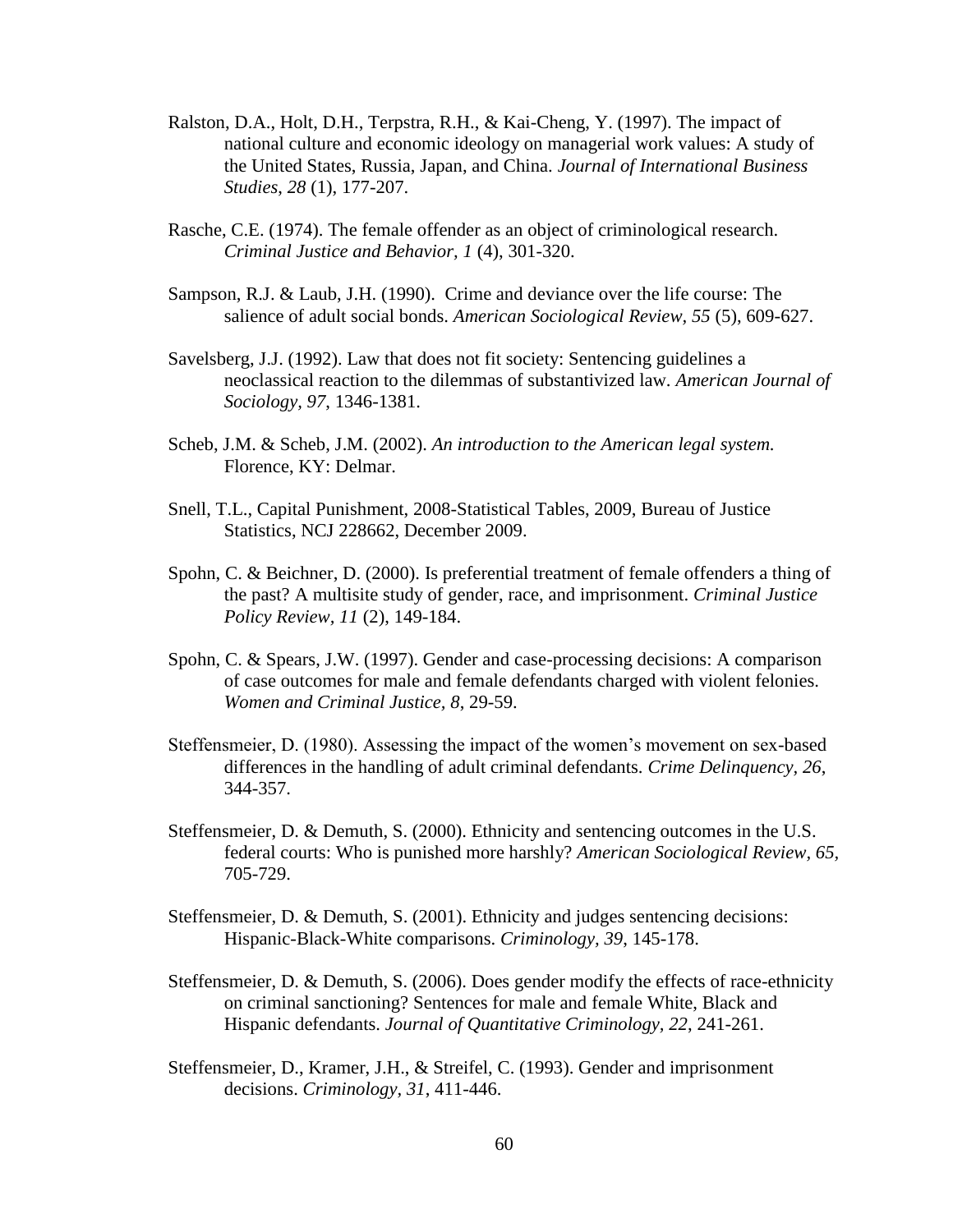Ralston, D.A., Holt, D.H., Terpstra, R.H., & Kai-Cheng, Y. (1997). The impact of national culture and economic ideology on managerial work values: A study of the United States, Russia, Japan, and China. *Journal of International Business Studies*, *28* (1), 177-207.

Rasche, C.E. (1974). The female offender as an object of criminological research. *Criminal Justice and Behavior, 1* (4), 301-320.

Sampson, R.J. & Laub, J.H. (1990). Crime and deviance over the life course: The salience of adult social bonds. *American Sociological Review, 55* (5), 609-627.

Savelsberg, J.J. (1992). Law that does not fit society: Sentencing guidelines a neoclassical reaction to the dilemmas of substantivized law. *American Journal of Sociology, 97*, 1346-1381.

Scheb, J.M. & Scheb, J.M. (2002). *An introduction to the American legal system.* Florence, KY: Delmar.

Snell, T.L., Capital Punishment, 2008-Statistical Tables, 2009, Bureau of Justice Statistics, NCJ 228662, December 2009.

Spohn, C. & Beichner, D. (2000). Is preferential treatment of female offenders a thing of the past? A multisite study of gender, race, and imprisonment. *Criminal Justice Policy Review, 11* (2), 149-184.

Spohn, C. & Spears, J.W. (1997). Gender and case-processing decisions: A comparison of case outcomes for male and female defendants charged with violent felonies. *Women and Criminal Justice, 8*, 29-59.

Steffensmeier, D. (1980). Assessing the impact of the women's movement on sex-based differences in the handling of adult criminal defendants. *Crime Delinquency, 26*, 344-357.

Steffensmeier, D. & Demuth, S. (2000). Ethnicity and sentencing outcomes in the U.S. federal courts: Who is punished more harshly? *American Sociological Review*, *65*, 705-729.

Steffensmeier, D. & Demuth, S. (2001). Ethnicity and judges sentencing decisions: Hispanic-Black-White comparisons. *Criminology, 39*, 145-178.

Steffensmeier, D. & Demuth, S. (2006). Does gender modify the effects of race-ethnicity on criminal sanctioning? Sentences for male and female White, Black and Hispanic defendants. *Journal of Quantitative Criminology, 22*, 241-261.

Steffensmeier, D., Kramer, J.H., & Streifel, C. (1993). Gender and imprisonment decisions. *Criminology, 31*, 411-446.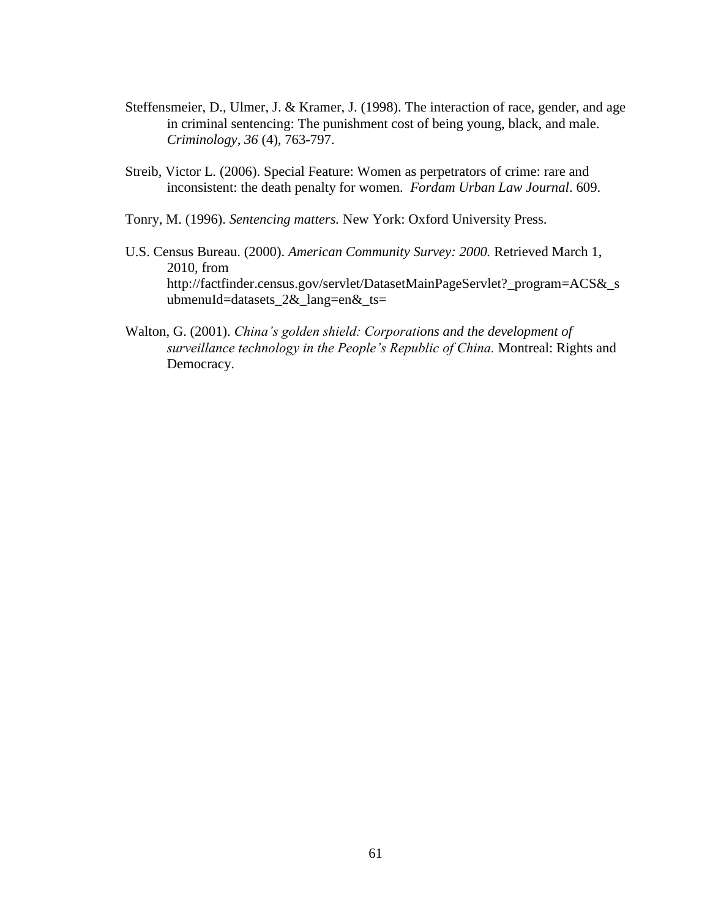Steffensmeier, D., Ulmer, J. & Kramer, J. (1998). The interaction of race, gender, and age in criminal sentencing: The punishment cost of being young, black, and male. *Criminology, 36* (4), 763-797.

Streib, Victor L. (2006). Special Feature: Women as perpetrators of crime: rare and inconsistent: the death penalty for women. *Fordam Urban Law Journal*. 609.

Tonry, M. (1996). *Sentencing matters.* New York: Oxford University Press.

U.S. Census Bureau. (2000). *American Community Survey: 2000.* Retrieved March 1, 2010, from http://factfinder.census.gov/servlet/DatasetMainPageServlet?_program=ACS&_submenuId=datasets_2&_lang=en&_ts=

Walton, G. (2001). *China's golden shield: Corporations and the development of surveillance technology in the People's Republic of China.* Montreal: Rights and Democracy.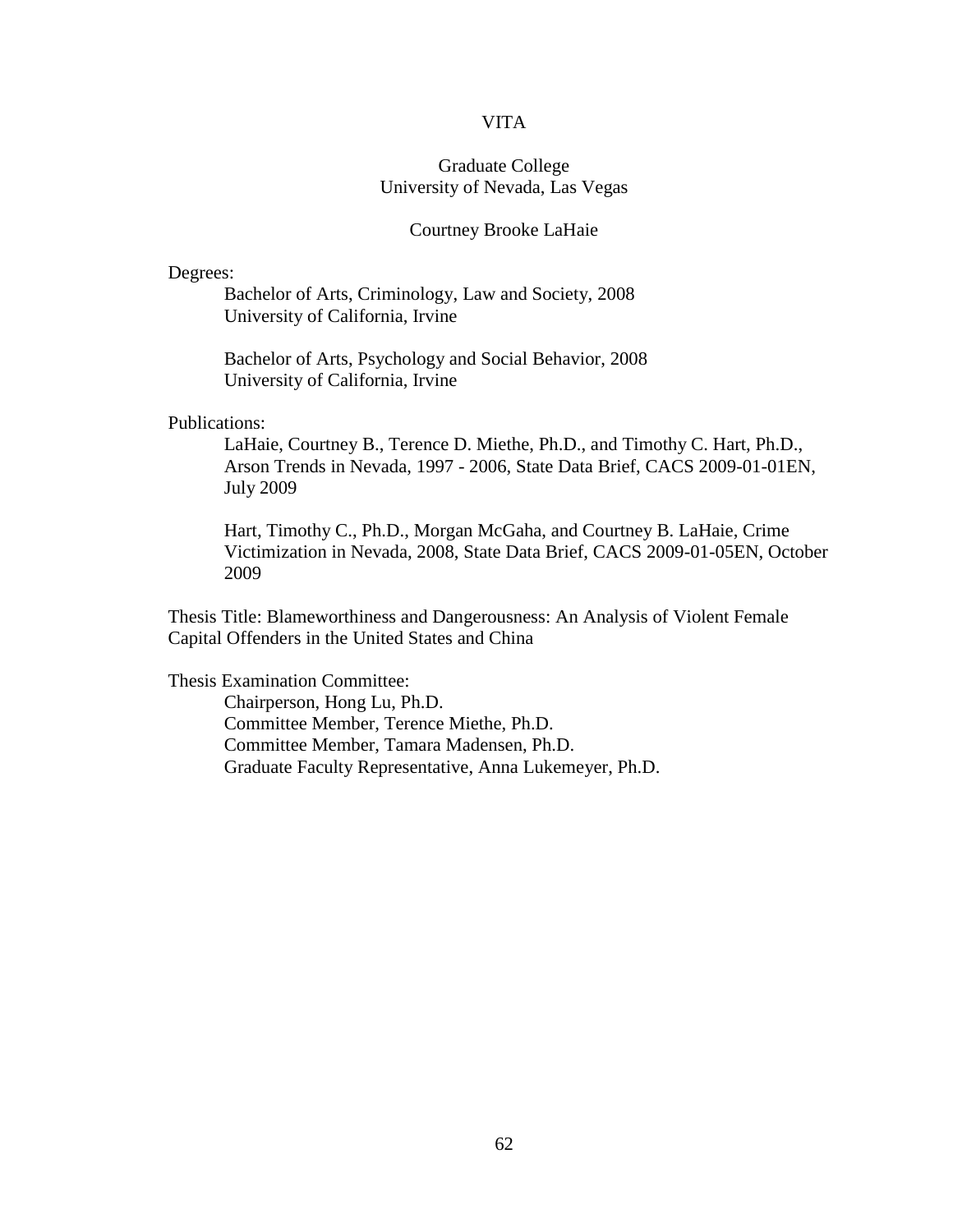# VITA

Graduate College
University of Nevada, Las Vegas

Courtney Brooke LaHaie

Degrees:

Bachelor of Arts, Criminology, Law and Society, 2008
University of California, Irvine

Bachelor of Arts, Psychology and Social Behavior, 2008
University of California, Irvine

Publications:

LaHaie, Courtney B., Terence D. Miethe, Ph.D., and Timothy C. Hart, Ph.D., Arson Trends in Nevada, 1997 - 2006, State Data Brief, CACS 2009-01-01EN, July 2009

Hart, Timothy C., Ph.D., Morgan McGaha, and Courtney B. LaHaie, Crime Victimization in Nevada, 2008, State Data Brief, CACS 2009-01-05EN, October 2009

Thesis Title: Blameworthiness and Dangerousness: An Analysis of Violent Female Capital Offenders in the United States and China

Thesis Examination Committee:

Chairperson, Hong Lu, Ph.D.
Committee Member, Terence Miethe, Ph.D.
Committee Member, Tamara Madensen, Ph.D.
Graduate Faculty Representative, Anna Lukemeyer, Ph.D.